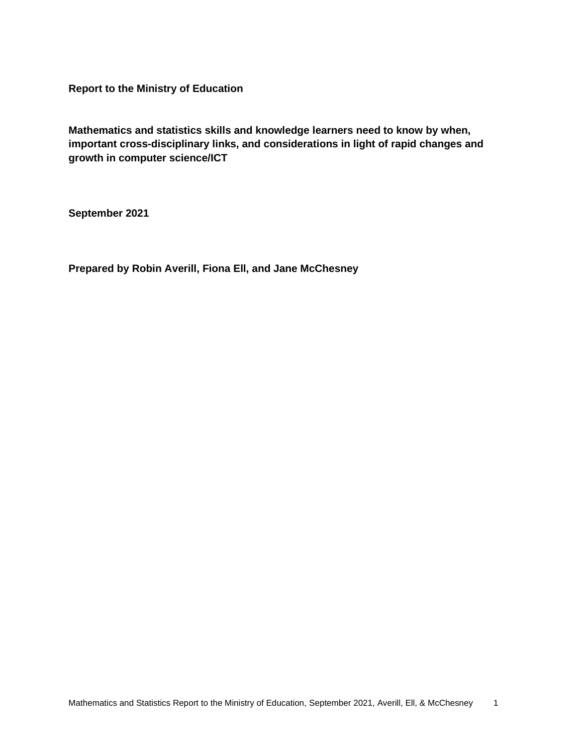**Report to the Ministry of Education**

# Mathematics and statistics skills and knowledge learners need to know by when, important cross-disciplinary links, and considerations in light of rapid changes and growth in computer science/ICT

**September 2021**

**Prepared by Robin Averill, Fiona Ell, and Jane McChesney**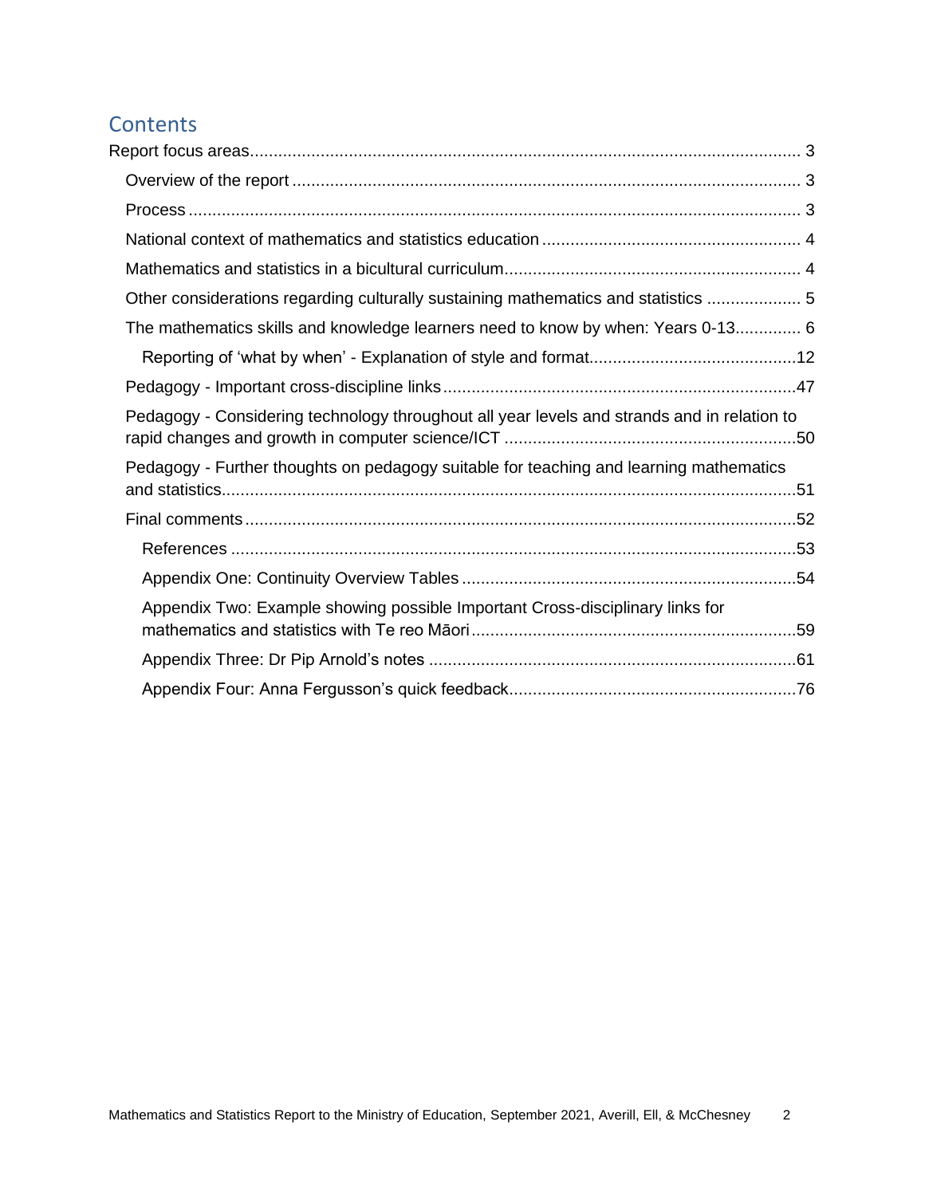# Contents

Report focus areas .......... 3

- Overview of the report .......... 3
- Process .......... 3
- National context of mathematics and statistics education .......... 4
- Mathematics and statistics in a bicultural curriculum .......... 4
- Other considerations regarding culturally sustaining mathematics and statistics .......... 5
- The mathematics skills and knowledge learners need to know by when: Years 0-13 .......... 6
  - Reporting of 'what by when' - Explanation of style and format .......... 12
- Pedagogy - Important cross-discipline links .......... 47
- Pedagogy - Considering technology throughout all year levels and strands and in relation to rapid changes and growth in computer science/ICT .......... 50
- Pedagogy - Further thoughts on pedagogy suitable for teaching and learning mathematics and statistics .......... 51
- Final comments .......... 52
  - References .......... 53
  - Appendix One: Continuity Overview Tables .......... 54
  - Appendix Two: Example showing possible Important Cross-disciplinary links for mathematics and statistics with Te reo Māori .......... 59
  - Appendix Three: Dr Pip Arnold's notes .......... 61
  - Appendix Four: Anna Fergusson's quick feedback .......... 76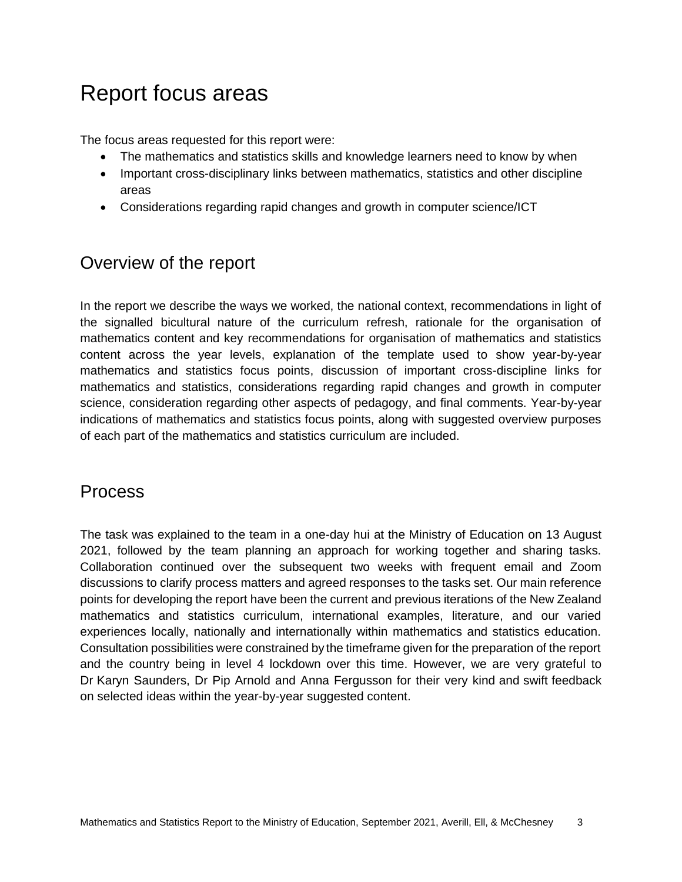# Report focus areas

The focus areas requested for this report were:

- The mathematics and statistics skills and knowledge learners need to know by when
- Important cross-disciplinary links between mathematics, statistics and other discipline areas
- Considerations regarding rapid changes and growth in computer science/ICT

## Overview of the report

In the report we describe the ways we worked, the national context, recommendations in light of the signalled bicultural nature of the curriculum refresh, rationale for the organisation of mathematics content and key recommendations for organisation of mathematics and statistics content across the year levels, explanation of the template used to show year-by-year mathematics and statistics focus points, discussion of important cross-discipline links for mathematics and statistics, considerations regarding rapid changes and growth in computer science, consideration regarding other aspects of pedagogy, and final comments. Year-by-year indications of mathematics and statistics focus points, along with suggested overview purposes of each part of the mathematics and statistics curriculum are included.

## Process

The task was explained to the team in a one-day hui at the Ministry of Education on 13 August 2021, followed by the team planning an approach for working together and sharing tasks. Collaboration continued over the subsequent two weeks with frequent email and Zoom discussions to clarify process matters and agreed responses to the tasks set. Our main reference points for developing the report have been the current and previous iterations of the New Zealand mathematics and statistics curriculum, international examples, literature, and our varied experiences locally, nationally and internationally within mathematics and statistics education. Consultation possibilities were constrained by the timeframe given for the preparation of the report and the country being in level 4 lockdown over this time. However, we are very grateful to Dr Karyn Saunders, Dr Pip Arnold and Anna Fergusson for their very kind and swift feedback on selected ideas within the year-by-year suggested content.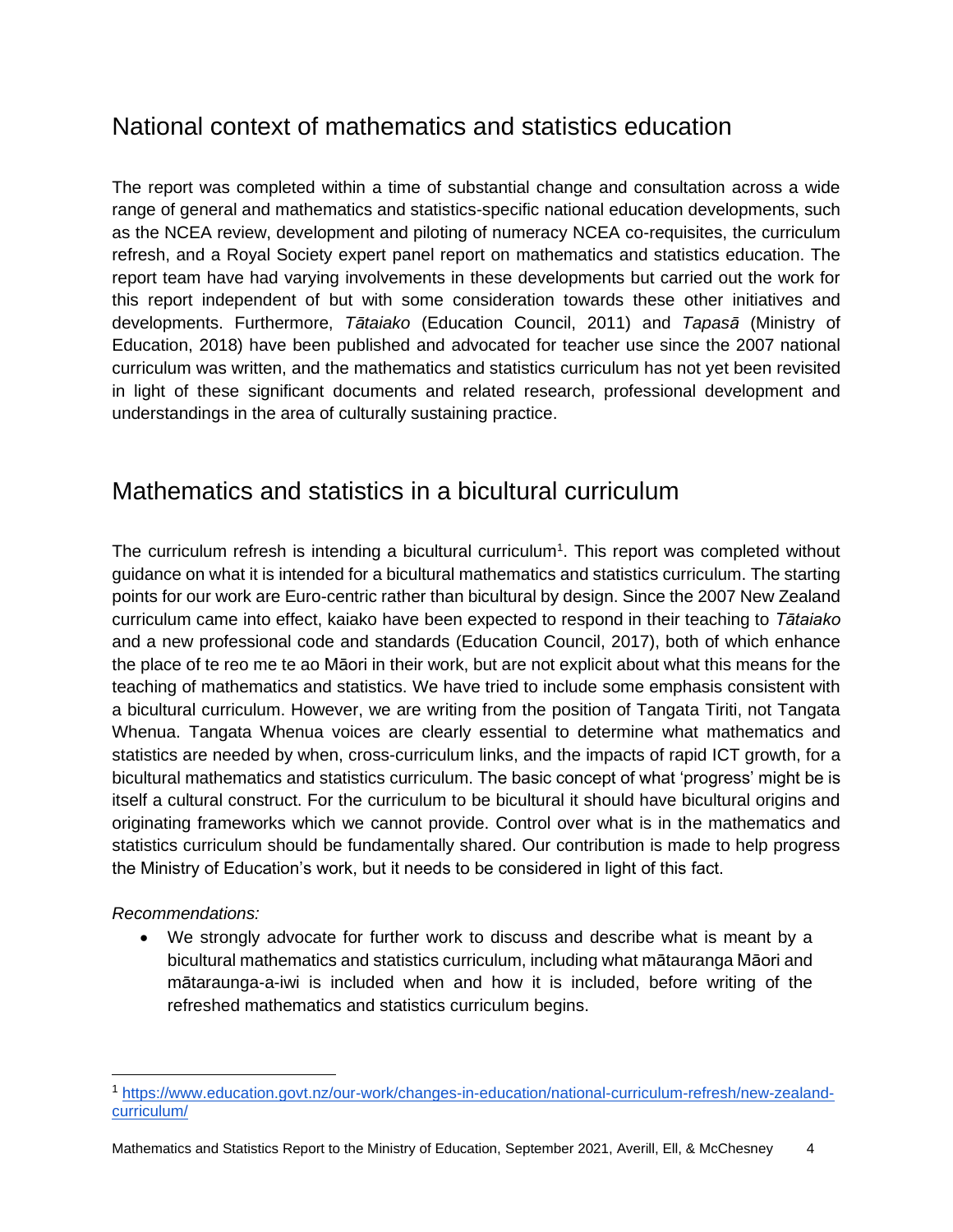## National context of mathematics and statistics education

The report was completed within a time of substantial change and consultation across a wide range of general and mathematics and statistics-specific national education developments, such as the NCEA review, development and piloting of numeracy NCEA co-requisites, the curriculum refresh, and a Royal Society expert panel report on mathematics and statistics education. The report team have had varying involvements in these developments but carried out the work for this report independent of but with some consideration towards these other initiatives and developments. Furthermore, *Tātaiako* (Education Council, 2011) and *Tapasā* (Ministry of Education, 2018) have been published and advocated for teacher use since the 2007 national curriculum was written, and the mathematics and statistics curriculum has not yet been revisited in light of these significant documents and related research, professional development and understandings in the area of culturally sustaining practice.

## Mathematics and statistics in a bicultural curriculum

The curriculum refresh is intending a bicultural curriculum[1]. This report was completed without guidance on what it is intended for a bicultural mathematics and statistics curriculum. The starting points for our work are Euro-centric rather than bicultural by design. Since the 2007 New Zealand curriculum came into effect, kaiako have been expected to respond in their teaching to *Tātaiako* and a new professional code and standards (Education Council, 2017), both of which enhance the place of te reo me te ao Māori in their work, but are not explicit about what this means for the teaching of mathematics and statistics. We have tried to include some emphasis consistent with a bicultural curriculum. However, we are writing from the position of Tangata Tiriti, not Tangata Whenua. Tangata Whenua voices are clearly essential to determine what mathematics and statistics are needed by when, cross-curriculum links, and the impacts of rapid ICT growth, for a bicultural mathematics and statistics curriculum. The basic concept of what 'progress' might be is itself a cultural construct. For the curriculum to be bicultural it should have bicultural origins and originating frameworks which we cannot provide. Control over what is in the mathematics and statistics curriculum should be fundamentally shared. Our contribution is made to help progress the Ministry of Education's work, but it needs to be considered in light of this fact.

*Recommendations:*

- We strongly advocate for further work to discuss and describe what is meant by a bicultural mathematics and statistics curriculum, including what mātauranga Māori and mātaraunga-a-iwi is included when and how it is included, before writing of the refreshed mathematics and statistics curriculum begins.

---

[1] https://www.education.govt.nz/our-work/changes-in-education/national-curriculum-refresh/new-zealand-curriculum/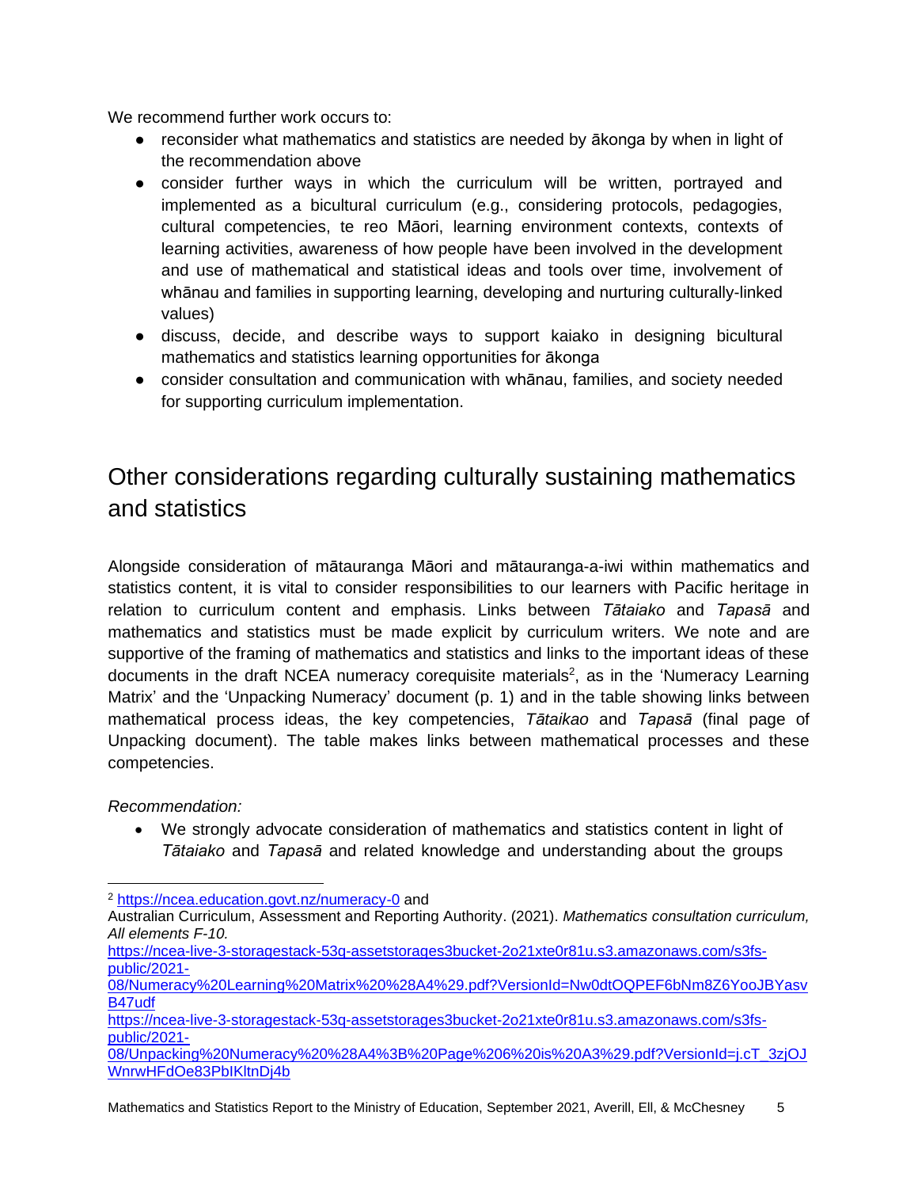We recommend further work occurs to:

- reconsider what mathematics and statistics are needed by ākonga by when in light of the recommendation above
- consider further ways in which the curriculum will be written, portrayed and implemented as a bicultural curriculum (e.g., considering protocols, pedagogies, cultural competencies, te reo Māori, learning environment contexts, contexts of learning activities, awareness of how people have been involved in the development and use of mathematical and statistical ideas and tools over time, involvement of whānau and families in supporting learning, developing and nurturing culturally-linked values)
- discuss, decide, and describe ways to support kaiako in designing bicultural mathematics and statistics learning opportunities for ākonga
- consider consultation and communication with whānau, families, and society needed for supporting curriculum implementation.

## Other considerations regarding culturally sustaining mathematics and statistics

Alongside consideration of mātauranga Māori and mātauranga-a-iwi within mathematics and statistics content, it is vital to consider responsibilities to our learners with Pacific heritage in relation to curriculum content and emphasis. Links between *Tātaiako* and *Tapasā* and mathematics and statistics must be made explicit by curriculum writers. We note and are supportive of the framing of mathematics and statistics and links to the important ideas of these documents in the draft NCEA numeracy corequisite materials[2], as in the 'Numeracy Learning Matrix' and the 'Unpacking Numeracy' document (p. 1) and in the table showing links between mathematical process ideas, the key competencies, *Tātaikao* and *Tapasā* (final page of Unpacking document). The table makes links between mathematical processes and these competencies.

*Recommendation:*

- We strongly advocate consideration of mathematics and statistics content in light of *Tātaiako* and *Tapasā* and related knowledge and understanding about the groups

---

[2] https://ncea.education.govt.nz/numeracy-0 and
Australian Curriculum, Assessment and Reporting Authority. (2021). *Mathematics consultation curriculum, All elements F-10.*
https://ncea-live-3-storagestack-53q-assetstorages3bucket-2o21xte0r81u.s3.amazonaws.com/s3fs-public/2021-08/Numeracy%20Learning%20Matrix%20%28A4%29.pdf?VersionId=Nw0dtOQPEF6bNm8Z6YooJBYasvB47udf
https://ncea-live-3-storagestack-53q-assetstorages3bucket-2o21xte0r81u.s3.amazonaws.com/s3fs-public/2021-08/Unpacking%20Numeracy%20%28A4%3B%20Page%206%20is%20A3%29.pdf?VersionId=j.cT_3zjOJWnrwHFdOe83PbIKltnDj4b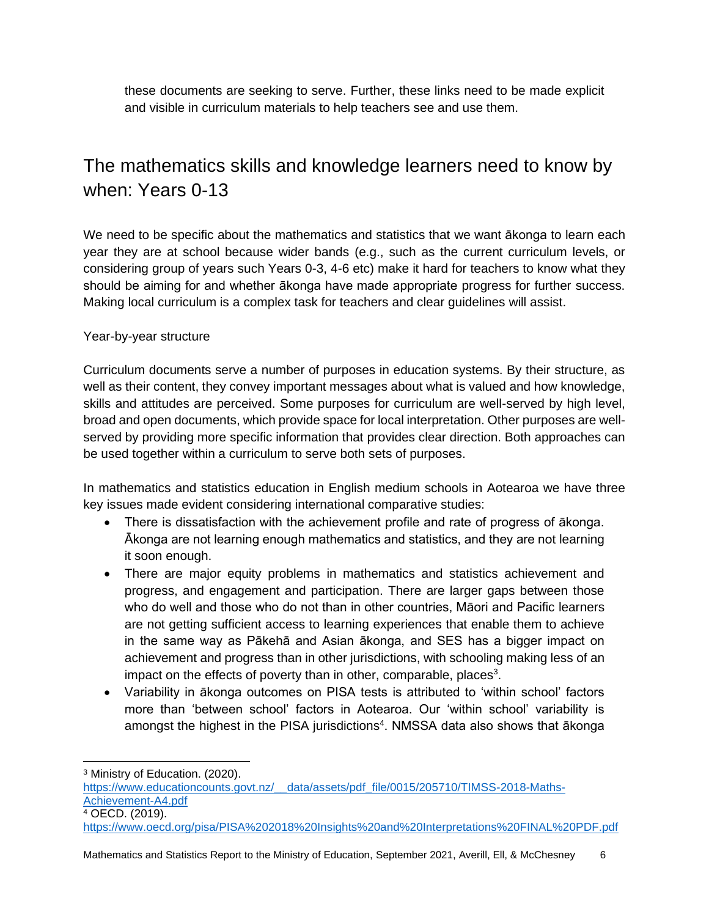these documents are seeking to serve. Further, these links need to be made explicit and visible in curriculum materials to help teachers see and use them.

## The mathematics skills and knowledge learners need to know by when: Years 0-13

We need to be specific about the mathematics and statistics that we want ākonga to learn each year they are at school because wider bands (e.g., such as the current curriculum levels, or considering group of years such Years 0-3, 4-6 etc) make it hard for teachers to know what they should be aiming for and whether ākonga have made appropriate progress for further success. Making local curriculum is a complex task for teachers and clear guidelines will assist.

Year-by-year structure

Curriculum documents serve a number of purposes in education systems. By their structure, as well as their content, they convey important messages about what is valued and how knowledge, skills and attitudes are perceived. Some purposes for curriculum are well-served by high level, broad and open documents, which provide space for local interpretation. Other purposes are well-served by providing more specific information that provides clear direction. Both approaches can be used together within a curriculum to serve both sets of purposes.

In mathematics and statistics education in English medium schools in Aotearoa we have three key issues made evident considering international comparative studies:

- There is dissatisfaction with the achievement profile and rate of progress of ākonga. Ākonga are not learning enough mathematics and statistics, and they are not learning it soon enough.
- There are major equity problems in mathematics and statistics achievement and progress, and engagement and participation. There are larger gaps between those who do well and those who do not than in other countries, Māori and Pacific learners are not getting sufficient access to learning experiences that enable them to achieve in the same way as Pākehā and Asian ākonga, and SES has a bigger impact on achievement and progress than in other jurisdictions, with schooling making less of an impact on the effects of poverty than in other, comparable, places[3].
- Variability in ākonga outcomes on PISA tests is attributed to 'within school' factors more than 'between school' factors in Aotearoa. Our 'within school' variability is amongst the highest in the PISA jurisdictions[4]. NMSSA data also shows that ākonga

---

[3] Ministry of Education. (2020). https://www.educationcounts.govt.nz/__data/assets/pdf_file/0015/205710/TIMSS-2018-Maths-Achievement-A4.pdf

[4] OECD. (2019). https://www.oecd.org/pisa/PISA%202018%20Insights%20and%20Interpretations%20FINAL%20PDF.pdf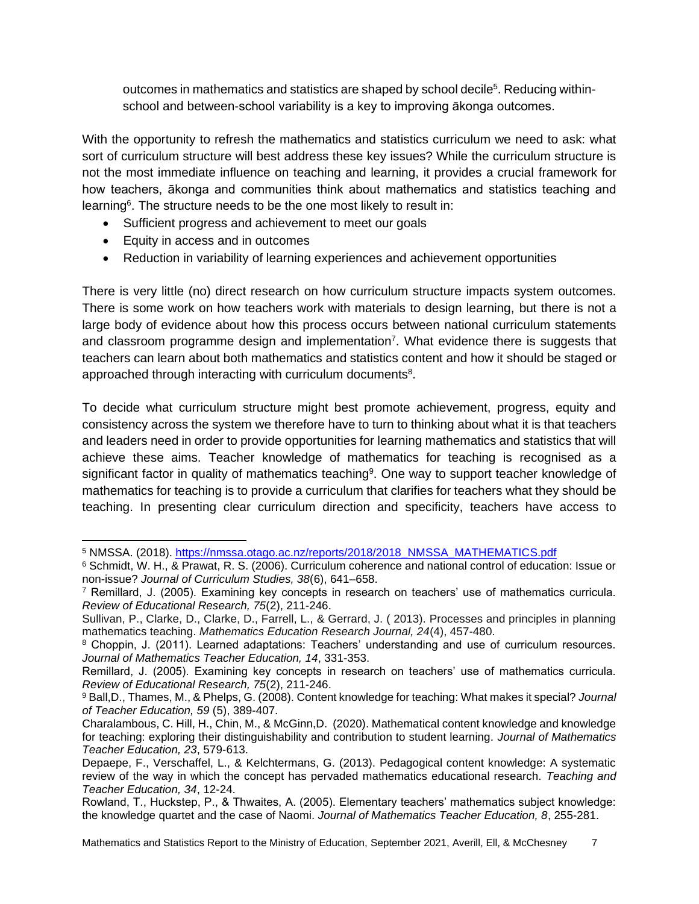outcomes in mathematics and statistics are shaped by school decile[5]. Reducing within-school and between-school variability is a key to improving ākonga outcomes.

With the opportunity to refresh the mathematics and statistics curriculum we need to ask: what sort of curriculum structure will best address these key issues? While the curriculum structure is not the most immediate influence on teaching and learning, it provides a crucial framework for how teachers, ākonga and communities think about mathematics and statistics teaching and learning[6]. The structure needs to be the one most likely to result in:

- Sufficient progress and achievement to meet our goals
- Equity in access and in outcomes
- Reduction in variability of learning experiences and achievement opportunities

There is very little (no) direct research on how curriculum structure impacts system outcomes. There is some work on how teachers work with materials to design learning, but there is not a large body of evidence about how this process occurs between national curriculum statements and classroom programme design and implementation[7]. What evidence there is suggests that teachers can learn about both mathematics and statistics content and how it should be staged or approached through interacting with curriculum documents[8].

To decide what curriculum structure might best promote achievement, progress, equity and consistency across the system we therefore have to turn to thinking about what it is that teachers and leaders need in order to provide opportunities for learning mathematics and statistics that will achieve these aims. Teacher knowledge of mathematics for teaching is recognised as a significant factor in quality of mathematics teaching[9]. One way to support teacher knowledge of mathematics for teaching is to provide a curriculum that clarifies for teachers what they should be teaching. In presenting clear curriculum direction and specificity, teachers have access to

---

[5] NMSSA. (2018). https://nmssa.otago.ac.nz/reports/2018/2018_NMSSA_MATHEMATICS.pdf

[6] Schmidt, W. H., & Prawat, R. S. (2006). Curriculum coherence and national control of education: Issue or non-issue? *Journal of Curriculum Studies, 38*(6), 641–658.

[7] Remillard, J. (2005). Examining key concepts in research on teachers' use of mathematics curricula. *Review of Educational Research, 75*(2), 211-246.

Sullivan, P., Clarke, D., Clarke, D., Farrell, L., & Gerrard, J. ( 2013). Processes and principles in planning mathematics teaching. *Mathematics Education Research Journal, 24*(4), 457-480.

[8] Choppin, J. (2011). Learned adaptations: Teachers' understanding and use of curriculum resources. *Journal of Mathematics Teacher Education, 14*, 331-353.

Remillard, J. (2005). Examining key concepts in research on teachers' use of mathematics curricula. *Review of Educational Research, 75*(2), 211-246.

[9] Ball,D., Thames, M., & Phelps, G. (2008). Content knowledge for teaching: What makes it special? *Journal of Teacher Education, 59* (5), 389-407.

Charalambous, C. Hill, H., Chin, M., & McGinn,D. (2020). Mathematical content knowledge and knowledge for teaching: exploring their distinguishability and contribution to student learning. *Journal of Mathematics Teacher Education, 23*, 579-613.

Depaepe, F., Verschaffel, L., & Kelchtermans, G. (2013). Pedagogical content knowledge: A systematic review of the way in which the concept has pervaded mathematics educational research. *Teaching and Teacher Education, 34*, 12-24.

Rowland, T., Huckstep, P., & Thwaites, A. (2005). Elementary teachers' mathematics subject knowledge: the knowledge quartet and the case of Naomi. *Journal of Mathematics Teacher Education, 8*, 255-281.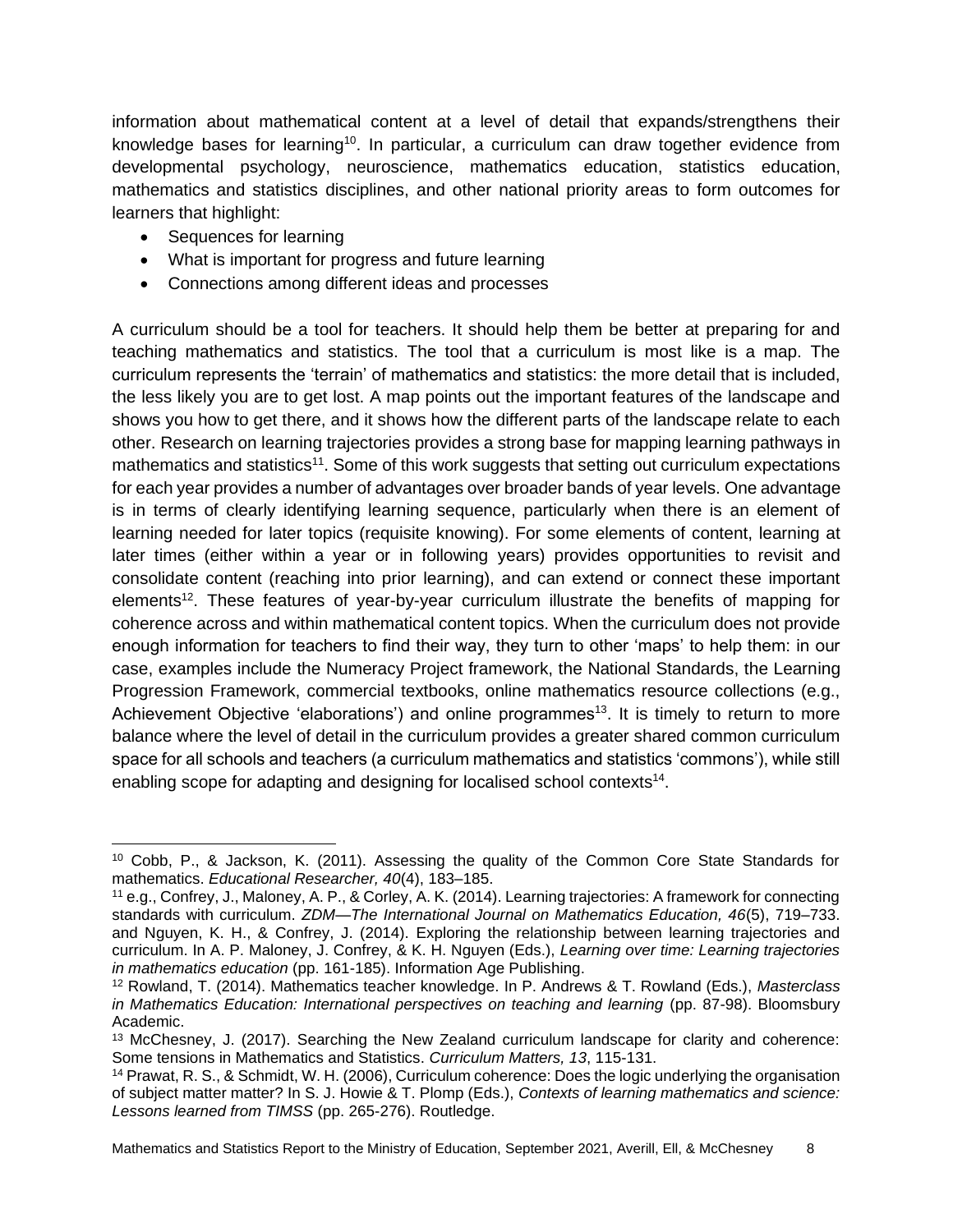information about mathematical content at a level of detail that expands/strengthens their knowledge bases for learning[10]. In particular, a curriculum can draw together evidence from developmental psychology, neuroscience, mathematics education, statistics education, mathematics and statistics disciplines, and other national priority areas to form outcomes for learners that highlight:

- Sequences for learning
- What is important for progress and future learning
- Connections among different ideas and processes

A curriculum should be a tool for teachers. It should help them be better at preparing for and teaching mathematics and statistics. The tool that a curriculum is most like is a map. The curriculum represents the 'terrain' of mathematics and statistics: the more detail that is included, the less likely you are to get lost. A map points out the important features of the landscape and shows you how to get there, and it shows how the different parts of the landscape relate to each other. Research on learning trajectories provides a strong base for mapping learning pathways in mathematics and statistics[11]. Some of this work suggests that setting out curriculum expectations for each year provides a number of advantages over broader bands of year levels. One advantage is in terms of clearly identifying learning sequence, particularly when there is an element of learning needed for later topics (requisite knowing). For some elements of content, learning at later times (either within a year or in following years) provides opportunities to revisit and consolidate content (reaching into prior learning), and can extend or connect these important elements[12]. These features of year-by-year curriculum illustrate the benefits of mapping for coherence across and within mathematical content topics. When the curriculum does not provide enough information for teachers to find their way, they turn to other 'maps' to help them: in our case, examples include the Numeracy Project framework, the National Standards, the Learning Progression Framework, commercial textbooks, online mathematics resource collections (e.g., Achievement Objective 'elaborations') and online programmes[13]. It is timely to return to more balance where the level of detail in the curriculum provides a greater shared common curriculum space for all schools and teachers (a curriculum mathematics and statistics 'commons'), while still enabling scope for adapting and designing for localised school contexts[14].

---

[10] Cobb, P., & Jackson, K. (2011). Assessing the quality of the Common Core State Standards for mathematics. *Educational Researcher, 40*(4), 183–185.

[11] e.g., Confrey, J., Maloney, A. P., & Corley, A. K. (2014). Learning trajectories: A framework for connecting standards with curriculum. *ZDM—The International Journal on Mathematics Education, 46*(5), 719–733. and Nguyen, K. H., & Confrey, J. (2014). Exploring the relationship between learning trajectories and curriculum. In A. P. Maloney, J. Confrey, & K. H. Nguyen (Eds.), *Learning over time: Learning trajectories in mathematics education* (pp. 161-185). Information Age Publishing.

[12] Rowland, T. (2014). Mathematics teacher knowledge. In P. Andrews & T. Rowland (Eds.), *Masterclass in Mathematics Education: International perspectives on teaching and learning* (pp. 87-98). Bloomsbury Academic.

[13] McChesney, J. (2017). Searching the New Zealand curriculum landscape for clarity and coherence: Some tensions in Mathematics and Statistics. *Curriculum Matters, 13*, 115-131.

[14] Prawat, R. S., & Schmidt, W. H. (2006), Curriculum coherence: Does the logic underlying the organisation of subject matter matter? In S. J. Howie & T. Plomp (Eds.), *Contexts of learning mathematics and science: Lessons learned from TIMSS* (pp. 265-276). Routledge.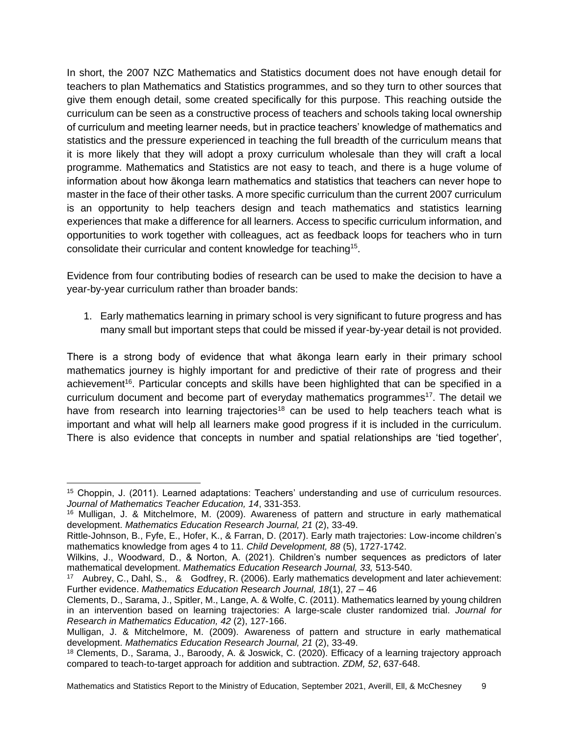In short, the 2007 NZC Mathematics and Statistics document does not have enough detail for teachers to plan Mathematics and Statistics programmes, and so they turn to other sources that give them enough detail, some created specifically for this purpose. This reaching outside the curriculum can be seen as a constructive process of teachers and schools taking local ownership of curriculum and meeting learner needs, but in practice teachers' knowledge of mathematics and statistics and the pressure experienced in teaching the full breadth of the curriculum means that it is more likely that they will adopt a proxy curriculum wholesale than they will craft a local programme. Mathematics and Statistics are not easy to teach, and there is a huge volume of information about how ākonga learn mathematics and statistics that teachers can never hope to master in the face of their other tasks. A more specific curriculum than the current 2007 curriculum is an opportunity to help teachers design and teach mathematics and statistics learning experiences that make a difference for all learners. Access to specific curriculum information, and opportunities to work together with colleagues, act as feedback loops for teachers who in turn consolidate their curricular and content knowledge for teaching[15].

Evidence from four contributing bodies of research can be used to make the decision to have a year-by-year curriculum rather than broader bands:

1. Early mathematics learning in primary school is very significant to future progress and has many small but important steps that could be missed if year-by-year detail is not provided.

There is a strong body of evidence that what ākonga learn early in their primary school mathematics journey is highly important for and predictive of their rate of progress and their achievement[16]. Particular concepts and skills have been highlighted that can be specified in a curriculum document and become part of everyday mathematics programmes[17]. The detail we have from research into learning trajectories[18] can be used to help teachers teach what is important and what will help all learners make good progress if it is included in the curriculum. There is also evidence that concepts in number and spatial relationships are 'tied together',

---

[15] Choppin, J. (2011). Learned adaptations: Teachers' understanding and use of curriculum resources. *Journal of Mathematics Teacher Education, 14*, 331-353.

[16] Mulligan, J. & Mitchelmore, M. (2009). Awareness of pattern and structure in early mathematical development. *Mathematics Education Research Journal, 21* (2), 33-49.

Rittle-Johnson, B., Fyfe, E., Hofer, K., & Farran, D. (2017). Early math trajectories: Low-income children's mathematics knowledge from ages 4 to 11. *Child Development, 88* (5), 1727-1742.

Wilkins, J., Woodward, D., & Norton, A. (2021). Children's number sequences as predictors of later mathematical development. *Mathematics Education Research Journal, 33,* 513-540.

[17] Aubrey, C., Dahl, S., & Godfrey, R. (2006). Early mathematics development and later achievement: Further evidence. *Mathematics Education Research Journal, 18*(1), 27 – 46

Clements, D., Sarama, J., Spitler, M., Lange, A. & Wolfe, C. (2011). Mathematics learned by young children in an intervention based on learning trajectories: A large-scale cluster randomized trial. *Journal for Research in Mathematics Education, 42* (2), 127-166.

Mulligan, J. & Mitchelmore, M. (2009). Awareness of pattern and structure in early mathematical development. *Mathematics Education Research Journal, 21* (2), 33-49.

[18] Clements, D., Sarama, J., Baroody, A. & Joswick, C. (2020). Efficacy of a learning trajectory approach compared to teach-to-target approach for addition and subtraction. *ZDM, 52*, 637-648.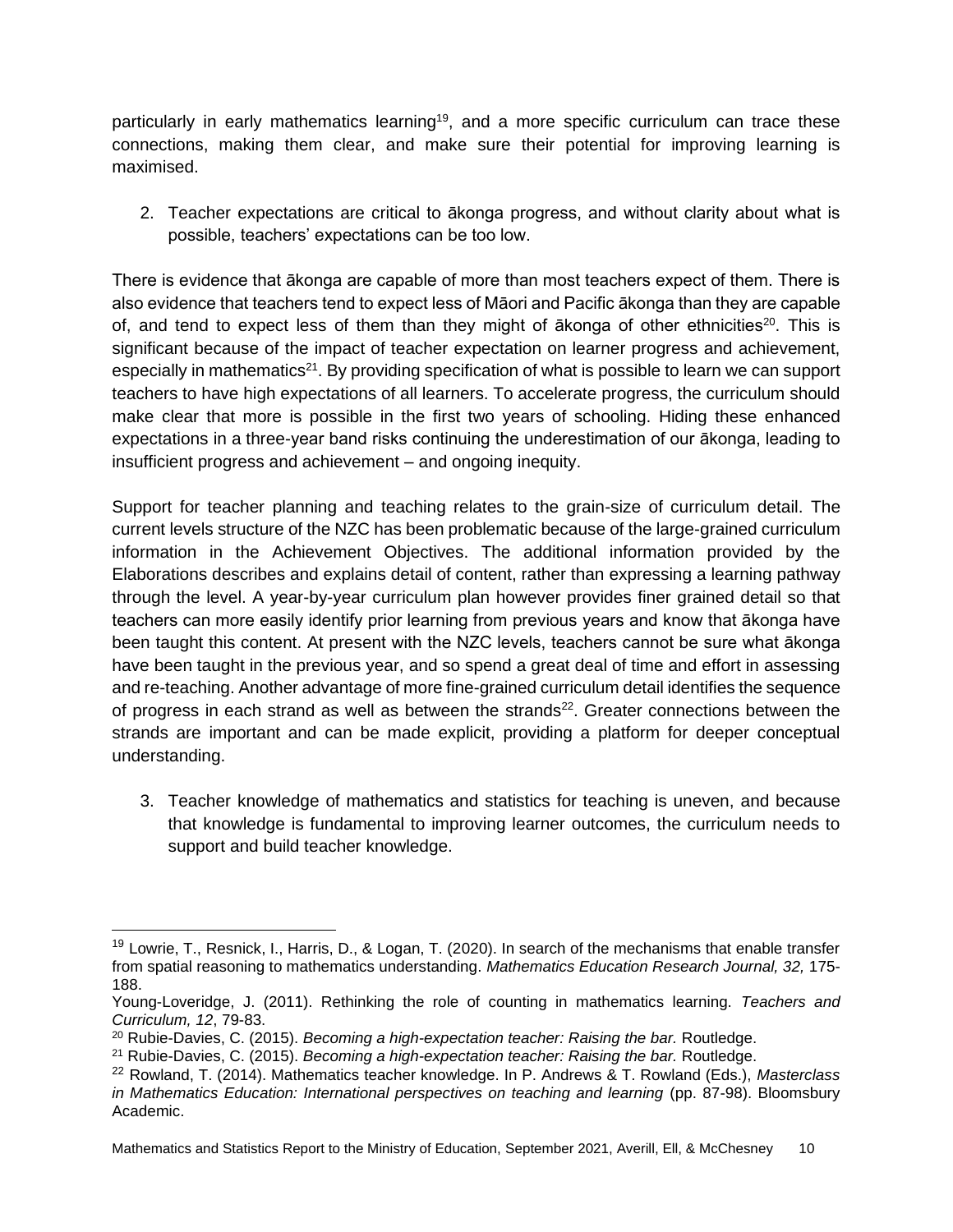particularly in early mathematics learning[19], and a more specific curriculum can trace these connections, making them clear, and make sure their potential for improving learning is maximised.

2. Teacher expectations are critical to ākonga progress, and without clarity about what is possible, teachers' expectations can be too low.

There is evidence that ākonga are capable of more than most teachers expect of them. There is also evidence that teachers tend to expect less of Māori and Pacific ākonga than they are capable of, and tend to expect less of them than they might of ākonga of other ethnicities[20]. This is significant because of the impact of teacher expectation on learner progress and achievement, especially in mathematics[21]. By providing specification of what is possible to learn we can support teachers to have high expectations of all learners. To accelerate progress, the curriculum should make clear that more is possible in the first two years of schooling. Hiding these enhanced expectations in a three-year band risks continuing the underestimation of our ākonga, leading to insufficient progress and achievement – and ongoing inequity.

Support for teacher planning and teaching relates to the grain-size of curriculum detail. The current levels structure of the NZC has been problematic because of the large-grained curriculum information in the Achievement Objectives. The additional information provided by the Elaborations describes and explains detail of content, rather than expressing a learning pathway through the level. A year-by-year curriculum plan however provides finer grained detail so that teachers can more easily identify prior learning from previous years and know that ākonga have been taught this content. At present with the NZC levels, teachers cannot be sure what ākonga have been taught in the previous year, and so spend a great deal of time and effort in assessing and re-teaching. Another advantage of more fine-grained curriculum detail identifies the sequence of progress in each strand as well as between the strands[22]. Greater connections between the strands are important and can be made explicit, providing a platform for deeper conceptual understanding.

3. Teacher knowledge of mathematics and statistics for teaching is uneven, and because that knowledge is fundamental to improving learner outcomes, the curriculum needs to support and build teacher knowledge.

---

[19] Lowrie, T., Resnick, I., Harris, D., & Logan, T. (2020). In search of the mechanisms that enable transfer from spatial reasoning to mathematics understanding. *Mathematics Education Research Journal, 32,* 175-188.

Young-Loveridge, J. (2011). Rethinking the role of counting in mathematics learning. *Teachers and Curriculum, 12*, 79-83.

[20] Rubie-Davies, C. (2015). *Becoming a high-expectation teacher: Raising the bar.* Routledge.

[21] Rubie-Davies, C. (2015). *Becoming a high-expectation teacher: Raising the bar.* Routledge.

[22] Rowland, T. (2014). Mathematics teacher knowledge. In P. Andrews & T. Rowland (Eds.), *Masterclass in Mathematics Education: International perspectives on teaching and learning* (pp. 87-98). Bloomsbury Academic.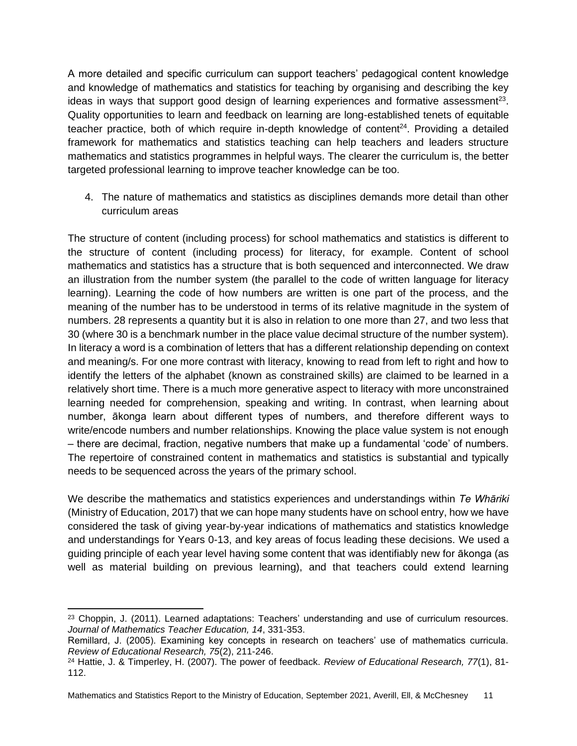A more detailed and specific curriculum can support teachers' pedagogical content knowledge and knowledge of mathematics and statistics for teaching by organising and describing the key ideas in ways that support good design of learning experiences and formative assessment[23]. Quality opportunities to learn and feedback on learning are long-established tenets of equitable teacher practice, both of which require in-depth knowledge of content[24]. Providing a detailed framework for mathematics and statistics teaching can help teachers and leaders structure mathematics and statistics programmes in helpful ways. The clearer the curriculum is, the better targeted professional learning to improve teacher knowledge can be too.

4. The nature of mathematics and statistics as disciplines demands more detail than other curriculum areas

The structure of content (including process) for school mathematics and statistics is different to the structure of content (including process) for literacy, for example. Content of school mathematics and statistics has a structure that is both sequenced and interconnected. We draw an illustration from the number system (the parallel to the code of written language for literacy learning). Learning the code of how numbers are written is one part of the process, and the meaning of the number has to be understood in terms of its relative magnitude in the system of numbers. 28 represents a quantity but it is also in relation to one more than 27, and two less that 30 (where 30 is a benchmark number in the place value decimal structure of the number system). In literacy a word is a combination of letters that has a different relationship depending on context and meaning/s. For one more contrast with literacy, knowing to read from left to right and how to identify the letters of the alphabet (known as constrained skills) are claimed to be learned in a relatively short time. There is a much more generative aspect to literacy with more unconstrained learning needed for comprehension, speaking and writing. In contrast, when learning about number, ākonga learn about different types of numbers, and therefore different ways to write/encode numbers and number relationships. Knowing the place value system is not enough – there are decimal, fraction, negative numbers that make up a fundamental 'code' of numbers. The repertoire of constrained content in mathematics and statistics is substantial and typically needs to be sequenced across the years of the primary school.

We describe the mathematics and statistics experiences and understandings within *Te Whāriki* (Ministry of Education, 2017) that we can hope many students have on school entry, how we have considered the task of giving year-by-year indications of mathematics and statistics knowledge and understandings for Years 0-13, and key areas of focus leading these decisions. We used a guiding principle of each year level having some content that was identifiably new for ākonga (as well as material building on previous learning), and that teachers could extend learning

---

[23] Choppin, J. (2011). Learned adaptations: Teachers' understanding and use of curriculum resources. *Journal of Mathematics Teacher Education, 14*, 331-353.

Remillard, J. (2005). Examining key concepts in research on teachers' use of mathematics curricula. *Review of Educational Research, 75*(2), 211-246.

[24] Hattie, J. & Timperley, H. (2007). The power of feedback. *Review of Educational Research, 77*(1), 81-112.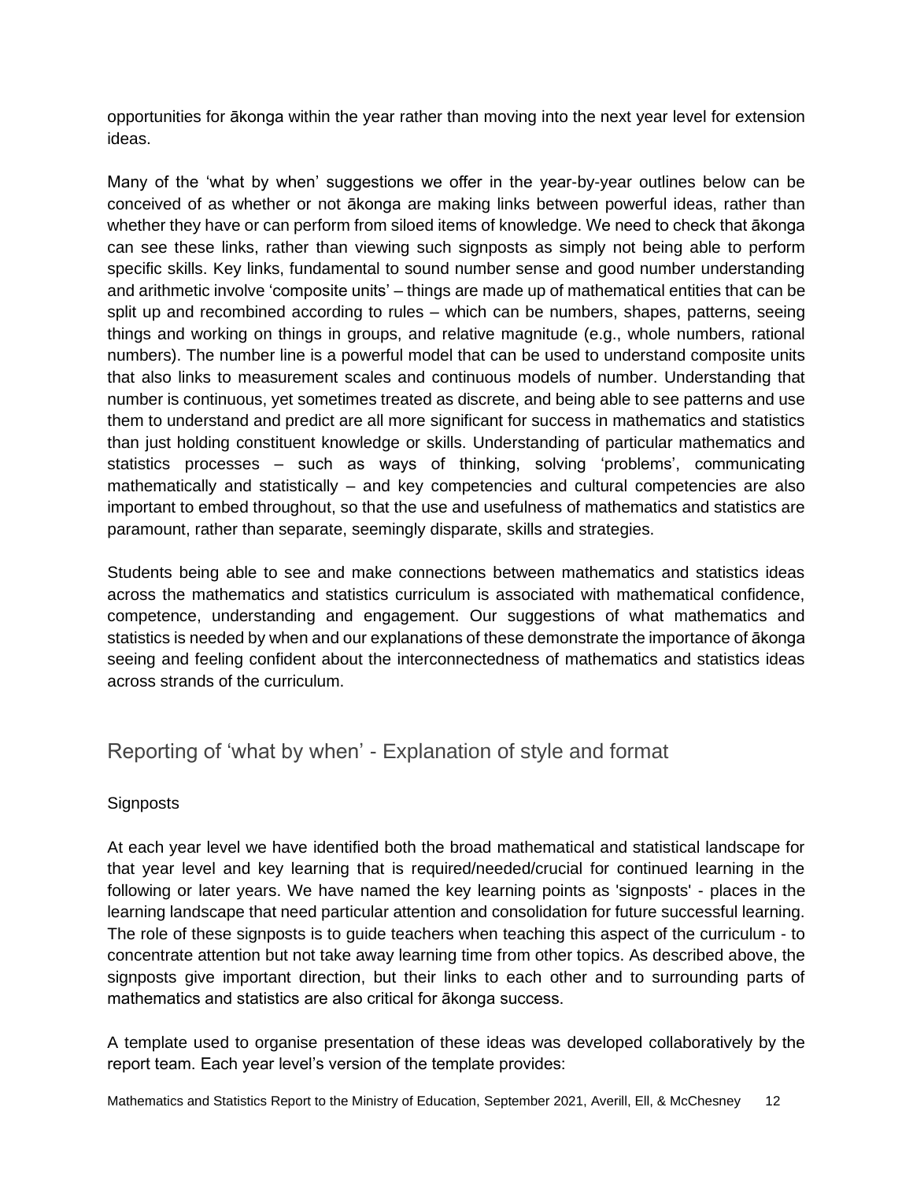opportunities for ākonga within the year rather than moving into the next year level for extension ideas.

Many of the 'what by when' suggestions we offer in the year-by-year outlines below can be conceived of as whether or not ākonga are making links between powerful ideas, rather than whether they have or can perform from siloed items of knowledge. We need to check that ākonga can see these links, rather than viewing such signposts as simply not being able to perform specific skills. Key links, fundamental to sound number sense and good number understanding and arithmetic involve 'composite units' – things are made up of mathematical entities that can be split up and recombined according to rules – which can be numbers, shapes, patterns, seeing things and working on things in groups, and relative magnitude (e.g., whole numbers, rational numbers). The number line is a powerful model that can be used to understand composite units that also links to measurement scales and continuous models of number. Understanding that number is continuous, yet sometimes treated as discrete, and being able to see patterns and use them to understand and predict are all more significant for success in mathematics and statistics than just holding constituent knowledge or skills. Understanding of particular mathematics and statistics processes – such as ways of thinking, solving 'problems', communicating mathematically and statistically – and key competencies and cultural competencies are also important to embed throughout, so that the use and usefulness of mathematics and statistics are paramount, rather than separate, seemingly disparate, skills and strategies.

Students being able to see and make connections between mathematics and statistics ideas across the mathematics and statistics curriculum is associated with mathematical confidence, competence, understanding and engagement. Our suggestions of what mathematics and statistics is needed by when and our explanations of these demonstrate the importance of ākonga seeing and feeling confident about the interconnectedness of mathematics and statistics ideas across strands of the curriculum.

## Reporting of 'what by when' - Explanation of style and format

### Signposts

At each year level we have identified both the broad mathematical and statistical landscape for that year level and key learning that is required/needed/crucial for continued learning in the following or later years. We have named the key learning points as 'signposts' - places in the learning landscape that need particular attention and consolidation for future successful learning. The role of these signposts is to guide teachers when teaching this aspect of the curriculum - to concentrate attention but not take away learning time from other topics. As described above, the signposts give important direction, but their links to each other and to surrounding parts of mathematics and statistics are also critical for ākonga success.

A template used to organise presentation of these ideas was developed collaboratively by the report team. Each year level's version of the template provides: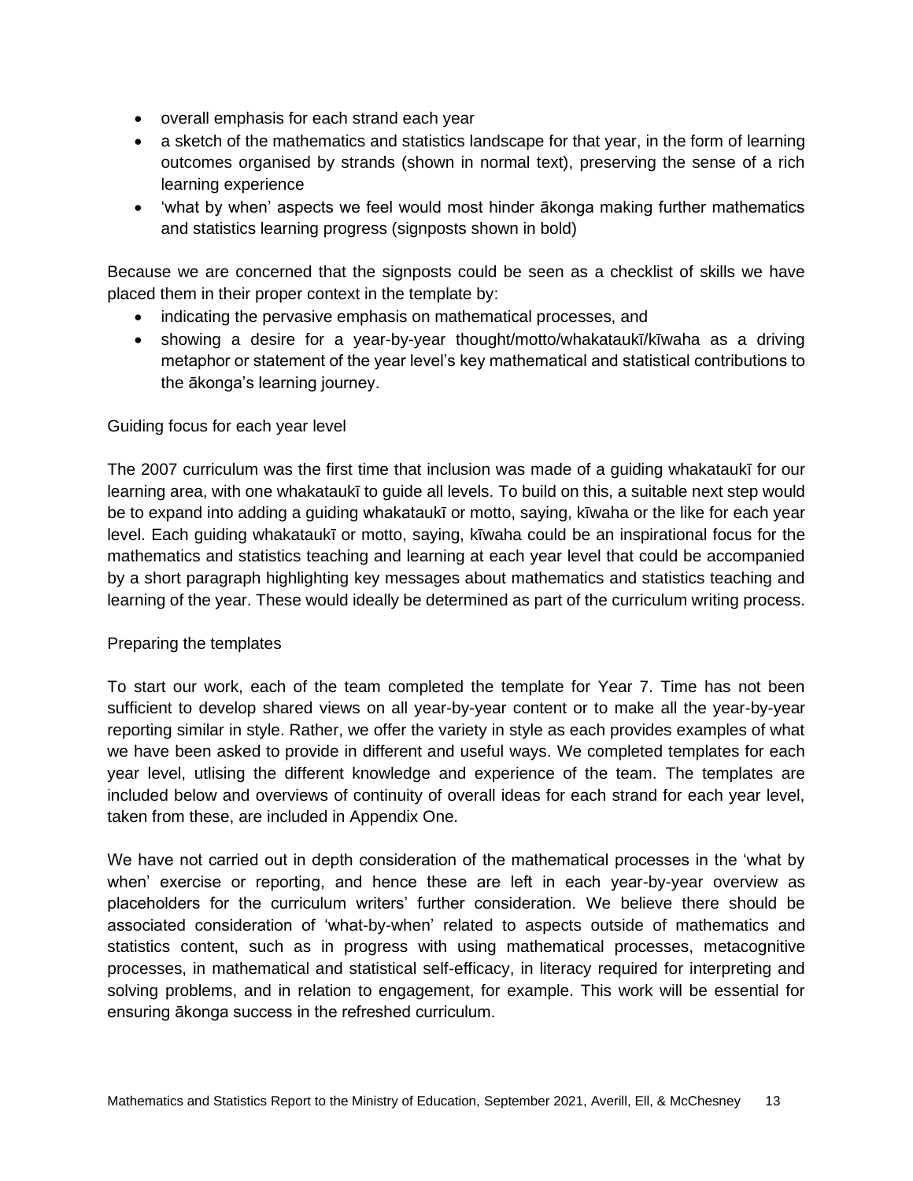- overall emphasis for each strand each year
- a sketch of the mathematics and statistics landscape for that year, in the form of learning outcomes organised by strands (shown in normal text), preserving the sense of a rich learning experience
- 'what by when' aspects we feel would most hinder ākonga making further mathematics and statistics learning progress (signposts shown in bold)

Because we are concerned that the signposts could be seen as a checklist of skills we have placed them in their proper context in the template by:

- indicating the pervasive emphasis on mathematical processes, and
- showing a desire for a year-by-year thought/motto/whakataukī/kīwaha as a driving metaphor or statement of the year level's key mathematical and statistical contributions to the ākonga's learning journey.

### Guiding focus for each year level

The 2007 curriculum was the first time that inclusion was made of a guiding whakataukī for our learning area, with one whakataukī to guide all levels. To build on this, a suitable next step would be to expand into adding a guiding whakataukī or motto, saying, kīwaha or the like for each year level. Each guiding whakataukī or motto, saying, kīwaha could be an inspirational focus for the mathematics and statistics teaching and learning at each year level that could be accompanied by a short paragraph highlighting key messages about mathematics and statistics teaching and learning of the year. These would ideally be determined as part of the curriculum writing process.

### Preparing the templates

To start our work, each of the team completed the template for Year 7. Time has not been sufficient to develop shared views on all year-by-year content or to make all the year-by-year reporting similar in style. Rather, we offer the variety in style as each provides examples of what we have been asked to provide in different and useful ways. We completed templates for each year level, utlising the different knowledge and experience of the team. The templates are included below and overviews of continuity of overall ideas for each strand for each year level, taken from these, are included in Appendix One.

We have not carried out in depth consideration of the mathematical processes in the 'what by when' exercise or reporting, and hence these are left in each year-by-year overview as placeholders for the curriculum writers' further consideration. We believe there should be associated consideration of 'what-by-when' related to aspects outside of mathematics and statistics content, such as in progress with using mathematical processes, metacognitive processes, in mathematical and statistical self-efficacy, in literacy required for interpreting and solving problems, and in relation to engagement, for example. This work will be essential for ensuring ākonga success in the refreshed curriculum.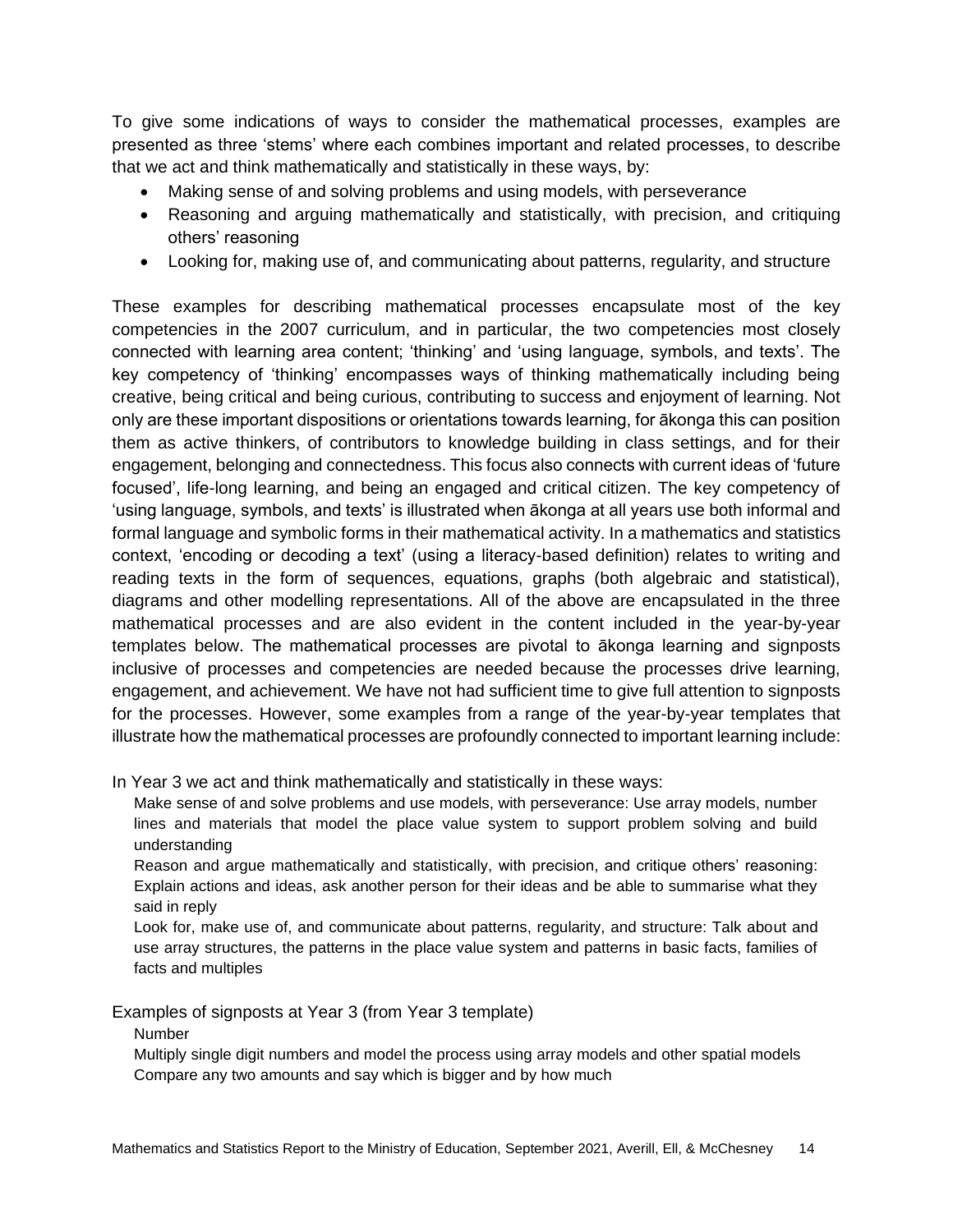To give some indications of ways to consider the mathematical processes, examples are presented as three 'stems' where each combines important and related processes, to describe that we act and think mathematically and statistically in these ways, by:

- Making sense of and solving problems and using models, with perseverance
- Reasoning and arguing mathematically and statistically, with precision, and critiquing others' reasoning
- Looking for, making use of, and communicating about patterns, regularity, and structure

These examples for describing mathematical processes encapsulate most of the key competencies in the 2007 curriculum, and in particular, the two competencies most closely connected with learning area content; 'thinking' and 'using language, symbols, and texts'. The key competency of 'thinking' encompasses ways of thinking mathematically including being creative, being critical and being curious, contributing to success and enjoyment of learning. Not only are these important dispositions or orientations towards learning, for ākonga this can position them as active thinkers, of contributors to knowledge building in class settings, and for their engagement, belonging and connectedness. This focus also connects with current ideas of 'future focused', life-long learning, and being an engaged and critical citizen. The key competency of 'using language, symbols, and texts' is illustrated when ākonga at all years use both informal and formal language and symbolic forms in their mathematical activity. In a mathematics and statistics context, 'encoding or decoding a text' (using a literacy-based definition) relates to writing and reading texts in the form of sequences, equations, graphs (both algebraic and statistical), diagrams and other modelling representations. All of the above are encapsulated in the three mathematical processes and are also evident in the content included in the year-by-year templates below. The mathematical processes are pivotal to ākonga learning and signposts inclusive of processes and competencies are needed because the processes drive learning, engagement, and achievement. We have not had sufficient time to give full attention to signposts for the processes. However, some examples from a range of the year-by-year templates that illustrate how the mathematical processes are profoundly connected to important learning include:

In Year 3 we act and think mathematically and statistically in these ways:

Make sense of and solve problems and use models, with perseverance: Use array models, number lines and materials that model the place value system to support problem solving and build understanding

Reason and argue mathematically and statistically, with precision, and critique others' reasoning: Explain actions and ideas, ask another person for their ideas and be able to summarise what they said in reply

Look for, make use of, and communicate about patterns, regularity, and structure: Talk about and use array structures, the patterns in the place value system and patterns in basic facts, families of facts and multiples

Examples of signposts at Year 3 (from Year 3 template)

Number

Multiply single digit numbers and model the process using array models and other spatial models

Compare any two amounts and say which is bigger and by how much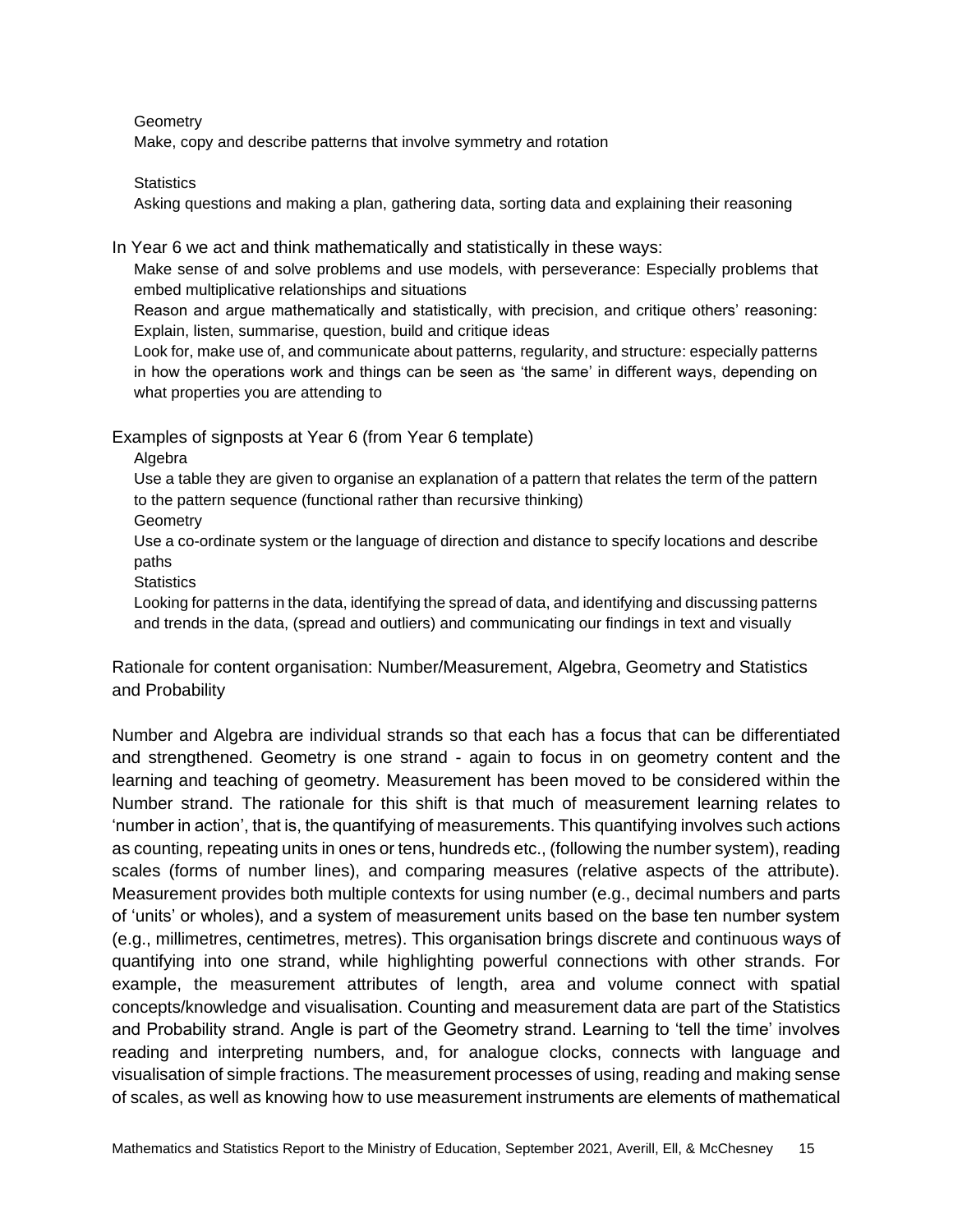Geometry

Make, copy and describe patterns that involve symmetry and rotation

Statistics

Asking questions and making a plan, gathering data, sorting data and explaining their reasoning

In Year 6 we act and think mathematically and statistically in these ways:

Make sense of and solve problems and use models, with perseverance: Especially problems that embed multiplicative relationships and situations

Reason and argue mathematically and statistically, with precision, and critique others' reasoning: Explain, listen, summarise, question, build and critique ideas

Look for, make use of, and communicate about patterns, regularity, and structure: especially patterns in how the operations work and things can be seen as 'the same' in different ways, depending on what properties you are attending to

Examples of signposts at Year 6 (from Year 6 template)

Algebra

Use a table they are given to organise an explanation of a pattern that relates the term of the pattern to the pattern sequence (functional rather than recursive thinking)

Geometry

Use a co-ordinate system or the language of direction and distance to specify locations and describe paths

Statistics

Looking for patterns in the data, identifying the spread of data, and identifying and discussing patterns and trends in the data, (spread and outliers) and communicating our findings in text and visually

## Rationale for content organisation: Number/Measurement, Algebra, Geometry and Statistics and Probability

Number and Algebra are individual strands so that each has a focus that can be differentiated and strengthened. Geometry is one strand - again to focus in on geometry content and the learning and teaching of geometry. Measurement has been moved to be considered within the Number strand. The rationale for this shift is that much of measurement learning relates to 'number in action', that is, the quantifying of measurements. This quantifying involves such actions as counting, repeating units in ones or tens, hundreds etc., (following the number system), reading scales (forms of number lines), and comparing measures (relative aspects of the attribute). Measurement provides both multiple contexts for using number (e.g., decimal numbers and parts of 'units' or wholes), and a system of measurement units based on the base ten number system (e.g., millimetres, centimetres, metres). This organisation brings discrete and continuous ways of quantifying into one strand, while highlighting powerful connections with other strands. For example, the measurement attributes of length, area and volume connect with spatial concepts/knowledge and visualisation. Counting and measurement data are part of the Statistics and Probability strand. Angle is part of the Geometry strand. Learning to 'tell the time' involves reading and interpreting numbers, and, for analogue clocks, connects with language and visualisation of simple fractions. The measurement processes of using, reading and making sense of scales, as well as knowing how to use measurement instruments are elements of mathematical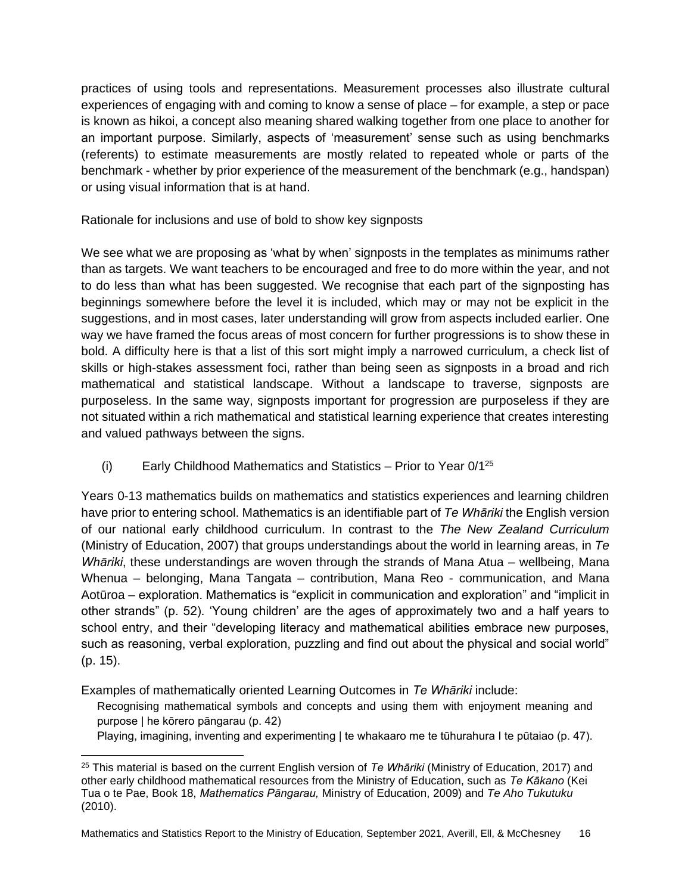practices of using tools and representations. Measurement processes also illustrate cultural experiences of engaging with and coming to know a sense of place – for example, a step or pace is known as hikoi, a concept also meaning shared walking together from one place to another for an important purpose. Similarly, aspects of 'measurement' sense such as using benchmarks (referents) to estimate measurements are mostly related to repeated whole or parts of the benchmark - whether by prior experience of the measurement of the benchmark (e.g., handspan) or using visual information that is at hand.

Rationale for inclusions and use of bold to show key signposts

We see what we are proposing as 'what by when' signposts in the templates as minimums rather than as targets. We want teachers to be encouraged and free to do more within the year, and not to do less than what has been suggested. We recognise that each part of the signposting has beginnings somewhere before the level it is included, which may or may not be explicit in the suggestions, and in most cases, later understanding will grow from aspects included earlier. One way we have framed the focus areas of most concern for further progressions is to show these in bold. A difficulty here is that a list of this sort might imply a narrowed curriculum, a check list of skills or high-stakes assessment foci, rather than being seen as signposts in a broad and rich mathematical and statistical landscape. Without a landscape to traverse, signposts are purposeless. In the same way, signposts important for progression are purposeless if they are not situated within a rich mathematical and statistical learning experience that creates interesting and valued pathways between the signs.

(i) Early Childhood Mathematics and Statistics – Prior to Year 0/1[25]

Years 0-13 mathematics builds on mathematics and statistics experiences and learning children have prior to entering school. Mathematics is an identifiable part of *Te Whāriki* the English version of our national early childhood curriculum. In contrast to the *The New Zealand Curriculum* (Ministry of Education, 2007) that groups understandings about the world in learning areas, in *Te Whāriki*, these understandings are woven through the strands of Mana Atua – wellbeing, Mana Whenua – belonging, Mana Tangata – contribution, Mana Reo - communication, and Mana Aotūroa – exploration. Mathematics is "explicit in communication and exploration" and "implicit in other strands" (p. 52). 'Young children' are the ages of approximately two and a half years to school entry, and their "developing literacy and mathematical abilities embrace new purposes, such as reasoning, verbal exploration, puzzling and find out about the physical and social world" (p. 15).

Examples of mathematically oriented Learning Outcomes in *Te Whāriki* include:

> Recognising mathematical symbols and concepts and using them with enjoyment meaning and purpose | he kōrero pāngarau (p. 42)
>
> Playing, imagining, inventing and experimenting | te whakaaro me te tūhurahura I te pūtaiao (p. 47).

[25] This material is based on the current English version of *Te Whāriki* (Ministry of Education, 2017) and other early childhood mathematical resources from the Ministry of Education, such as *Te Kākano* (Kei Tua o te Pae, Book 18, *Mathematics Pāngarau,* Ministry of Education, 2009) and *Te Aho Tukutuku* (2010).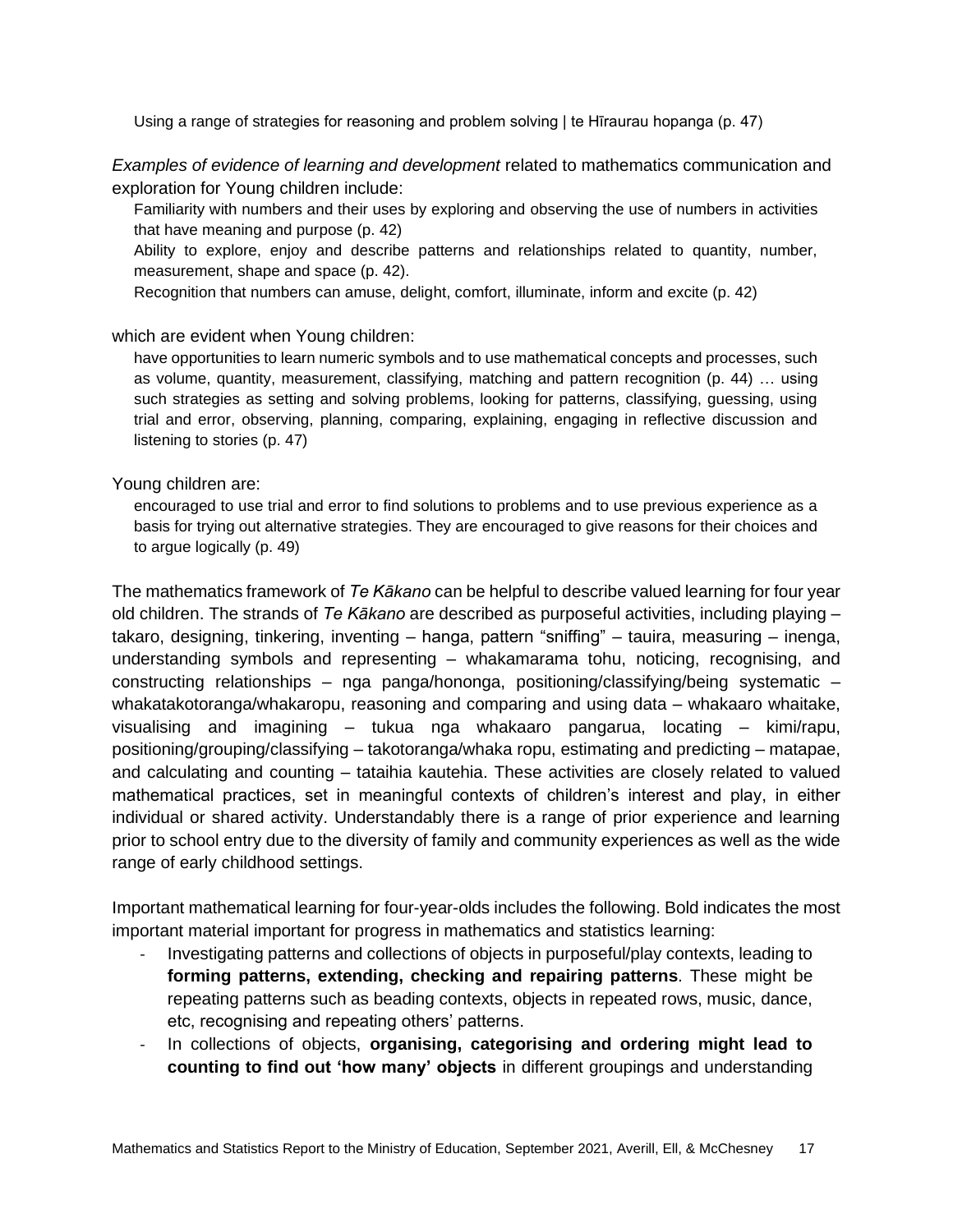Using a range of strategies for reasoning and problem solving | te Hīraurau hopanga (p. 47)

*Examples of evidence of learning and development* related to mathematics communication and exploration for Young children include:

Familiarity with numbers and their uses by exploring and observing the use of numbers in activities that have meaning and purpose (p. 42)

Ability to explore, enjoy and describe patterns and relationships related to quantity, number, measurement, shape and space (p. 42).

Recognition that numbers can amuse, delight, comfort, illuminate, inform and excite (p. 42)

which are evident when Young children:

have opportunities to learn numeric symbols and to use mathematical concepts and processes, such as volume, quantity, measurement, classifying, matching and pattern recognition (p. 44) … using such strategies as setting and solving problems, looking for patterns, classifying, guessing, using trial and error, observing, planning, comparing, explaining, engaging in reflective discussion and listening to stories (p. 47)

Young children are:

encouraged to use trial and error to find solutions to problems and to use previous experience as a basis for trying out alternative strategies. They are encouraged to give reasons for their choices and to argue logically (p. 49)

The mathematics framework of *Te Kākano* can be helpful to describe valued learning for four year old children. The strands of *Te Kākano* are described as purposeful activities, including playing – takaro, designing, tinkering, inventing – hanga, pattern "sniffing" – tauira, measuring – inenga, understanding symbols and representing – whakamarama tohu, noticing, recognising, and constructing relationships – nga panga/hononga, positioning/classifying/being systematic – whakatakotoranga/whakaropu, reasoning and comparing and using data – whakaaro whaitake, visualising and imagining – tukua nga whakaaro pangarua, locating – kimi/rapu, positioning/grouping/classifying – takotoranga/whaka ropu, estimating and predicting – matapae, and calculating and counting – tataihia kautehia. These activities are closely related to valued mathematical practices, set in meaningful contexts of children's interest and play, in either individual or shared activity. Understandably there is a range of prior experience and learning prior to school entry due to the diversity of family and community experiences as well as the wide range of early childhood settings.

Important mathematical learning for four-year-olds includes the following. Bold indicates the most important material important for progress in mathematics and statistics learning:

- Investigating patterns and collections of objects in purposeful/play contexts, leading to **forming patterns, extending, checking and repairing patterns**. These might be repeating patterns such as beading contexts, objects in repeated rows, music, dance, etc, recognising and repeating others' patterns.
- In collections of objects, **organising, categorising and ordering might lead to counting to find out 'how many' objects** in different groupings and understanding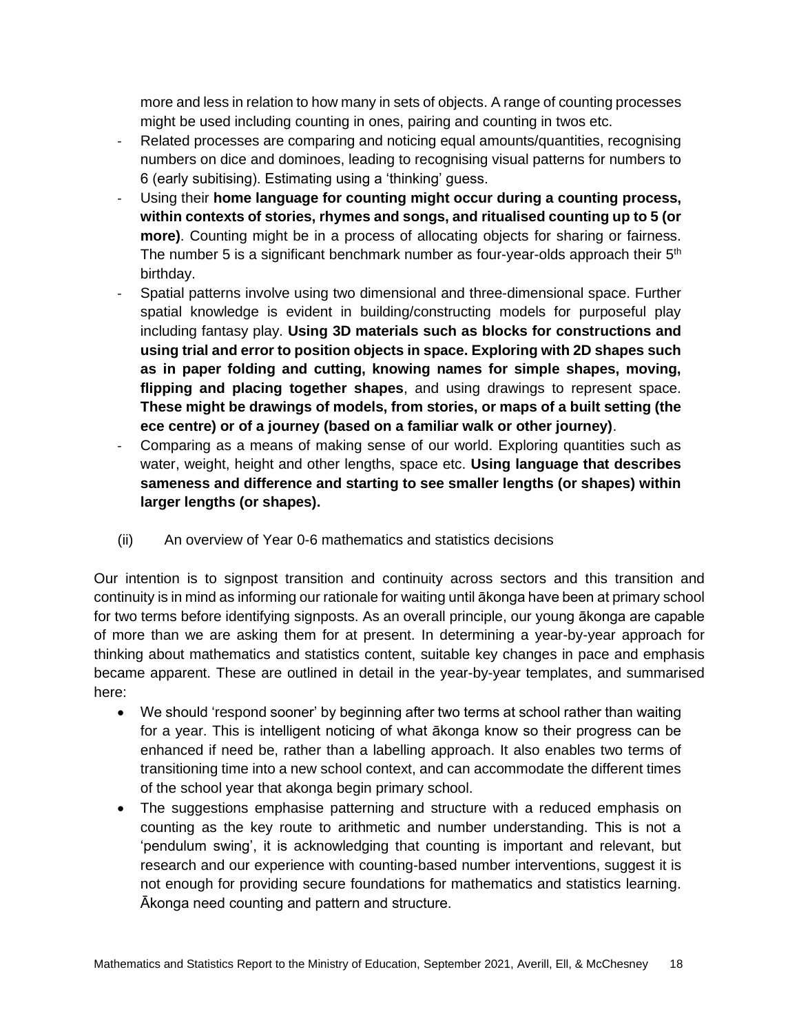more and less in relation to how many in sets of objects. A range of counting processes might be used including counting in ones, pairing and counting in twos etc.

- Related processes are comparing and noticing equal amounts/quantities, recognising numbers on dice and dominoes, leading to recognising visual patterns for numbers to 6 (early subitising). Estimating using a 'thinking' guess.
- Using their **home language for counting might occur during a counting process, within contexts of stories, rhymes and songs, and ritualised counting up to 5 (or more)**. Counting might be in a process of allocating objects for sharing or fairness. The number 5 is a significant benchmark number as four-year-olds approach their 5th birthday.
- Spatial patterns involve using two dimensional and three-dimensional space. Further spatial knowledge is evident in building/constructing models for purposeful play including fantasy play. **Using 3D materials such as blocks for constructions and using trial and error to position objects in space. Exploring with 2D shapes such as in paper folding and cutting, knowing names for simple shapes, moving, flipping and placing together shapes**, and using drawings to represent space. **These might be drawings of models, from stories, or maps of a built setting (the ece centre) or of a journey (based on a familiar walk or other journey)**.
- Comparing as a means of making sense of our world. Exploring quantities such as water, weight, height and other lengths, space etc. **Using language that describes sameness and difference and starting to see smaller lengths (or shapes) within larger lengths (or shapes).**

(ii) An overview of Year 0-6 mathematics and statistics decisions

Our intention is to signpost transition and continuity across sectors and this transition and continuity is in mind as informing our rationale for waiting until ākonga have been at primary school for two terms before identifying signposts. As an overall principle, our young ākonga are capable of more than we are asking them for at present. In determining a year-by-year approach for thinking about mathematics and statistics content, suitable key changes in pace and emphasis became apparent. These are outlined in detail in the year-by-year templates, and summarised here:

- We should 'respond sooner' by beginning after two terms at school rather than waiting for a year. This is intelligent noticing of what ākonga know so their progress can be enhanced if need be, rather than a labelling approach. It also enables two terms of transitioning time into a new school context, and can accommodate the different times of the school year that akonga begin primary school.
- The suggestions emphasise patterning and structure with a reduced emphasis on counting as the key route to arithmetic and number understanding. This is not a 'pendulum swing', it is acknowledging that counting is important and relevant, but research and our experience with counting-based number interventions, suggest it is not enough for providing secure foundations for mathematics and statistics learning. Ākonga need counting and pattern and structure.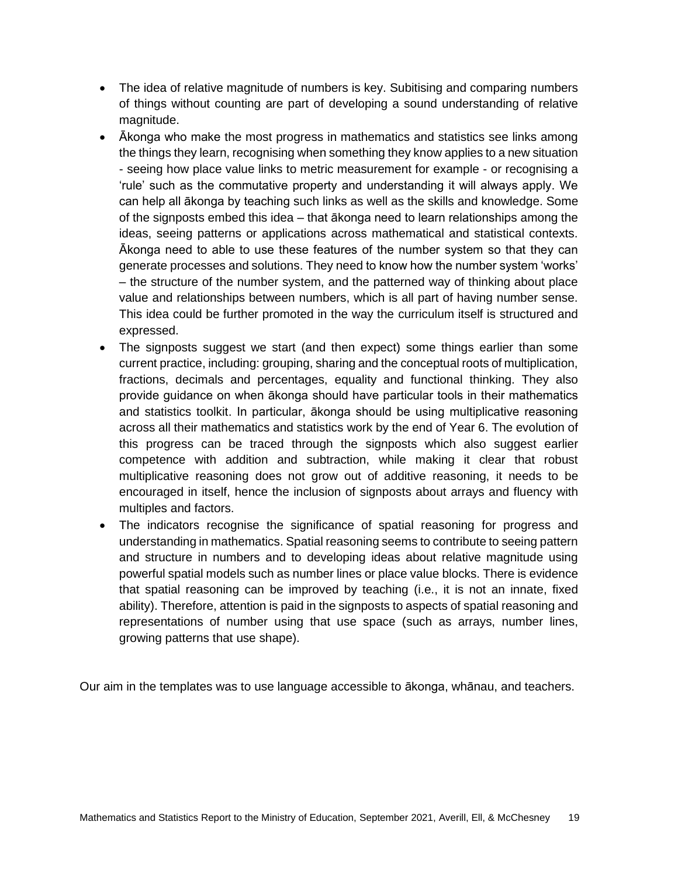- The idea of relative magnitude of numbers is key. Subitising and comparing numbers of things without counting are part of developing a sound understanding of relative magnitude.
- Ākonga who make the most progress in mathematics and statistics see links among the things they learn, recognising when something they know applies to a new situation - seeing how place value links to metric measurement for example - or recognising a 'rule' such as the commutative property and understanding it will always apply. We can help all ākonga by teaching such links as well as the skills and knowledge. Some of the signposts embed this idea – that ākonga need to learn relationships among the ideas, seeing patterns or applications across mathematical and statistical contexts. Ākonga need to able to use these features of the number system so that they can generate processes and solutions. They need to know how the number system 'works' – the structure of the number system, and the patterned way of thinking about place value and relationships between numbers, which is all part of having number sense. This idea could be further promoted in the way the curriculum itself is structured and expressed.
- The signposts suggest we start (and then expect) some things earlier than some current practice, including: grouping, sharing and the conceptual roots of multiplication, fractions, decimals and percentages, equality and functional thinking. They also provide guidance on when ākonga should have particular tools in their mathematics and statistics toolkit. In particular, ākonga should be using multiplicative reasoning across all their mathematics and statistics work by the end of Year 6. The evolution of this progress can be traced through the signposts which also suggest earlier competence with addition and subtraction, while making it clear that robust multiplicative reasoning does not grow out of additive reasoning, it needs to be encouraged in itself, hence the inclusion of signposts about arrays and fluency with multiples and factors.
- The indicators recognise the significance of spatial reasoning for progress and understanding in mathematics. Spatial reasoning seems to contribute to seeing pattern and structure in numbers and to developing ideas about relative magnitude using powerful spatial models such as number lines or place value blocks. There is evidence that spatial reasoning can be improved by teaching (i.e., it is not an innate, fixed ability). Therefore, attention is paid in the signposts to aspects of spatial reasoning and representations of number using that use space (such as arrays, number lines, growing patterns that use shape).

Our aim in the templates was to use language accessible to ākonga, whānau, and teachers.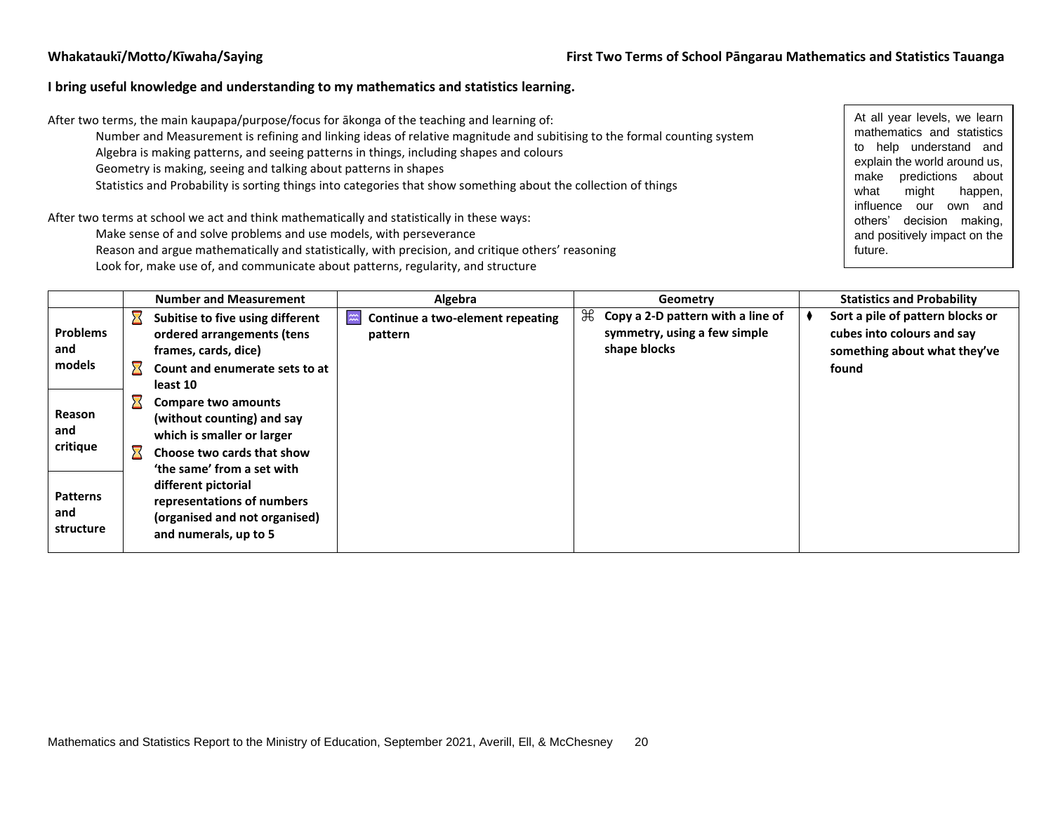**Whakataukī/Motto/Kīwaha/Saying** **First Two Terms of School Pāngarau Mathematics and Statistics Tauanga**

**I bring useful knowledge and understanding to my mathematics and statistics learning.**

After two terms, the main kaupapa/purpose/focus for ākonga of the teaching and learning of:

- Number and Measurement is refining and linking ideas of relative magnitude and subitising to the formal counting system
- Algebra is making patterns, and seeing patterns in things, including shapes and colours
- Geometry is making, seeing and talking about patterns in shapes
- Statistics and Probability is sorting things into categories that show something about the collection of things

After two terms at school we act and think mathematically and statistically in these ways:

- Make sense of and solve problems and use models, with perseverance
- Reason and argue mathematically and statistically, with precision, and critique others' reasoning
- Look for, make use of, and communicate about patterns, regularity, and structure

> At all year levels, we learn mathematics and statistics to help understand and explain the world around us, make predictions about what might happen, influence our own and others' decision making, and positively impact on the future.

| | Number and Measurement | Algebra | Geometry | Statistics and Probability |
|---|---|---|---|---|
| **Problems and models** / **Reason and critique** / **Patterns and structure** | ⌛ **Subitise to five using different ordered arrangements (tens frames, cards, dice)**<br>⌛ **Count and enumerate sets to at least 10**<br>⌛ **Compare two amounts (without counting) and say which is smaller or larger**<br>⌛ **Choose two cards that show 'the same' from a set with different pictorial representations of numbers (organised and not organised) and numerals, up to 5** | ≈ **Continue a two-element repeating pattern** | ⌘ **Copy a 2-D pattern with a line of symmetry, using a few simple shape blocks** | ⧫ **Sort a pile of pattern blocks or cubes into colours and say something about what they've found** |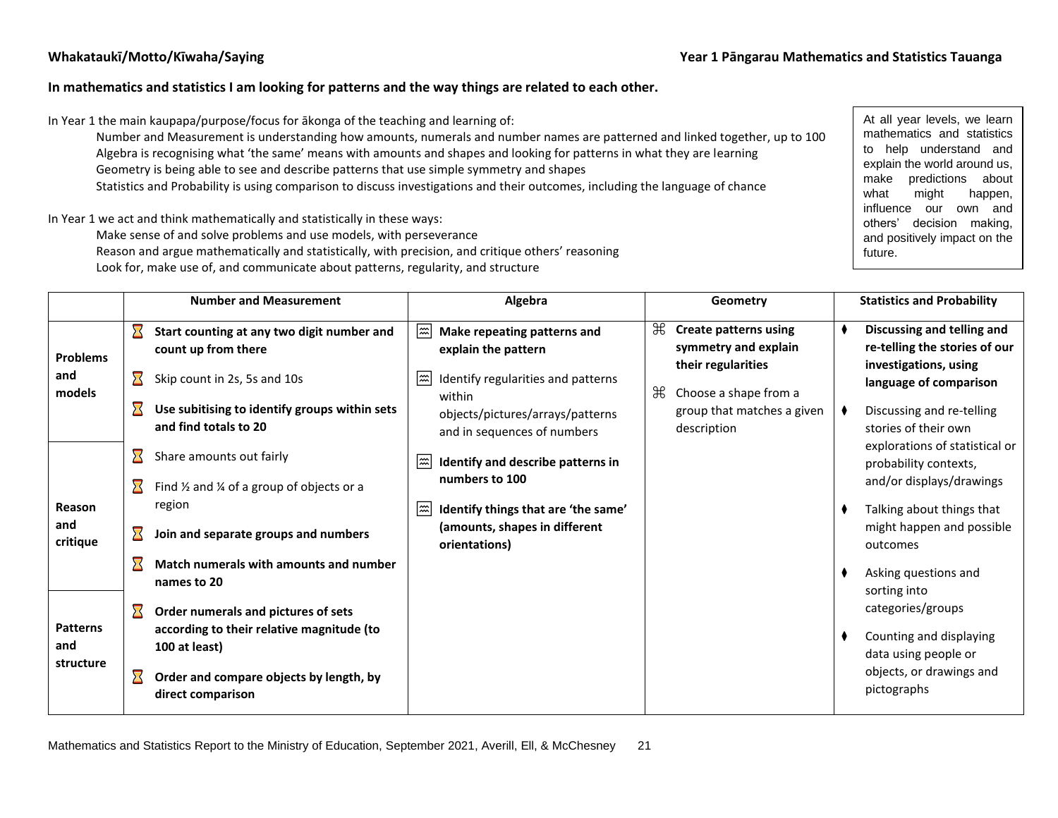**Whakataukī/Motto/Kīwaha/Saying** **Year 1 Pāngarau Mathematics and Statistics Tauanga**

**In mathematics and statistics I am looking for patterns and the way things are related to each other.**

In Year 1 the main kaupapa/purpose/focus for ākonga of the teaching and learning of:

- Number and Measurement is understanding how amounts, numerals and number names are patterned and linked together, up to 100
- Algebra is recognising what 'the same' means with amounts and shapes and looking for patterns in what they are learning
- Geometry is being able to see and describe patterns that use simple symmetry and shapes
- Statistics and Probability is using comparison to discuss investigations and their outcomes, including the language of chance

In Year 1 we act and think mathematically and statistically in these ways:

- Make sense of and solve problems and use models, with perseverance
- Reason and argue mathematically and statistically, with precision, and critique others' reasoning
- Look for, make use of, and communicate about patterns, regularity, and structure

> At all year levels, we learn mathematics and statistics to help understand and explain the world around us, make predictions about what might happen, influence our own and others' decision making, and positively impact on the future.

| | Number and Measurement | Algebra | Geometry | Statistics and Probability |
|---|---|---|---|---|
| **Problems and models**<br><br>**Reason and critique**<br><br>**Patterns and structure** | ⌛ **Start counting at any two digit number and count up from there**<br>⌛ Skip count in 2s, 5s and 10s<br>⌛ **Use subitising to identify groups within sets and find totals to 20**<br>⌛ Share amounts out fairly<br>⌛ Find ½ and ¼ of a group of objects or a region<br>⌛ **Join and separate groups and numbers**<br>⌛ **Match numerals with amounts and number names to 20**<br>⌛ **Order numerals and pictures of sets according to their relative magnitude (to 100 at least)**<br>⌛ **Order and compare objects by length, by direct comparison** | **Make repeating patterns and explain the pattern**<br>Identify regularities and patterns within objects/pictures/arrays/patterns and in sequences of numbers<br>**Identify and describe patterns in numbers to 100**<br>**Identify things that are 'the same' (amounts, shapes in different orientations)** | ⌘ **Create patterns using symmetry and explain their regularities**<br>⌘ Choose a shape from a group that matches a given description | ♦ **Discussing and telling and re-telling the stories of our investigations, using language of comparison**<br>♦ Discussing and re-telling stories of their own explorations of statistical or probability contexts, and/or displays/drawings<br>♦ Talking about things that might happen and possible outcomes<br>♦ Asking questions and sorting into categories/groups<br>♦ Counting and displaying data using people or objects, or drawings and pictographs |

Mathematics and Statistics Report to the Ministry of Education, September 2021, Averill, Ell, & McChesney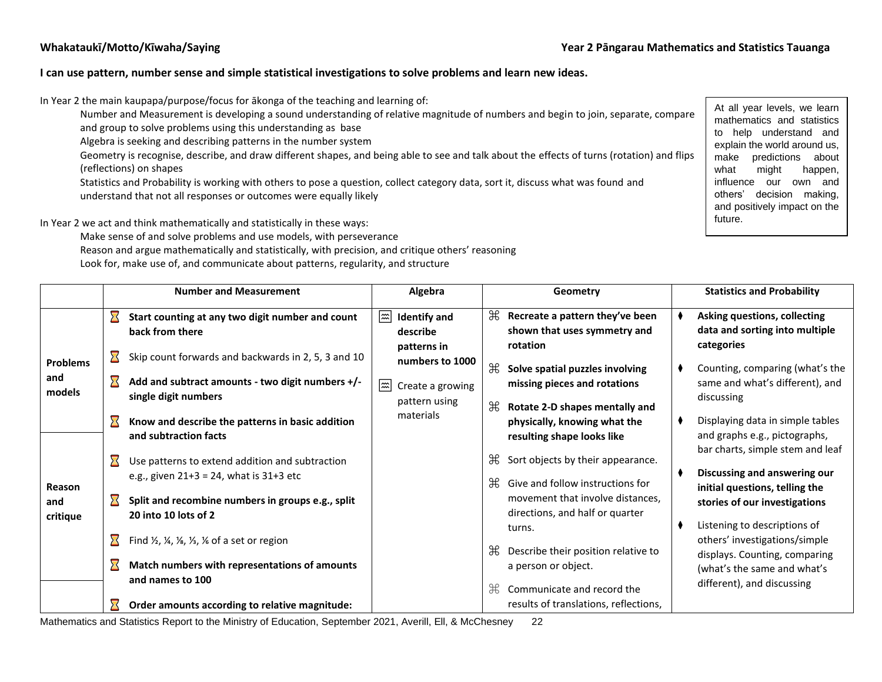**Whakataukī/Motto/Kīwaha/Saying**

**Year 2 Pāngarau Mathematics and Statistics Tauanga**

**I can use pattern, number sense and simple statistical investigations to solve problems and learn new ideas.**

In Year 2 the main kaupapa/purpose/focus for ākonga of the teaching and learning of:

- Number and Measurement is developing a sound understanding of relative magnitude of numbers and begin to join, separate, compare and group to solve problems using this understanding as base
- Algebra is seeking and describing patterns in the number system
- Geometry is recognise, describe, and draw different shapes, and being able to see and talk about the effects of turns (rotation) and flips (reflections) on shapes
- Statistics and Probability is working with others to pose a question, collect category data, sort it, discuss what was found and understand that not all responses or outcomes were equally likely

In Year 2 we act and think mathematically and statistically in these ways:

- Make sense of and solve problems and use models, with perseverance
- Reason and argue mathematically and statistically, with precision, and critique others' reasoning
- Look for, make use of, and communicate about patterns, regularity, and structure

> At all year levels, we learn mathematics and statistics to help understand and explain the world around us, make predictions about what might happen, influence our own and others' decision making, and positively impact on the future.

| | Number and Measurement | Algebra | Geometry | Statistics and Probability |
|---|---|---|---|---|
| **Problems and models** / **Reason and critique** | ⏳ **Start counting at any two digit number and count back from there**<br>⏳ Skip count forwards and backwards in 2, 5, 3 and 10<br>⏳ **Add and subtract amounts - two digit numbers +/- single digit numbers**<br>⏳ **Know and describe the patterns in basic addition and subtraction facts**<br>⏳ Use patterns to extend addition and subtraction e.g., given 21+3 = 24, what is 31+3 etc<br>⏳ **Split and recombine numbers in groups e.g., split 20 into 10 lots of 2**<br>⏳ Find ½, ¼, ⅛, ⅓, ⅙ of a set or region<br>⏳ **Match numbers with representations of amounts and names to 100**<br>⏳ **Order amounts according to relative magnitude:** | **Identify and describe patterns in numbers to 1000**<br>Create a growing pattern using materials | ⌘ **Recreate a pattern they've been shown that uses symmetry and rotation**<br>⌘ **Solve spatial puzzles involving missing pieces and rotations**<br>⌘ **Rotate 2-D shapes mentally and physically, knowing what the resulting shape looks like**<br>⌘ Sort objects by their appearance.<br>⌘ Give and follow instructions for movement that involve distances, directions, and half or quarter turns.<br>⌘ Describe their position relative to a person or object.<br>⌘ Communicate and record the results of translations, reflections, | ⧫ **Asking questions, collecting data and sorting into multiple categories**<br>⧫ Counting, comparing (what's the same and what's different), and discussing<br>⧫ Displaying data in simple tables and graphs e.g., pictographs, bar charts, simple stem and leaf<br>⧫ **Discussing and answering our initial questions, telling the stories of our investigations**<br>⧫ Listening to descriptions of others' investigations/simple displays. Counting, comparing (what's the same and what's different), and discussing |

Mathematics and Statistics Report to the Ministry of Education, September 2021, Averill, Ell, & McChesney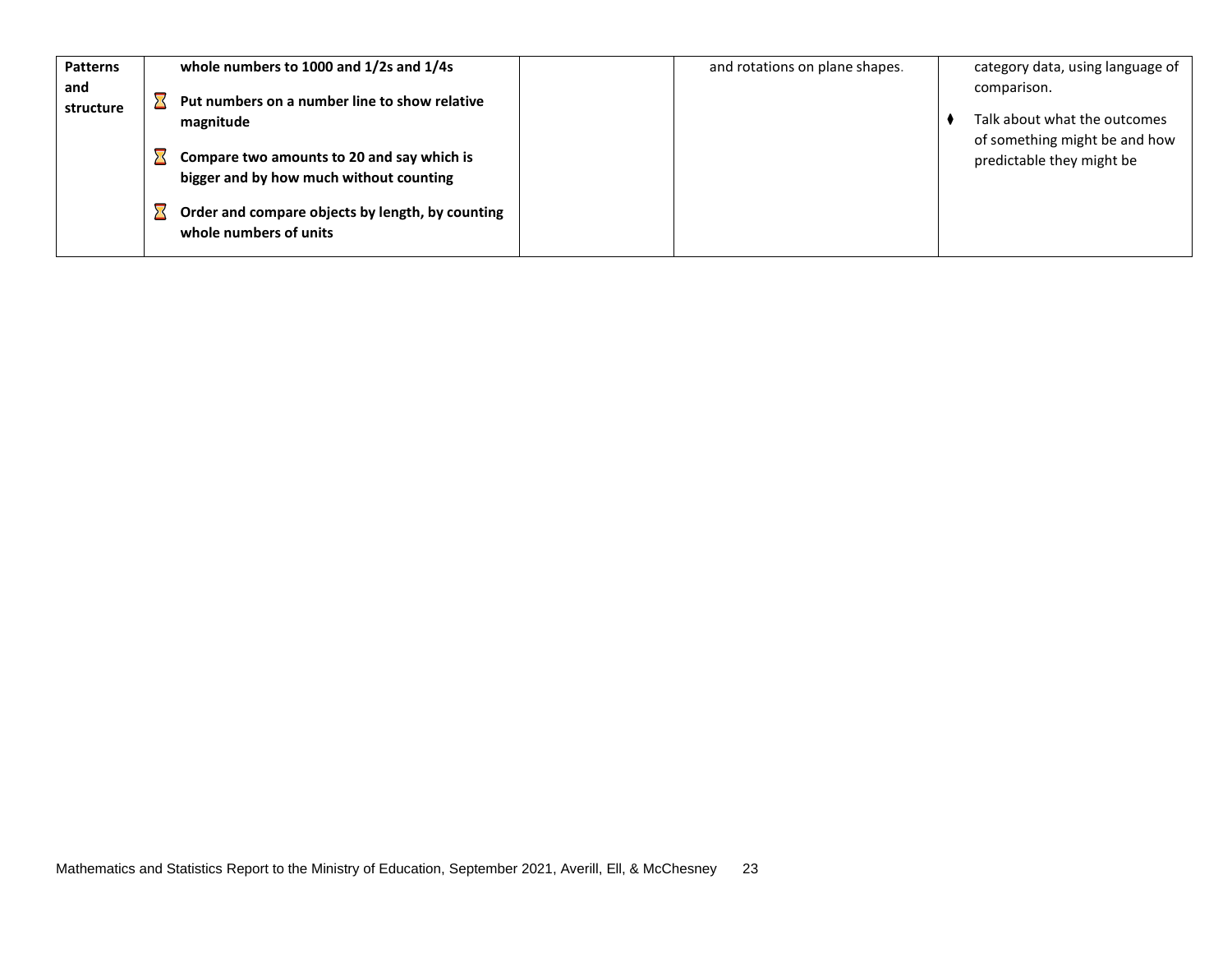| | | | | |
|---|---|---|---|---|
| **Patterns and structure** | **whole numbers to 1000 and 1/2s and 1/4s**<br><br>⌛ **Put numbers on a number line to show relative magnitude**<br><br>⌛ **Compare two amounts to 20 and say which is bigger and by how much without counting**<br><br>⌛ **Order and compare objects by length, by counting whole numbers of units** | | and rotations on plane shapes. | category data, using language of comparison.<br><br>⧫ Talk about what the outcomes of something might be and how predictable they might be |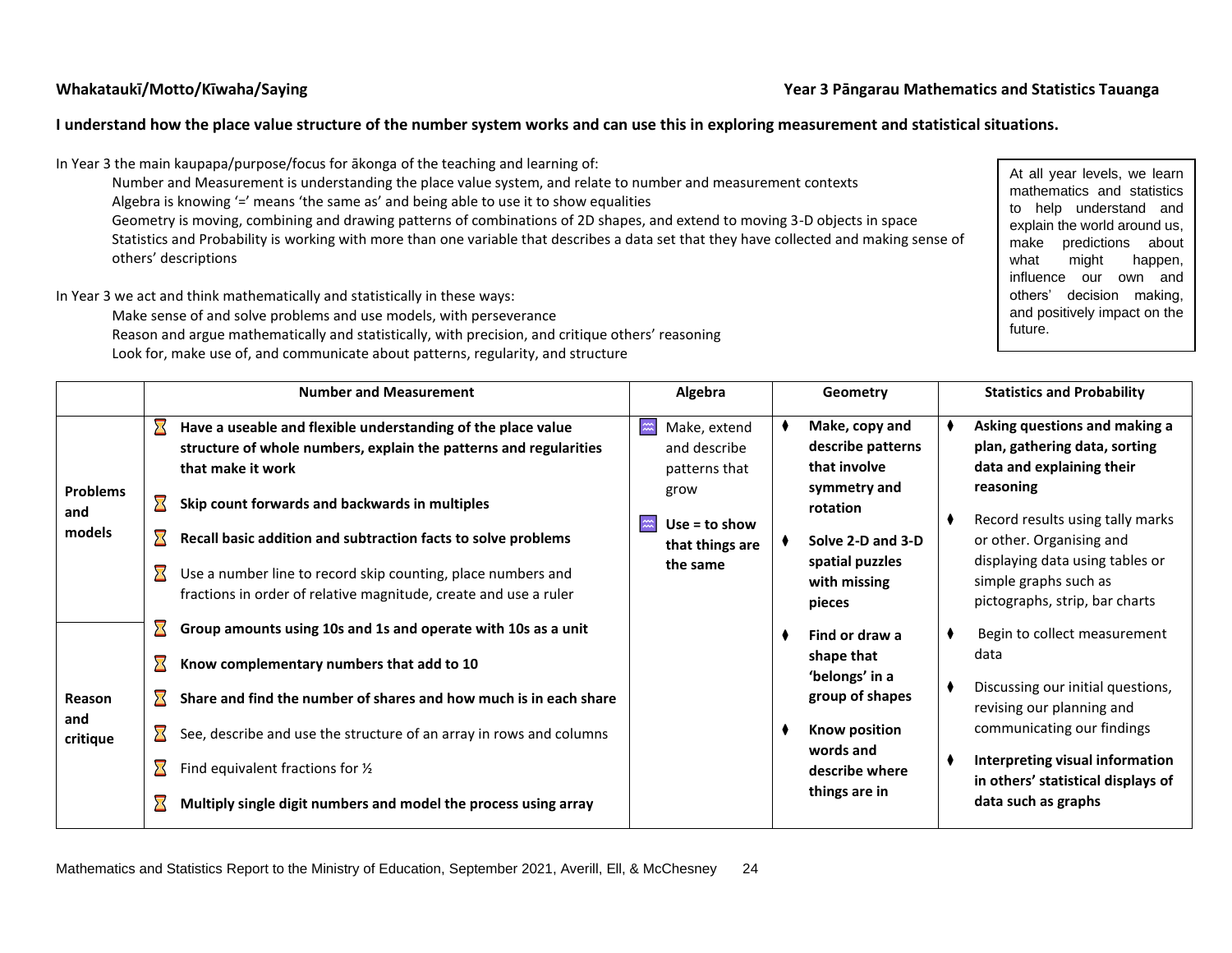**Whakataukī/Motto/Kīwaha/Saying** **Year 3 Pāngarau Mathematics and Statistics Tauanga**

**I understand how the place value structure of the number system works and can use this in exploring measurement and statistical situations.**

In Year 3 the main kaupapa/purpose/focus for ākonga of the teaching and learning of:

- Number and Measurement is understanding the place value system, and relate to number and measurement contexts
- Algebra is knowing '=' means 'the same as' and being able to use it to show equalities
- Geometry is moving, combining and drawing patterns of combinations of 2D shapes, and extend to moving 3-D objects in space
- Statistics and Probability is working with more than one variable that describes a data set that they have collected and making sense of others' descriptions

In Year 3 we act and think mathematically and statistically in these ways:

- Make sense of and solve problems and use models, with perseverance
- Reason and argue mathematically and statistically, with precision, and critique others' reasoning
- Look for, make use of, and communicate about patterns, regularity, and structure

> At all year levels, we learn mathematics and statistics to help understand and explain the world around us, make predictions about what might happen, influence our own and others' decision making, and positively impact on the future.

| | Number and Measurement | Algebra | Geometry | Statistics and Probability |
|---|---|---|---|---|
| **Problems and models** | **Have a useable and flexible understanding of the place value structure of whole numbers, explain the patterns and regularities that make it work**<br>**Skip count forwards and backwards in multiples**<br>**Recall basic addition and subtraction facts to solve problems**<br>Use a number line to record skip counting, place numbers and fractions in order of relative magnitude, create and use a ruler | Make, extend and describe patterns that grow<br>**Use = to show that things are the same** | **Make, copy and describe patterns that involve symmetry and rotation**<br>**Solve 2-D and 3-D spatial puzzles with missing pieces** | **Asking questions and making a plan, gathering data, sorting data and explaining their reasoning**<br>Record results using tally marks or other. Organising and displaying data using tables or simple graphs such as pictographs, strip, bar charts |
| **Reason and critique** | **Group amounts using 10s and 1s and operate with 10s as a unit**<br>**Know complementary numbers that add to 10**<br>**Share and find the number of shares and how much is in each share**<br>See, describe and use the structure of an array in rows and columns<br>Find equivalent fractions for ½<br>**Multiply single digit numbers and model the process using array** | | **Find or draw a shape that 'belongs' in a group of shapes**<br>**Know position words and describe where things are in** | Begin to collect measurement data<br>Discussing our initial questions, revising our planning and communicating our findings<br>**Interpreting visual information in others' statistical displays of data such as graphs** |

Mathematics and Statistics Report to the Ministry of Education, September 2021, Averill, Ell, & McChesney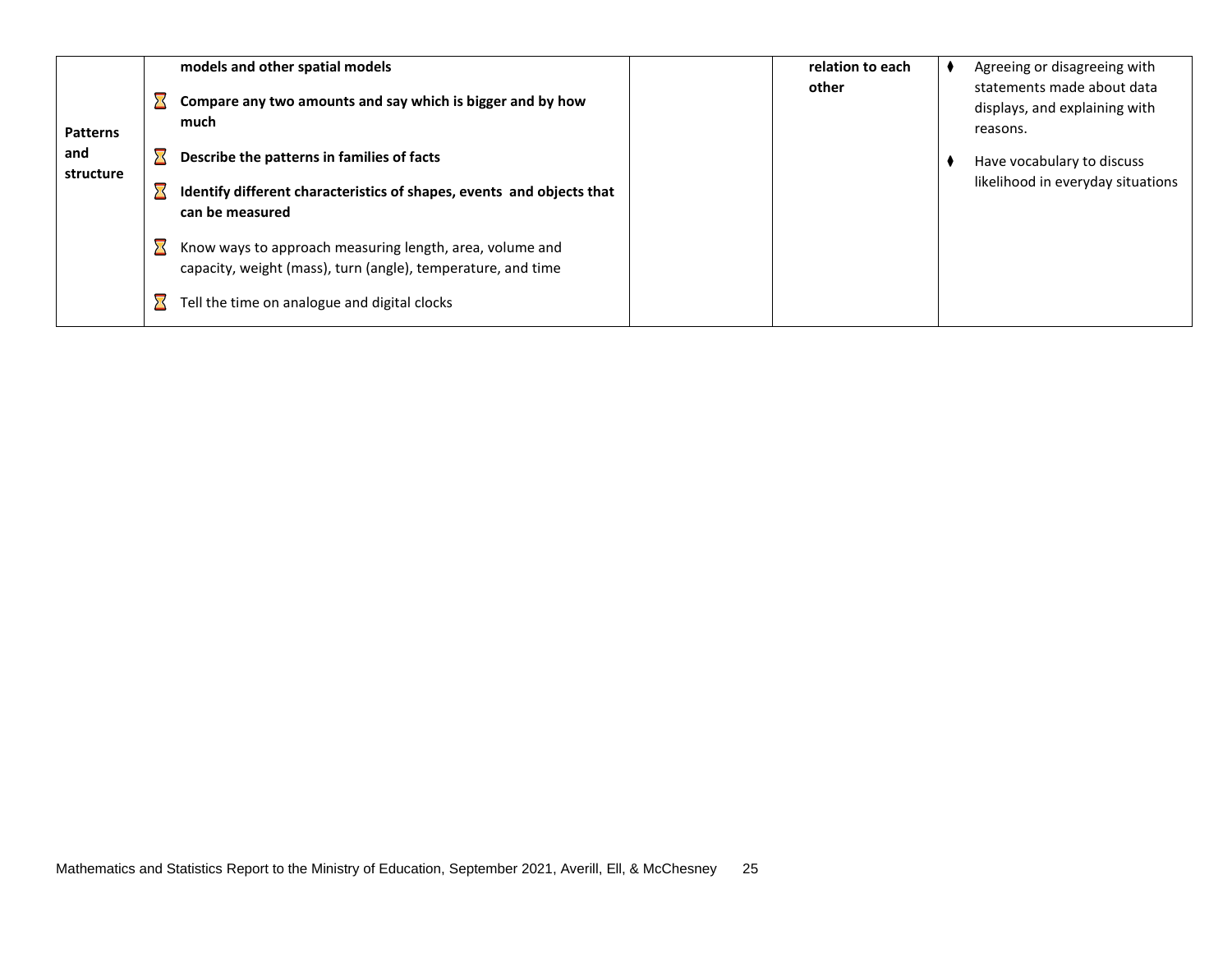| | | | | |
|---|---|---|---|---|
| **Patterns and structure** | **models and other spatial models**<br>⌛ **Compare any two amounts and say which is bigger and by how much**<br>⌛ **Describe the patterns in families of facts**<br>⌛ **Identify different characteristics of shapes, events and objects that can be measured**<br>⌛ Know ways to approach measuring length, area, volume and capacity, weight (mass), turn (angle), temperature, and time<br>⌛ Tell the time on analogue and digital clocks | | **relation to each other** | ⧫ Agreeing or disagreeing with statements made about data displays, and explaining with reasons.<br>⧫ Have vocabulary to discuss likelihood in everyday situations |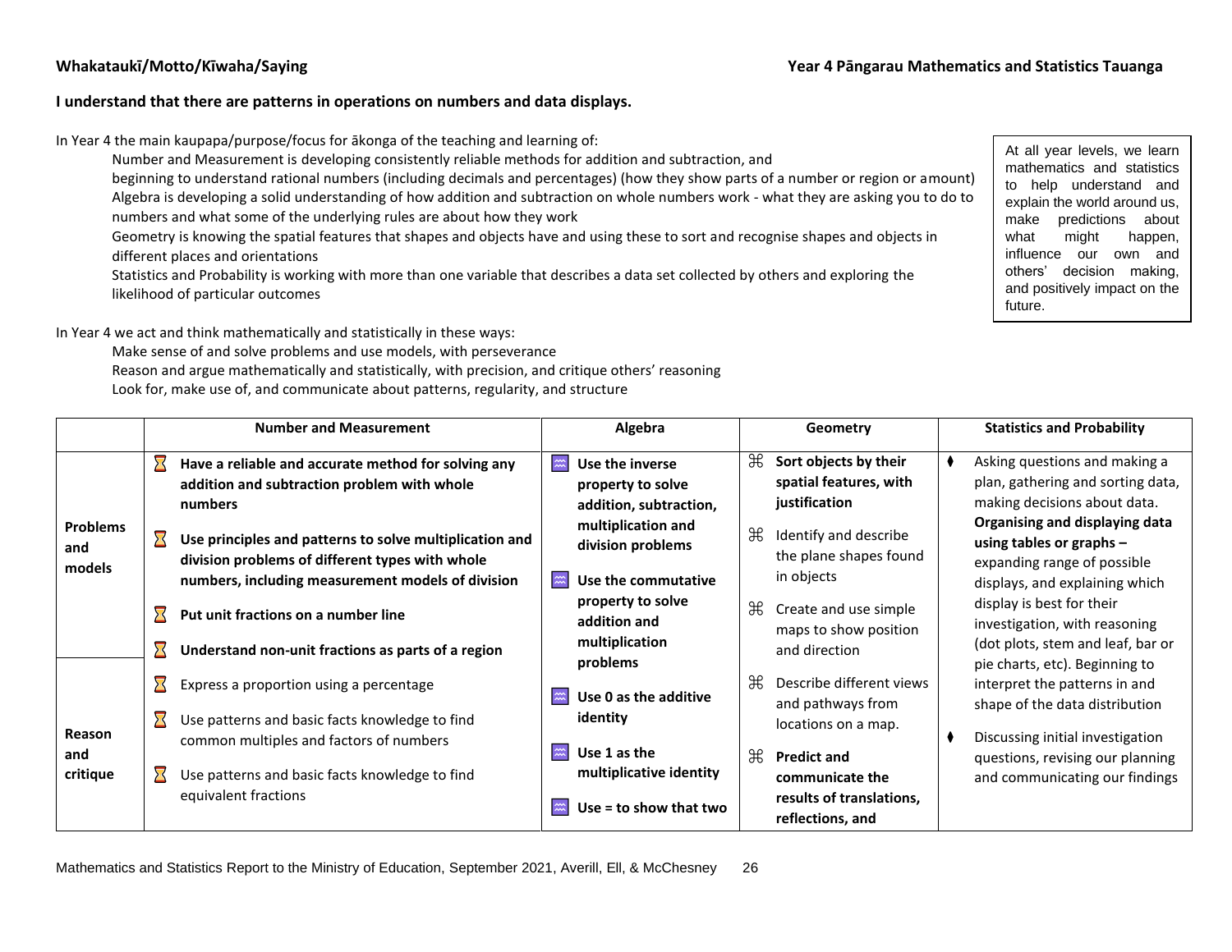**Whakataukī/Motto/Kīwaha/Saying**

**Year 4 Pāngarau Mathematics and Statistics Tauanga**

**I understand that there are patterns in operations on numbers and data displays.**

In Year 4 the main kaupapa/purpose/focus for ākonga of the teaching and learning of:

Number and Measurement is developing consistently reliable methods for addition and subtraction, and beginning to understand rational numbers (including decimals and percentages) (how they show parts of a number or region or amount)

Algebra is developing a solid understanding of how addition and subtraction on whole numbers work - what they are asking you to do to numbers and what some of the underlying rules are about how they work

Geometry is knowing the spatial features that shapes and objects have and using these to sort and recognise shapes and objects in different places and orientations

Statistics and Probability is working with more than one variable that describes a data set collected by others and exploring the likelihood of particular outcomes

> At all year levels, we learn mathematics and statistics to help understand and explain the world around us, make predictions about what might happen, influence our own and others' decision making, and positively impact on the future.

In Year 4 we act and think mathematically and statistically in these ways:

Make sense of and solve problems and use models, with perseverance

Reason and argue mathematically and statistically, with precision, and critique others' reasoning

Look for, make use of, and communicate about patterns, regularity, and structure

| | Number and Measurement | Algebra | Geometry | Statistics and Probability |
|---|---|---|---|---|
| **Problems and models** | ⌛ **Have a reliable and accurate method for solving any addition and subtraction problem with whole numbers**<br>⌛ **Use principles and patterns to solve multiplication and division problems of different types with whole numbers, including measurement models of division**<br>⌛ **Put unit fractions on a number line**<br>⌛ **Understand non-unit fractions as parts of a region** | **Use the inverse property to solve addition, subtraction, multiplication and division problems**<br>**Use the commutative property to solve addition and multiplication problems**<br>**Use 0 as the additive identity**<br>**Use 1 as the multiplicative identity**<br>**Use = to show that two** | ⌘ **Sort objects by their spatial features, with justification**<br>⌘ Identify and describe the plane shapes found in objects<br>⌘ Create and use simple maps to show position and direction<br>⌘ Describe different views and pathways from locations on a map.<br>⌘ **Predict and communicate the results of translations, reflections, and** | ⧫ Asking questions and making a plan, gathering and sorting data, making decisions about data. **Organising and displaying data using tables or graphs –** expanding range of possible displays, and explaining which display is best for their investigation, with reasoning (dot plots, stem and leaf, bar or pie charts, etc). Beginning to interpret the patterns in and shape of the data distribution<br>⧫ Discussing initial investigation questions, revising our planning and communicating our findings |
| **Reason and critique** | ⌛ Express a proportion using a percentage<br>⌛ Use patterns and basic facts knowledge to find common multiples and factors of numbers<br>⌛ Use patterns and basic facts knowledge to find equivalent fractions | | | |

Mathematics and Statistics Report to the Ministry of Education, September 2021, Averill, Ell, & McChesney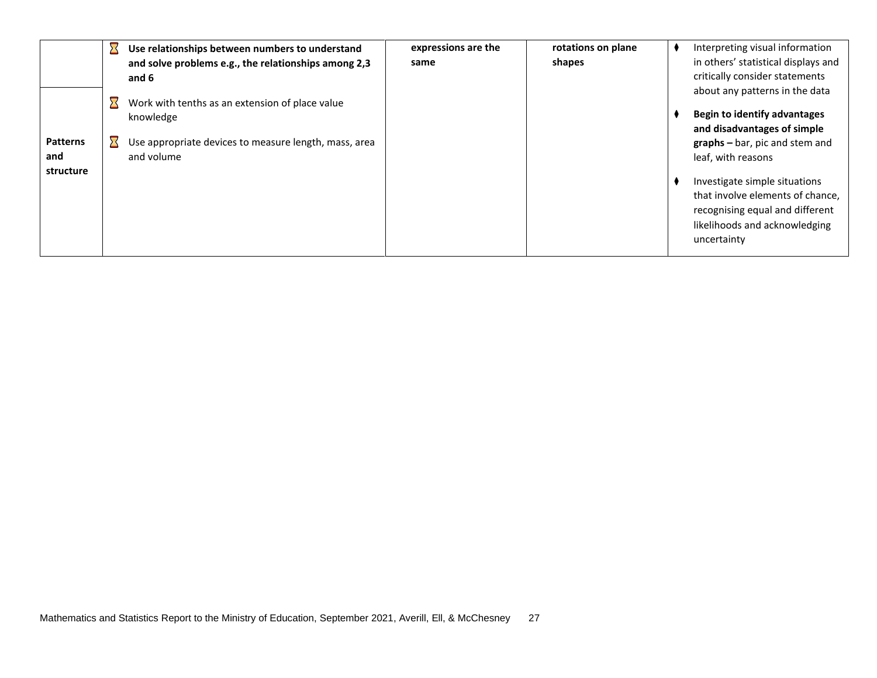| | | | | |
|---|---|---|---|---|
| | ⌛ **Use relationships between numbers to understand and solve problems e.g., the relationships among 2,3 and 6** | **expressions are the same** | **rotations on plane shapes** | ⧫ Interpreting visual information in others' statistical displays and critically consider statements about any patterns in the data<br><br>⧫ **Begin to identify advantages and disadvantages of simple graphs –** bar, pic and stem and leaf, with reasons<br><br>⧫ Investigate simple situations that involve elements of chance, recognising equal and different likelihoods and acknowledging uncertainty |
| **Patterns and structure** | ⌛ Work with tenths as an extension of place value knowledge<br><br>⌛ Use appropriate devices to measure length, mass, area and volume | | | |

Mathematics and Statistics Report to the Ministry of Education, September 2021, Averill, Ell, & McChesney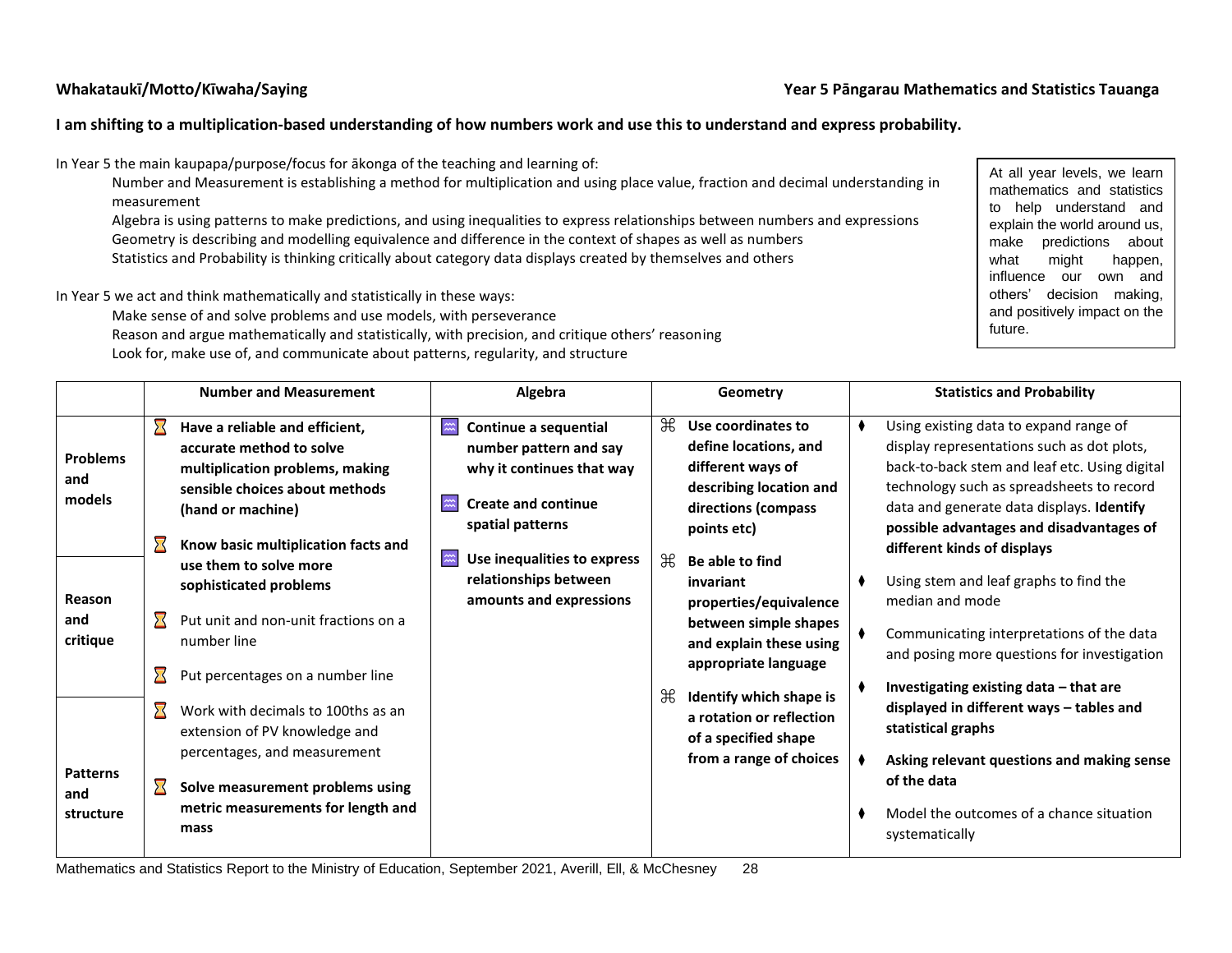**Whakataukī/Motto/Kīwaha/Saying**

**Year 5 Pāngarau Mathematics and Statistics Tauanga**

**I am shifting to a multiplication-based understanding of how numbers work and use this to understand and express probability.**

In Year 5 the main kaupapa/purpose/focus for ākonga of the teaching and learning of:

- Number and Measurement is establishing a method for multiplication and using place value, fraction and decimal understanding in measurement
- Algebra is using patterns to make predictions, and using inequalities to express relationships between numbers and expressions
- Geometry is describing and modelling equivalence and difference in the context of shapes as well as numbers
- Statistics and Probability is thinking critically about category data displays created by themselves and others

In Year 5 we act and think mathematically and statistically in these ways:

- Make sense of and solve problems and use models, with perseverance
- Reason and argue mathematically and statistically, with precision, and critique others' reasoning
- Look for, make use of, and communicate about patterns, regularity, and structure

At all year levels, we learn mathematics and statistics to help understand and explain the world around us, make predictions about what might happen, influence our own and others' decision making, and positively impact on the future.

| | Number and Measurement | Algebra | Geometry | Statistics and Probability |
|---|---|---|---|---|
| Problems and models<br><br>Reason and critique<br><br>Patterns and structure | ⏳ **Have a reliable and efficient, accurate method to solve multiplication problems, making sensible choices about methods (hand or machine)**<br><br>⏳ **Know basic multiplication facts and use them to solve more sophisticated problems**<br><br>⏳ Put unit and non-unit fractions on a number line<br><br>⏳ Put percentages on a number line<br><br>⏳ Work with decimals to 100ths as an extension of PV knowledge and percentages, and measurement<br><br>⏳ **Solve measurement problems using metric measurements for length and mass** | **Continue a sequential number pattern and say why it continues that way**<br><br>**Create and continue spatial patterns**<br><br>**Use inequalities to express relationships between amounts and expressions** | ⌘ **Use coordinates to define locations, and different ways of describing location and directions (compass points etc)**<br><br>⌘ **Be able to find invariant properties/equivalence between simple shapes and explain these using appropriate language**<br><br>⌘ **Identify which shape is a rotation or reflection of a specified shape from a range of choices** | ⧫ Using existing data to expand range of display representations such as dot plots, back-to-back stem and leaf etc. Using digital technology such as spreadsheets to record data and generate data displays. **Identify possible advantages and disadvantages of different kinds of displays**<br><br>⧫ Using stem and leaf graphs to find the median and mode<br><br>⧫ Communicating interpretations of the data and posing more questions for investigation<br><br>⧫ **Investigating existing data – that are displayed in different ways – tables and statistical graphs**<br><br>⧫ **Asking relevant questions and making sense of the data**<br><br>⧫ Model the outcomes of a chance situation systematically |

Mathematics and Statistics Report to the Ministry of Education, September 2021, Averill, Ell, & McChesney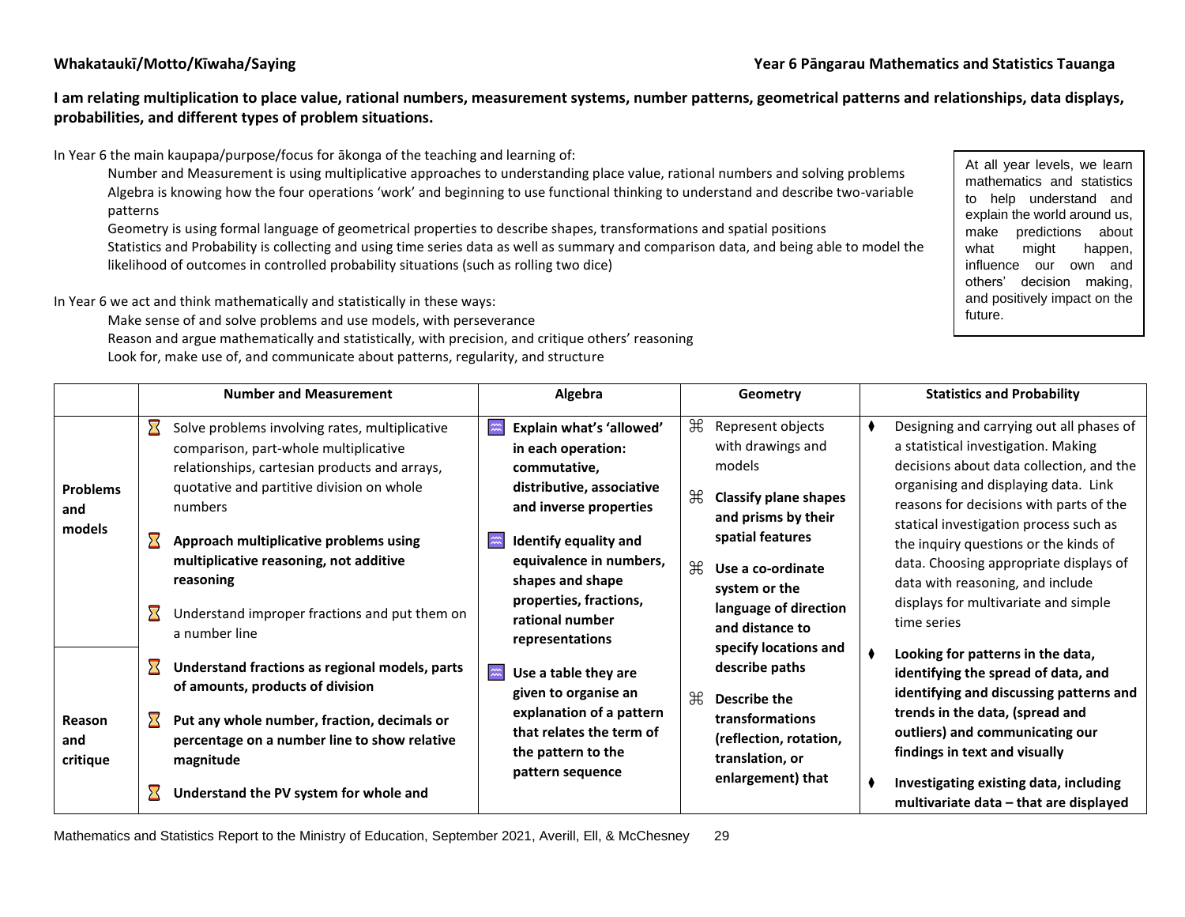**Whakataukī/Motto/Kīwaha/Saying** **Year 6 Pāngarau Mathematics and Statistics Tauanga**

**I am relating multiplication to place value, rational numbers, measurement systems, number patterns, geometrical patterns and relationships, data displays, probabilities, and different types of problem situations.**

In Year 6 the main kaupapa/purpose/focus for ākonga of the teaching and learning of:

- Number and Measurement is using multiplicative approaches to understanding place value, rational numbers and solving problems
- Algebra is knowing how the four operations 'work' and beginning to use functional thinking to understand and describe two-variable patterns
- Geometry is using formal language of geometrical properties to describe shapes, transformations and spatial positions
- Statistics and Probability is collecting and using time series data as well as summary and comparison data, and being able to model the likelihood of outcomes in controlled probability situations (such as rolling two dice)

In Year 6 we act and think mathematically and statistically in these ways:

- Make sense of and solve problems and use models, with perseverance
- Reason and argue mathematically and statistically, with precision, and critique others' reasoning
- Look for, make use of, and communicate about patterns, regularity, and structure

At all year levels, we learn mathematics and statistics to help understand and explain the world around us, make predictions about what might happen, influence our own and others' decision making, and positively impact on the future.

| | Number and Measurement | Algebra | Geometry | Statistics and Probability |
|---|---|---|---|---|
| **Problems and models** | ⌛ Solve problems involving rates, multiplicative comparison, part-whole multiplicative relationships, cartesian products and arrays, quotative and partitive division on whole numbers<br><br>⌛ **Approach multiplicative problems using multiplicative reasoning, not additive reasoning**<br><br>⌛ Understand improper fractions and put them on a number line | **Explain what's 'allowed' in each operation: commutative, distributive, associative and inverse properties**<br><br>**Identify equality and equivalence in numbers, shapes and shape properties, fractions, rational number representations**<br><br>**Use a table they are given to organise an explanation of a pattern that relates the term of the pattern to the pattern sequence** | ⌘ Represent objects with drawings and models<br><br>⌘ **Classify plane shapes and prisms by their spatial features**<br><br>⌘ **Use a co-ordinate system or the language of direction and distance to specify locations and describe paths**<br><br>⌘ **Describe the transformations (reflection, rotation, translation, or enlargement) that** | ⧫ Designing and carrying out all phases of a statistical investigation. Making decisions about data collection, and the organising and displaying data. Link reasons for decisions with parts of the statical investigation process such as the inquiry questions or the kinds of data. Choosing appropriate displays of data with reasoning, and include displays for multivariate and simple time series<br><br>⧫ **Looking for patterns in the data, identifying the spread of data, and identifying and discussing patterns and trends in the data, (spread and outliers) and communicating our findings in text and visually**<br><br>⧫ **Investigating existing data, including multivariate data – that are displayed** |
| **Reason and critique** | ⌛ **Understand fractions as regional models, parts of amounts, products of division**<br><br>⌛ **Put any whole number, fraction, decimals or percentage on a number line to show relative magnitude**<br><br>⌛ **Understand the PV system for whole and** | | | |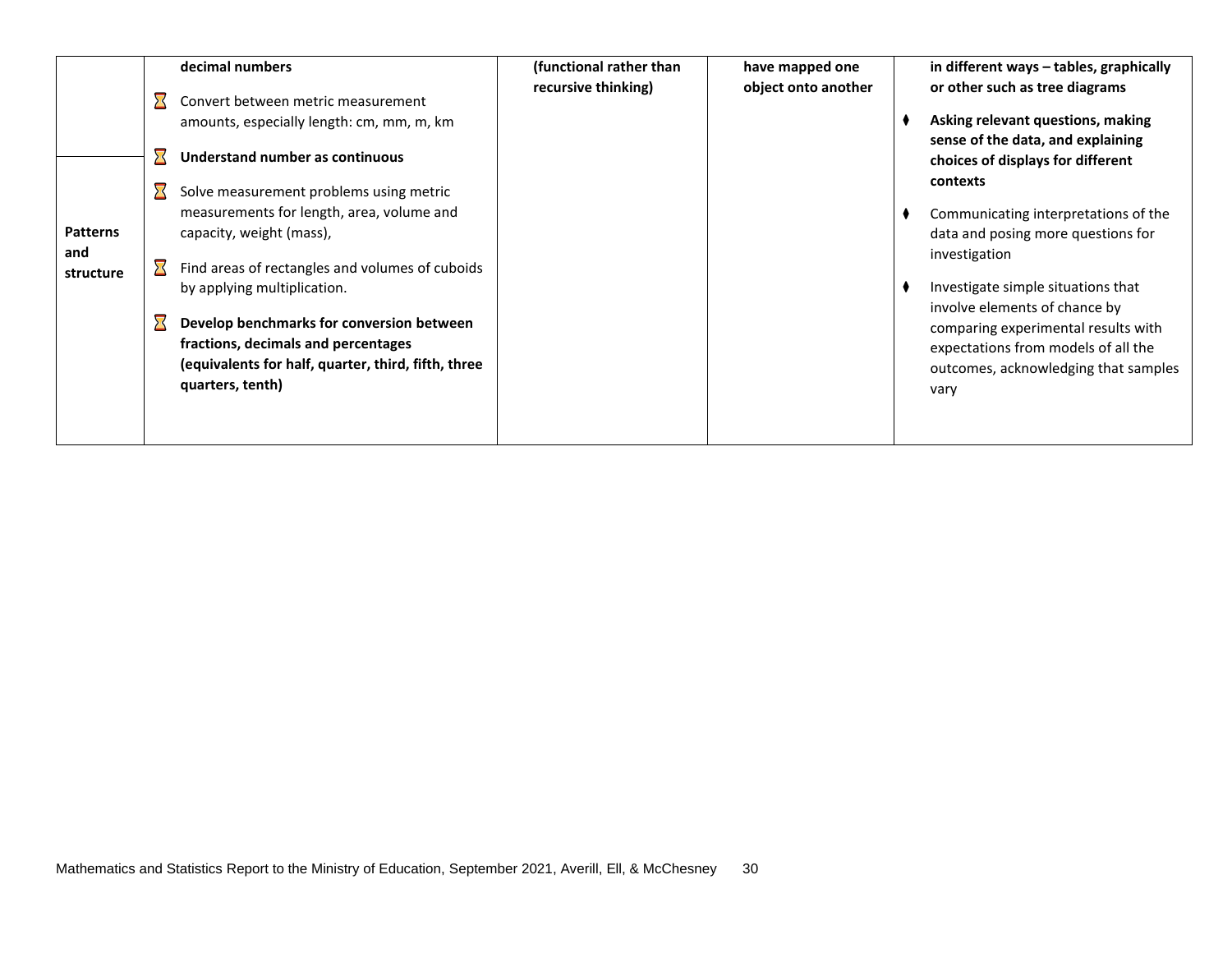| | | | | |
|---|---|---|---|---|
| | **decimal numbers**<br>⌛ Convert between metric measurement amounts, especially length: cm, mm, m, km | **(functional rather than recursive thinking)** | **have mapped one object onto another** | **in different ways – tables, graphically or other such as tree diagrams**<br>⧫ **Asking relevant questions, making sense of the data, and explaining choices of displays for different contexts**<br>⧫ Communicating interpretations of the data and posing more questions for investigation<br>⧫ Investigate simple situations that involve elements of chance by comparing experimental results with expectations from models of all the outcomes, acknowledging that samples vary |
| **Patterns and structure** | ⌛ **Understand number as continuous**<br>⌛ Solve measurement problems using metric measurements for length, area, volume and capacity, weight (mass),<br>⌛ Find areas of rectangles and volumes of cuboids by applying multiplication.<br>⌛ **Develop benchmarks for conversion between fractions, decimals and percentages (equivalents for half, quarter, third, fifth, three quarters, tenth)** | | | |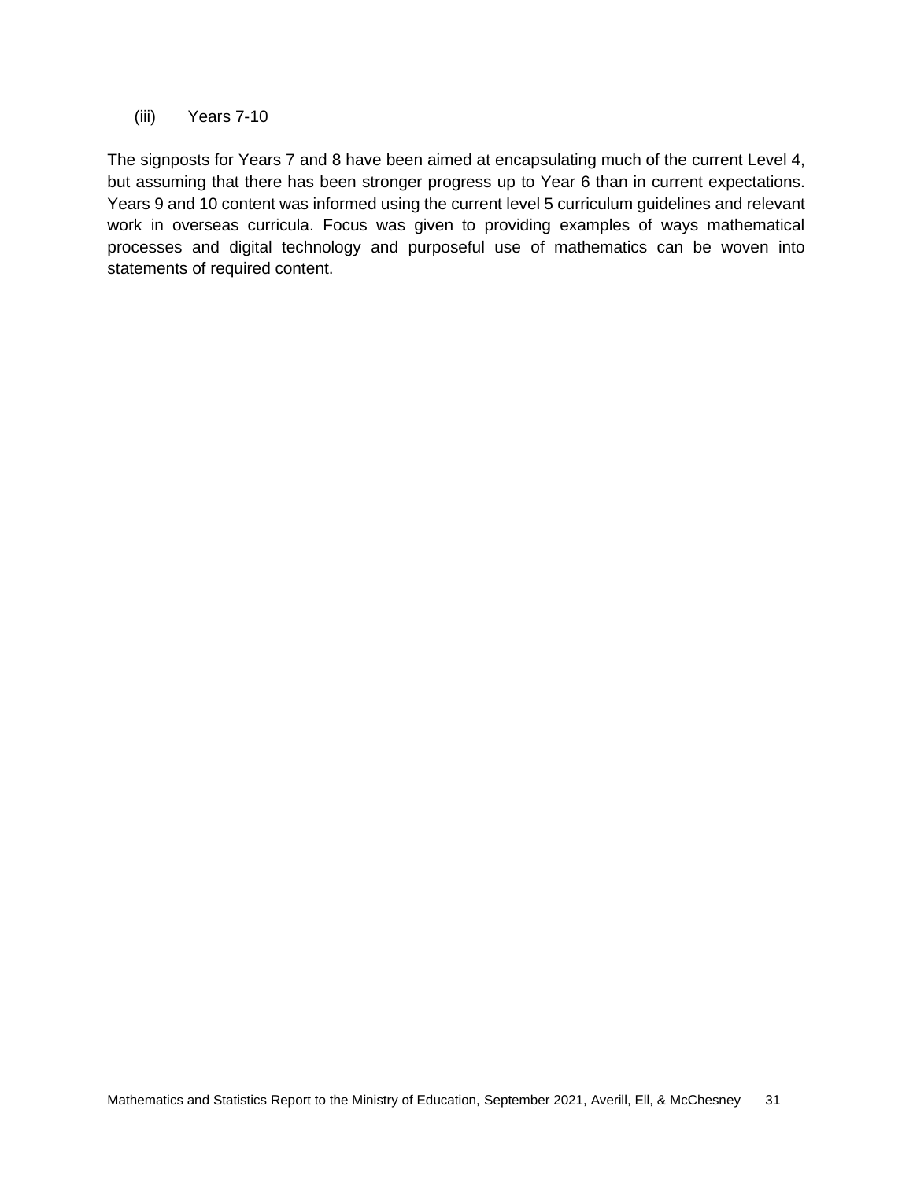(iii) Years 7-10

The signposts for Years 7 and 8 have been aimed at encapsulating much of the current Level 4, but assuming that there has been stronger progress up to Year 6 than in current expectations. Years 9 and 10 content was informed using the current level 5 curriculum guidelines and relevant work in overseas curricula. Focus was given to providing examples of ways mathematical processes and digital technology and purposeful use of mathematics can be woven into statements of required content.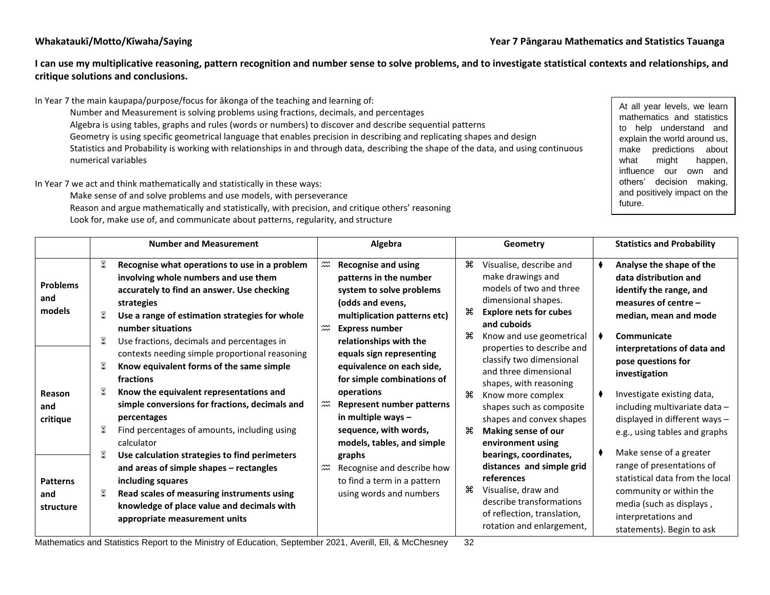**Whakataukī/Motto/Kīwaha/Saying** **Year 7 Pāngarau Mathematics and Statistics Tauanga**

**I can use my multiplicative reasoning, pattern recognition and number sense to solve problems, and to investigate statistical contexts and relationships, and critique solutions and conclusions.**

In Year 7 the main kaupapa/purpose/focus for ākonga of the teaching and learning of:

- Number and Measurement is solving problems using fractions, decimals, and percentages
- Algebra is using tables, graphs and rules (words or numbers) to discover and describe sequential patterns
- Geometry is using specific geometrical language that enables precision in describing and replicating shapes and design
- Statistics and Probability is working with relationships in and through data, describing the shape of the data, and using continuous numerical variables

In Year 7 we act and think mathematically and statistically in these ways:

- Make sense of and solve problems and use models, with perseverance
- Reason and argue mathematically and statistically, with precision, and critique others' reasoning
- Look for, make use of, and communicate about patterns, regularity, and structure

At all year levels, we learn mathematics and statistics to help understand and explain the world around us, make predictions about what might happen, influence our own and others' decision making, and positively impact on the future.

| | Number and Measurement | Algebra | Geometry | Statistics and Probability |
|---|---|---|---|---|
| **Problems and models**<br><br>**Reason and critique**<br><br>**Patterns and structure** | ⌛ **Recognise what operations to use in a problem involving whole numbers and use them accurately to find an answer. Use checking strategies**<br>⌛ **Use a range of estimation strategies for whole number situations**<br>⌛ Use fractions, decimals and percentages in contexts needing simple proportional reasoning<br>⌛ **Know equivalent forms of the same simple fractions**<br>⌛ **Know the equivalent representations and simple conversions for fractions, decimals and percentages**<br>⌛ Find percentages of amounts, including using calculator<br>⌛ **Use calculation strategies to find perimeters and areas of simple shapes – rectangles including squares**<br>⌛ **Read scales of measuring instruments using knowledge of place value and decimals with appropriate measurement units** | ≈ **Recognise and using patterns in the number system to solve problems (odds and evens, multiplication patterns etc)**<br>≈ **Express number relationships with the equals sign representing equivalence on each side, for simple combinations of operations**<br>≈ **Represent number patterns in multiple ways – sequence, with words, models, tables, and simple graphs**<br>≈ Recognise and describe how to find a term in a pattern using words and numbers | ⌘ Visualise, describe and make drawings and models of two and three dimensional shapes.<br>⌘ **Explore nets for cubes and cuboids**<br>⌘ Know and use geometrical properties to describe and classify two dimensional and three dimensional shapes, with reasoning<br>⌘ Know more complex shapes such as composite shapes and convex shapes<br>⌘ **Making sense of our environment using bearings, coordinates, distances and simple grid references**<br>⌘ Visualise, draw and describe transformations of reflection, translation, rotation and enlargement, | ♦ **Analyse the shape of the data distribution and identify the range, and measures of centre – median, mean and mode**<br>♦ **Communicate interpretations of data and pose questions for investigation**<br>♦ Investigate existing data, including multivariate data – displayed in different ways – e.g., using tables and graphs<br>♦ Make sense of a greater range of presentations of statistical data from the local community or within the media (such as displays , interpretations and statements). Begin to ask |

Mathematics and Statistics Report to the Ministry of Education, September 2021, Averill, Ell, & McChesney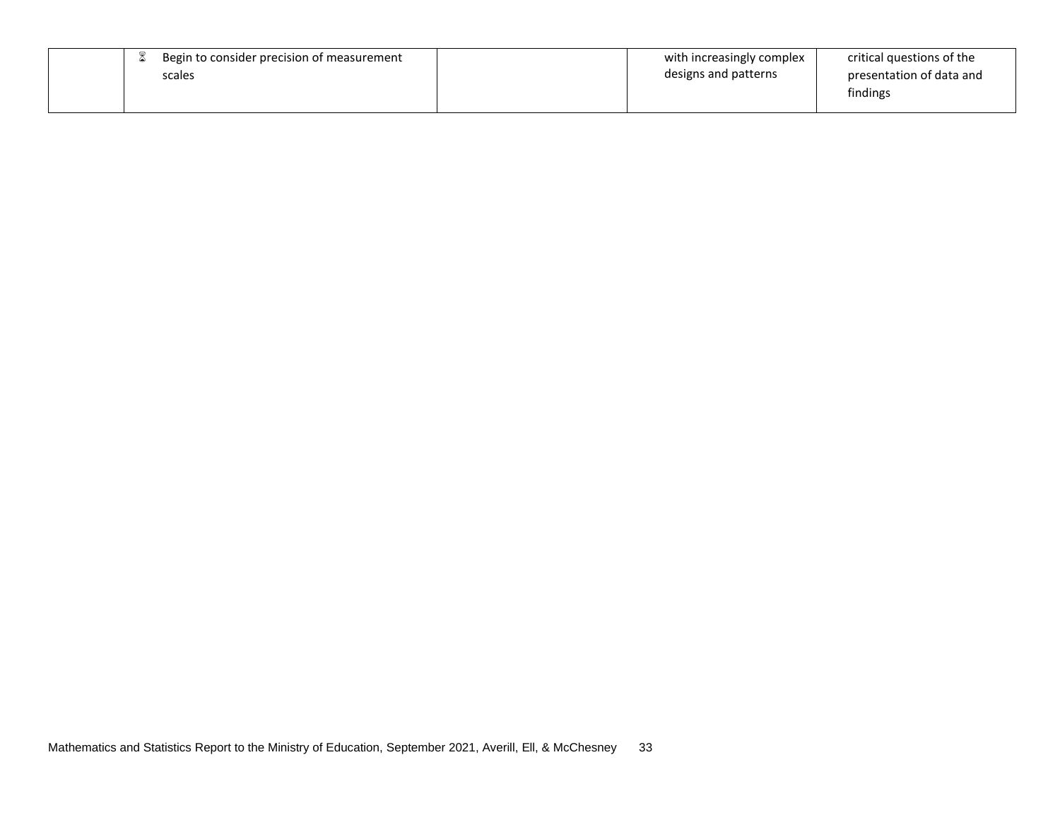| | | | | |
|---|---|---|---|---|
| | - Begin to consider precision of measurement scales | | with increasingly complex designs and patterns | critical questions of the presentation of data and findings |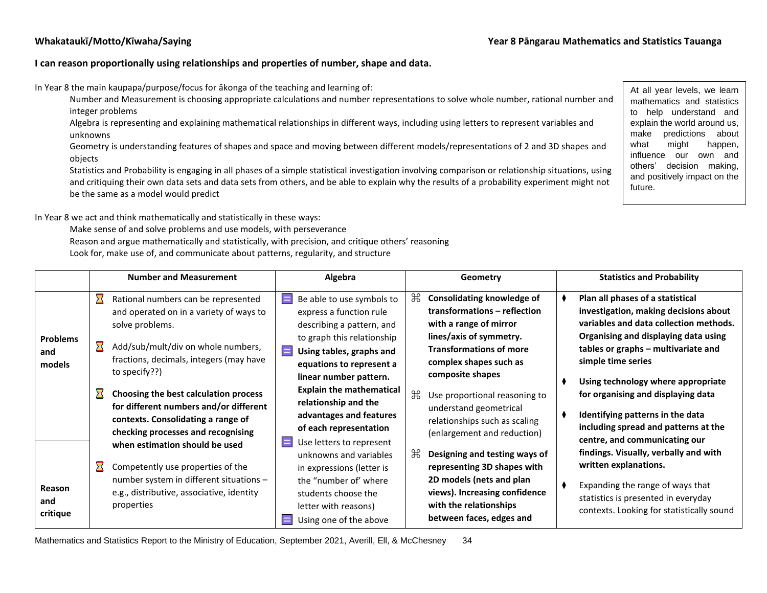**Whakataukī/Motto/Kīwaha/Saying** **Year 8 Pāngarau Mathematics and Statistics Tauanga**

**I can reason proportionally using relationships and properties of number, shape and data.**

In Year 8 the main kaupapa/purpose/focus for ākonga of the teaching and learning of:

- Number and Measurement is choosing appropriate calculations and number representations to solve whole number, rational number and integer problems
- Algebra is representing and explaining mathematical relationships in different ways, including using letters to represent variables and unknowns
- Geometry is understanding features of shapes and space and moving between different models/representations of 2 and 3D shapes and objects
- Statistics and Probability is engaging in all phases of a simple statistical investigation involving comparison or relationship situations, using and critiquing their own data sets and data sets from others, and be able to explain why the results of a probability experiment might not be the same as a model would predict

> At all year levels, we learn mathematics and statistics to help understand and explain the world around us, make predictions about what might happen, influence our own and others' decision making, and positively impact on the future.

In Year 8 we act and think mathematically and statistically in these ways:

- Make sense of and solve problems and use models, with perseverance
- Reason and argue mathematically and statistically, with precision, and critique others' reasoning
- Look for, make use of, and communicate about patterns, regularity, and structure

| | Number and Measurement | Algebra | Geometry | Statistics and Probability |
|---|---|---|---|---|
| **Problems and models** / **Reason and critique** | ⌛ Rational numbers can be represented and operated on in a variety of ways to solve problems.<br><br>⌛ Add/sub/mult/div on whole numbers, fractions, decimals, integers (may have to specify??)<br><br>⌛ **Choosing the best calculation process for different numbers and/or different contexts. Consolidating a range of checking processes and recognising when estimation should be used**<br><br>⌛ Competently use properties of the number system in different situations – e.g., distributive, associative, identity properties | ♒ Be able to use symbols to express a function rule describing a pattern, and to graph this relationship<br><br>♒ **Using tables, graphs and equations to represent a linear number pattern. Explain the mathematical relationship and the advantages and features of each representation**<br><br>♒ Use letters to represent unknowns and variables in expressions (letter is the "number of' where students choose the letter with reasons)<br><br>♒ Using one of the above | ⌘ **Consolidating knowledge of transformations – reflection with a range of mirror lines/axis of symmetry. Transformations of more complex shapes such as composite shapes**<br><br>⌘ Use proportional reasoning to understand geometrical relationships such as scaling (enlargement and reduction)<br><br>⌘ **Designing and testing ways of representing 3D shapes with 2D models (nets and plan views). Increasing confidence with the relationships between faces, edges and** | ⧫ **Plan all phases of a statistical investigation, making decisions about variables and data collection methods. Organising and displaying data using tables or graphs – multivariate and simple time series**<br><br>⧫ **Using technology where appropriate for organising and displaying data**<br><br>⧫ **Identifying patterns in the data including spread and patterns at the centre, and communicating our findings. Visually, verbally and with written explanations.**<br><br>⧫ Expanding the range of ways that statistics is presented in everyday contexts. Looking for statistically sound |

Mathematics and Statistics Report to the Ministry of Education, September 2021, Averill, Ell, & McChesney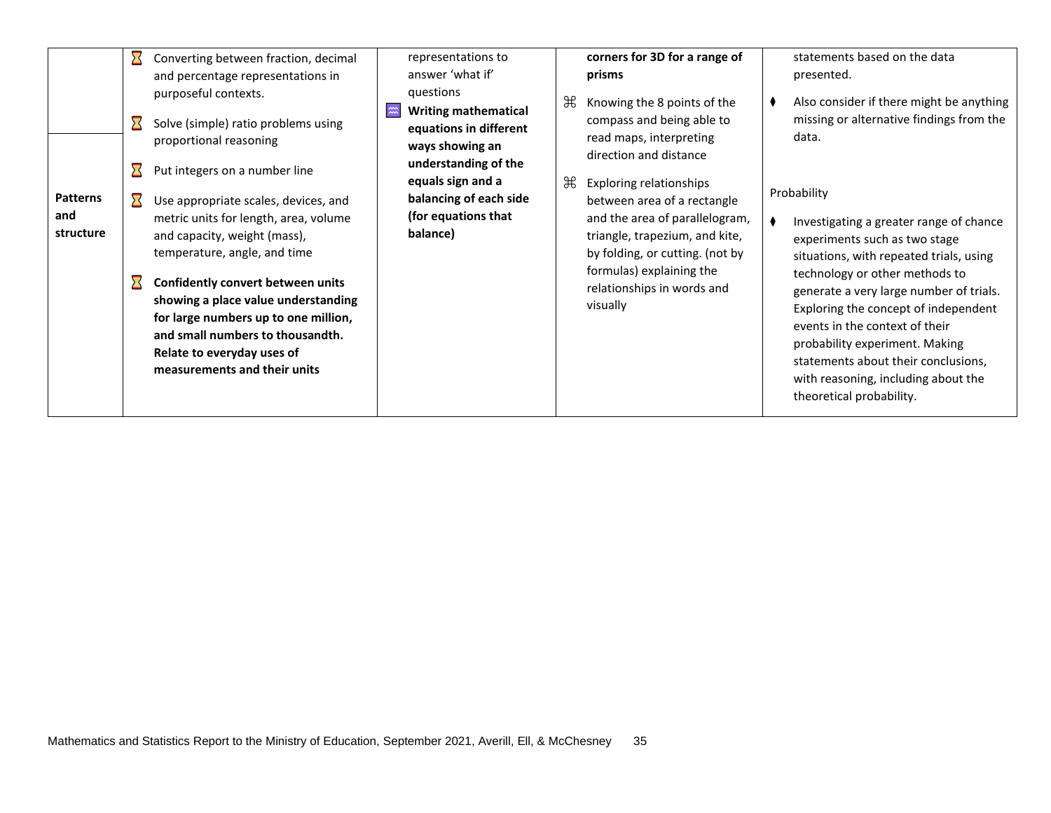| | | | | |
|---|---|---|---|---|
| | ⌛ Converting between fraction, decimal and percentage representations in purposeful contexts. | representations to answer 'what if' questions | **corners for 3D for a range of prisms** | statements based on the data presented. |
| **Patterns and structure** | ⌛ Solve (simple) ratio problems using proportional reasoning<br><br>⌛ Put integers on a number line<br><br>⌛ Use appropriate scales, devices, and metric units for length, area, volume and capacity, weight (mass), temperature, angle, and time<br><br>⌛ **Confidently convert between units showing a place value understanding for large numbers up to one million, and small numbers to thousandth. Relate to everyday uses of measurements and their units** | ♒ **Writing mathematical equations in different ways showing an understanding of the equals sign and a balancing of each side (for equations that balance)** | ⌘ Knowing the 8 points of the compass and being able to read maps, interpreting direction and distance<br><br>⌘ Exploring relationships between area of a rectangle and the area of parallelogram, triangle, trapezium, and kite, by folding, or cutting. (not by formulas) explaining the relationships in words and visually | ⧫ Also consider if there might be anything missing or alternative findings from the data.<br><br>Probability<br><br>⧫ Investigating a greater range of chance experiments such as two stage situations, with repeated trials, using technology or other methods to generate a very large number of trials. Exploring the concept of independent events in the context of their probability experiment. Making statements about their conclusions, with reasoning, including about the theoretical probability. |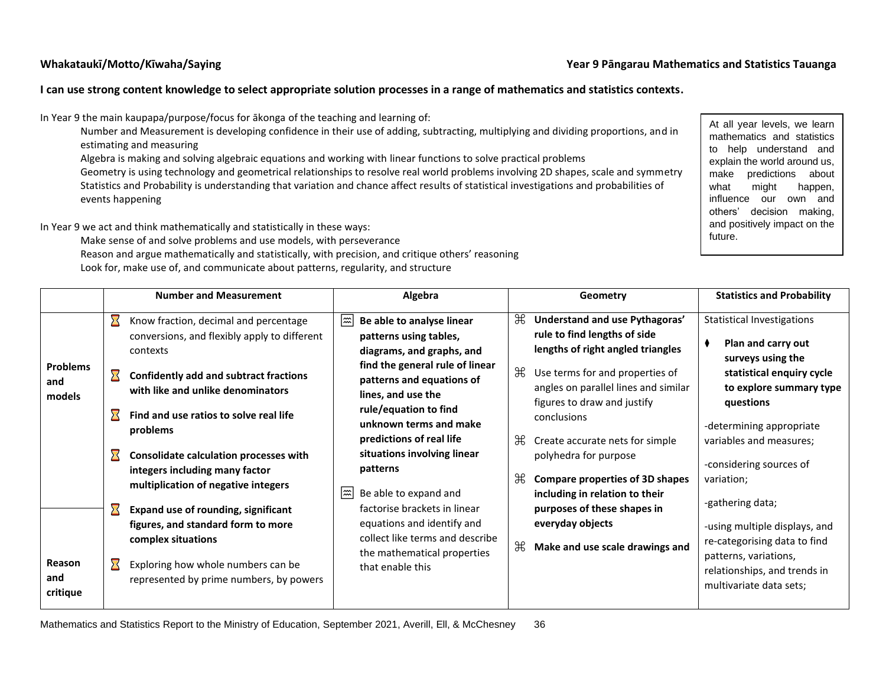**Whakataukī/Motto/Kīwaha/Saying** **Year 9 Pāngarau Mathematics and Statistics Tauanga**

**I can use strong content knowledge to select appropriate solution processes in a range of mathematics and statistics contexts.**

In Year 9 the main kaupapa/purpose/focus for ākonga of the teaching and learning of:

Number and Measurement is developing confidence in their use of adding, subtracting, multiplying and dividing proportions, and in estimating and measuring
Algebra is making and solving algebraic equations and working with linear functions to solve practical problems
Geometry is using technology and geometrical relationships to resolve real world problems involving 2D shapes, scale and symmetry
Statistics and Probability is understanding that variation and chance affect results of statistical investigations and probabilities of events happening

In Year 9 we act and think mathematically and statistically in these ways:

Make sense of and solve problems and use models, with perseverance
Reason and argue mathematically and statistically, with precision, and critique others' reasoning
Look for, make use of, and communicate about patterns, regularity, and structure

At all year levels, we learn mathematics and statistics to help understand and explain the world around us, make predictions about what might happen, influence our own and others' decision making, and positively impact on the future.

| | Number and Measurement | Algebra | Geometry | Statistics and Probability |
|---|---|---|---|---|
| **Problems and models** / **Reason and critique** | ⌛ Know fraction, decimal and percentage conversions, and flexibly apply to different contexts<br><br>⌛ **Confidently add and subtract fractions with like and unlike denominators**<br><br>⌛ **Find and use ratios to solve real life problems**<br><br>⌛ **Consolidate calculation processes with integers including many factor multiplication of negative integers**<br><br>⌛ **Expand use of rounding, significant figures, and standard form to more complex situations**<br><br>⌛ Exploring how whole numbers can be represented by prime numbers, by powers | **Be able to analyse linear patterns using tables, diagrams, and graphs, and find the general rule of linear patterns and equations of lines, and use the rule/equation to find unknown terms and make predictions of real life situations involving linear patterns**<br><br>Be able to expand and factorise brackets in linear equations and identify and collect like terms and describe the mathematical properties that enable this | ⌘ **Understand and use Pythagoras' rule to find lengths of side lengths of right angled triangles**<br><br>⌘ Use terms for and properties of angles on parallel lines and similar figures to draw and justify conclusions<br><br>⌘ Create accurate nets for simple polyhedra for purpose<br><br>⌘ **Compare properties of 3D shapes including in relation to their purposes of these shapes in everyday objects**<br><br>⌘ **Make and use scale drawings and** | Statistical Investigations<br><br>⧫ **Plan and carry out surveys using the statistical enquiry cycle to explore summary type questions**<br><br>-determining appropriate variables and measures;<br><br>-considering sources of variation;<br><br>-gathering data;<br><br>-using multiple displays, and re-categorising data to find patterns, variations, relationships, and trends in multivariate data sets; |

Mathematics and Statistics Report to the Ministry of Education, September 2021, Averill, Ell, & McChesney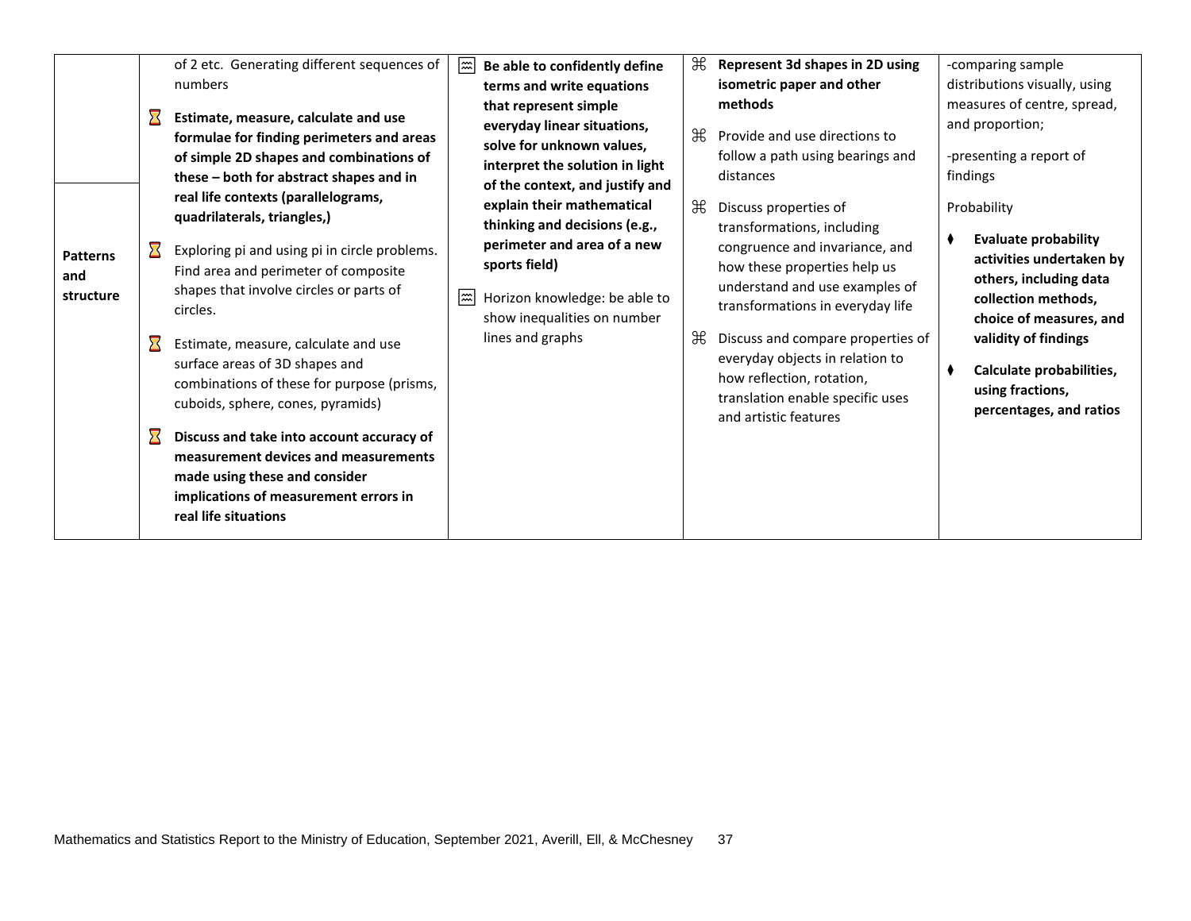| | | | | |
|---|---|---|---|---|
| **Patterns and structure** | of 2 etc. Generating different sequences of numbers<br><br>⌛ **Estimate, measure, calculate and use formulae for finding perimeters and areas of simple 2D shapes and combinations of these – both for abstract shapes and in real life contexts (parallelograms, quadrilaterals, triangles,)**<br><br>⌛ Exploring pi and using pi in circle problems. Find area and perimeter of composite shapes that involve circles or parts of circles.<br><br>⌛ Estimate, measure, calculate and use surface areas of 3D shapes and combinations of these for purpose (prisms, cuboids, sphere, cones, pyramids)<br><br>⌛ **Discuss and take into account accuracy of measurement devices and measurements made using these and consider implications of measurement errors in real life situations** | **Be able to confidently define terms and write equations that represent simple everyday linear situations, solve for unknown values, interpret the solution in light of the context, and justify and explain their mathematical thinking and decisions (e.g., perimeter and area of a new sports field)**<br><br>Horizon knowledge: be able to show inequalities on number lines and graphs | ⌘ **Represent 3d shapes in 2D using isometric paper and other methods**<br><br>⌘ Provide and use directions to follow a path using bearings and distances<br><br>⌘ Discuss properties of transformations, including congruence and invariance, and how these properties help us understand and use examples of transformations in everyday life<br><br>⌘ Discuss and compare properties of everyday objects in relation to how reflection, rotation, translation enable specific uses and artistic features | -comparing sample distributions visually, using measures of centre, spread, and proportion;<br><br>-presenting a report of findings<br><br>Probability<br><br>⧫ **Evaluate probability activities undertaken by others, including data collection methods, choice of measures, and validity of findings**<br><br>⧫ **Calculate probabilities, using fractions, percentages, and ratios** |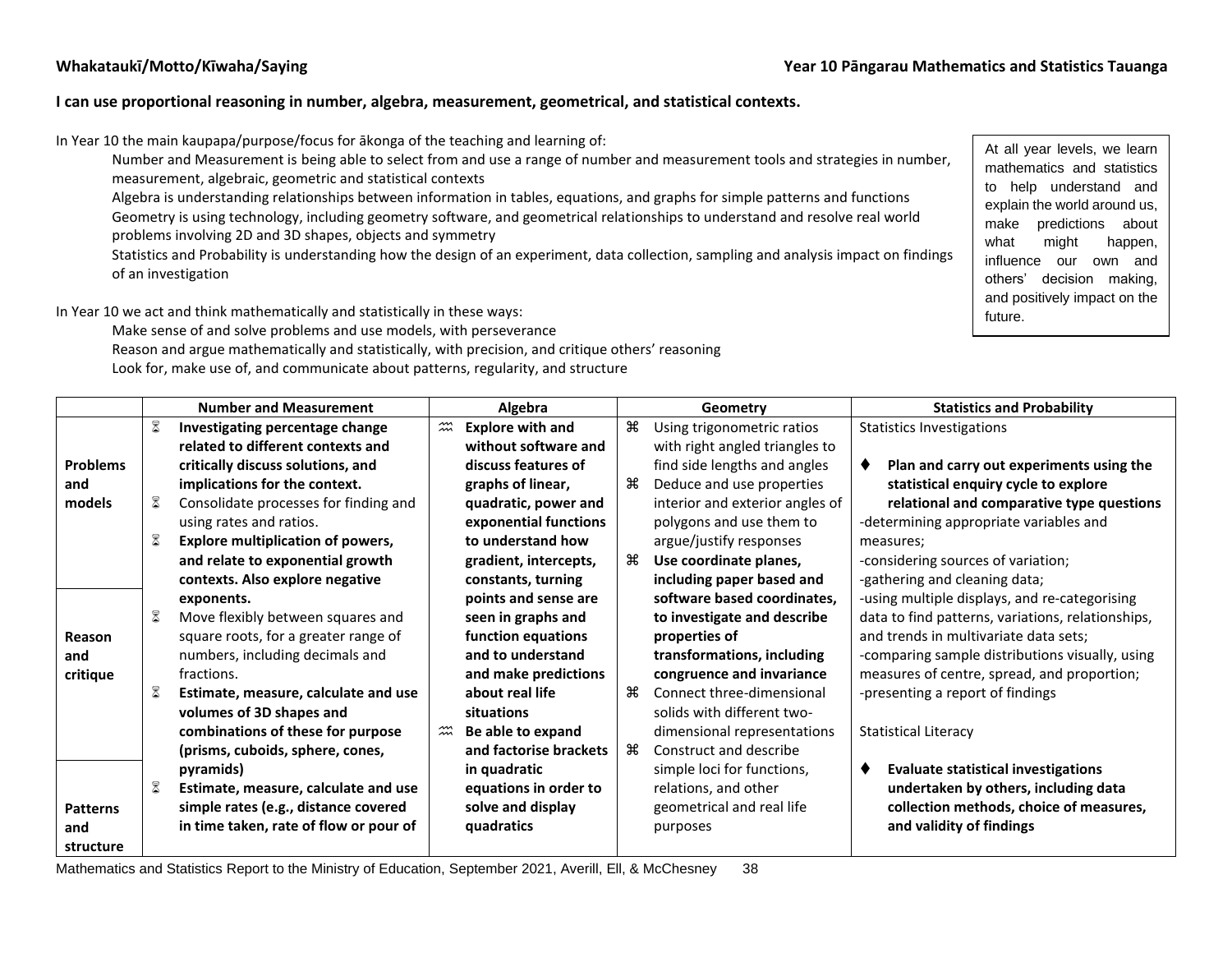**Whakataukī/Motto/Kīwaha/Saying**

**Year 10 Pāngarau Mathematics and Statistics Tauanga**

**I can use proportional reasoning in number, algebra, measurement, geometrical, and statistical contexts.**

In Year 10 the main kaupapa/purpose/focus for ākonga of the teaching and learning of:

- Number and Measurement is being able to select from and use a range of number and measurement tools and strategies in number, measurement, algebraic, geometric and statistical contexts
- Algebra is understanding relationships between information in tables, equations, and graphs for simple patterns and functions
- Geometry is using technology, including geometry software, and geometrical relationships to understand and resolve real world problems involving 2D and 3D shapes, objects and symmetry
- Statistics and Probability is understanding how the design of an experiment, data collection, sampling and analysis impact on findings of an investigation

In Year 10 we act and think mathematically and statistically in these ways:

- Make sense of and solve problems and use models, with perseverance
- Reason and argue mathematically and statistically, with precision, and critique others' reasoning
- Look for, make use of, and communicate about patterns, regularity, and structure

> At all year levels, we learn mathematics and statistics to help understand and explain the world around us, make predictions about what might happen, influence our own and others' decision making, and positively impact on the future.

| | Number and Measurement | Algebra | Geometry | Statistics and Probability |
|---|---|---|---|---|
| **Problems and models**<br><br>**Reason and critique**<br><br>**Patterns and structure** | ⌛ **Investigating percentage change related to different contexts and critically discuss solutions, and implications for the context.**<br>⌛ Consolidate processes for finding and using rates and ratios.<br>⌛ **Explore multiplication of powers, and relate to exponential growth contexts. Also explore negative exponents.**<br>⌛ Move flexibly between squares and square roots, for a greater range of numbers, including decimals and fractions.<br>⌛ **Estimate, measure, calculate and use volumes of 3D shapes and combinations of these for purpose (prisms, cuboids, sphere, cones, pyramids)**<br>⌛ **Estimate, measure, calculate and use simple rates (e.g., distance covered in time taken, rate of flow or pour of** | ♒ **Explore with and without software and discuss features of graphs of linear, quadratic, power and exponential functions to understand how gradient, intercepts, constants, turning points and sense are seen in graphs and function equations and to understand and make predictions about real life situations**<br>♒ **Be able to expand and factorise brackets in quadratic equations in order to solve and display quadratics** | ⌘ Using trigonometric ratios with right angled triangles to find side lengths and angles<br>⌘ Deduce and use properties interior and exterior angles of polygons and use them to argue/justify responses<br>⌘ **Use coordinate planes, including paper based and software based coordinates, to investigate and describe properties of transformations, including congruence and invariance**<br>⌘ Connect three-dimensional solids with different two-dimensional representations<br>⌘ Construct and describe simple loci for functions, relations, and other geometrical and real life purposes | Statistics Investigations<br><br>♦ **Plan and carry out experiments using the statistical enquiry cycle to explore relational and comparative type questions**<br>-determining appropriate variables and measures;<br>-considering sources of variation;<br>-gathering and cleaning data;<br>-using multiple displays, and re-categorising data to find patterns, variations, relationships, and trends in multivariate data sets;<br>-comparing sample distributions visually, using measures of centre, spread, and proportion;<br>-presenting a report of findings<br><br>Statistical Literacy<br><br>♦ **Evaluate statistical investigations undertaken by others, including data collection methods, choice of measures, and validity of findings** |

Mathematics and Statistics Report to the Ministry of Education, September 2021, Averill, Ell, & McChesney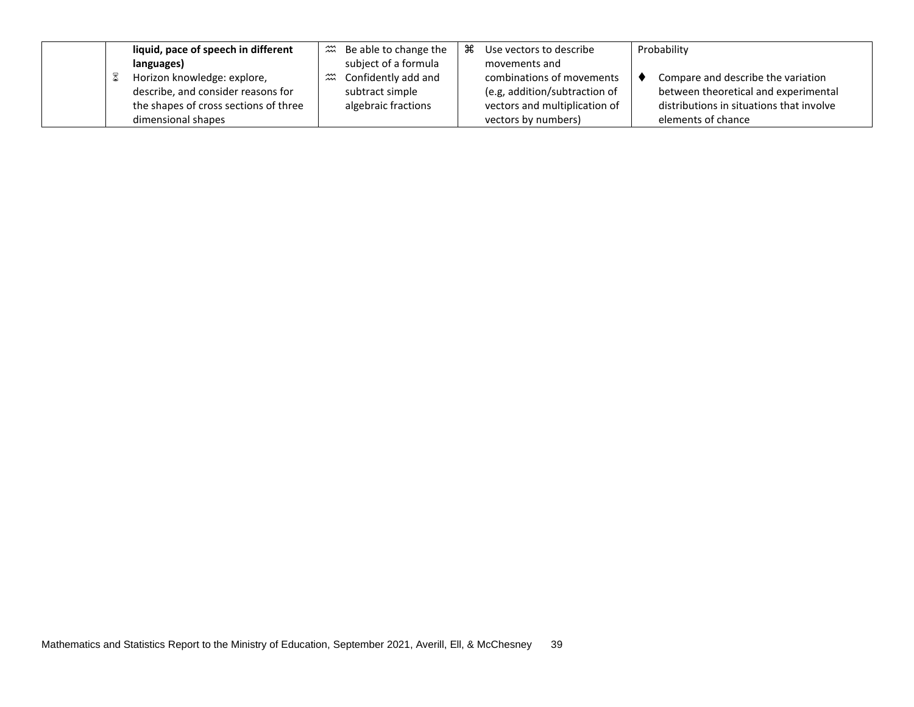|  | **liquid, pace of speech in different languages)**<br>⌛ Horizon knowledge: explore, describe, and consider reasons for the shapes of cross sections of three dimensional shapes | ⩯ Be able to change the subject of a formula<br>⩯ Confidently add and subtract simple algebraic fractions | ⌘ Use vectors to describe movements and combinations of movements (e.g, addition/subtraction of vectors and multiplication of vectors by numbers) | Probability<br><br>♦ Compare and describe the variation between theoretical and experimental distributions in situations that involve elements of chance |
|---|---|---|---|---|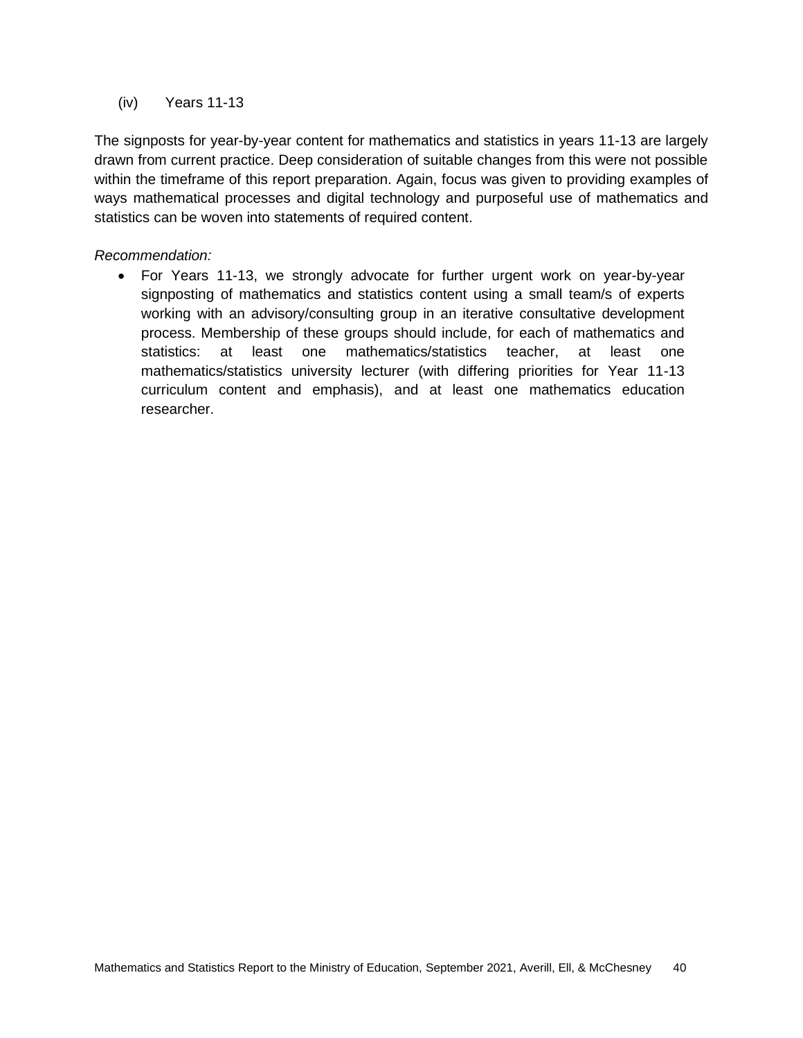(iv) Years 11-13

The signposts for year-by-year content for mathematics and statistics in years 11-13 are largely drawn from current practice. Deep consideration of suitable changes from this were not possible within the timeframe of this report preparation. Again, focus was given to providing examples of ways mathematical processes and digital technology and purposeful use of mathematics and statistics can be woven into statements of required content.

*Recommendation:*

- For Years 11-13, we strongly advocate for further urgent work on year-by-year signposting of mathematics and statistics content using a small team/s of experts working with an advisory/consulting group in an iterative consultative development process. Membership of these groups should include, for each of mathematics and statistics: at least one mathematics/statistics teacher, at least one mathematics/statistics university lecturer (with differing priorities for Year 11-13 curriculum content and emphasis), and at least one mathematics education researcher.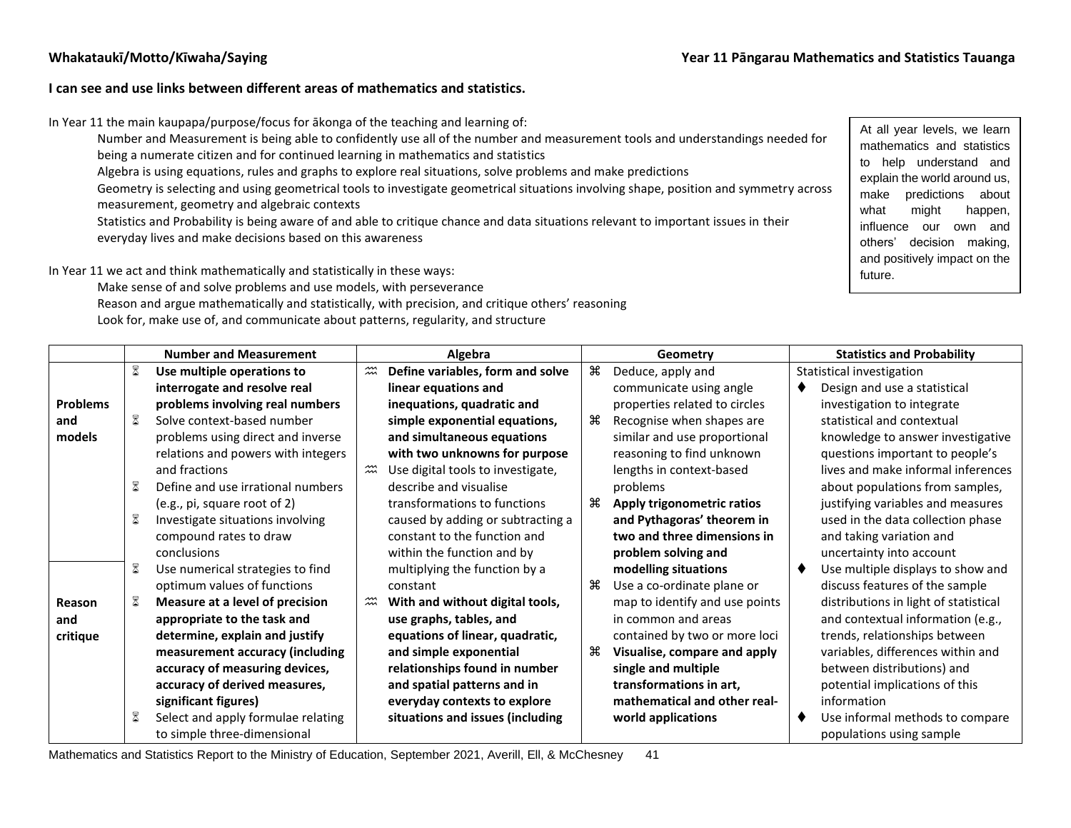**Whakataukī/Motto/Kīwaha/Saying** **Year 11 Pāngarau Mathematics and Statistics Tauanga**

**I can see and use links between different areas of mathematics and statistics.**

In Year 11 the main kaupapa/purpose/focus for ākonga of the teaching and learning of:

- Number and Measurement is being able to confidently use all of the number and measurement tools and understandings needed for being a numerate citizen and for continued learning in mathematics and statistics
- Algebra is using equations, rules and graphs to explore real situations, solve problems and make predictions
- Geometry is selecting and using geometrical tools to investigate geometrical situations involving shape, position and symmetry across measurement, geometry and algebraic contexts
- Statistics and Probability is being aware of and able to critique chance and data situations relevant to important issues in their everyday lives and make decisions based on this awareness

In Year 11 we act and think mathematically and statistically in these ways:

- Make sense of and solve problems and use models, with perseverance
- Reason and argue mathematically and statistically, with precision, and critique others' reasoning
- Look for, make use of, and communicate about patterns, regularity, and structure

> At all year levels, we learn mathematics and statistics to help understand and explain the world around us, make predictions about what might happen, influence our own and others' decision making, and positively impact on the future.

| | Number and Measurement | Algebra | Geometry | Statistics and Probability |
|---|---|---|---|---|
| **Problems and models** / **Reason and critique** | ⌛ **Use multiple operations to interrogate and resolve real problems involving real numbers**<br>⌛ Solve context-based number problems using direct and inverse relations and powers with integers and fractions<br>⌛ Define and use irrational numbers (e.g., pi, square root of 2)<br>⌛ Investigate situations involving compound rates to draw conclusions<br>⌛ Use numerical strategies to find optimum values of functions<br>⌛ **Measure at a level of precision appropriate to the task and determine, explain and justify measurement accuracy (including accuracy of measuring devices, accuracy of derived measures, significant figures)**<br>⌛ Select and apply formulae relating to simple three-dimensional | ♒ **Define variables, form and solve linear equations and inequations, quadratic and simple exponential equations, and simultaneous equations with two unknowns for purpose**<br>♒ Use digital tools to investigate, describe and visualise transformations to functions caused by adding or subtracting a constant to the function and within the function and by multiplying the function by a constant<br>♒ **With and without digital tools, use graphs, tables, and equations of linear, quadratic, and simple exponential relationships found in number and spatial patterns and in everyday contexts to explore situations and issues (including** | ⌘ Deduce, apply and communicate using angle properties related to circles<br>⌘ Recognise when shapes are similar and use proportional reasoning to find unknown lengths in context-based problems<br>⌘ **Apply trigonometric ratios and Pythagoras' theorem in two and three dimensions in problem solving and modelling situations**<br>⌘ Use a co-ordinate plane or map to identify and use points in common and areas contained by two or more loci<br>⌘ **Visualise, compare and apply single and multiple transformations in art, mathematical and other real-world applications** | Statistical investigation<br>♦ Design and use a statistical investigation to integrate statistical and contextual knowledge to answer investigative questions important to people's lives and make informal inferences about populations from samples, justifying variables and measures used in the data collection phase and taking variation and uncertainty into account<br>♦ Use multiple displays to show and discuss features of the sample distributions in light of statistical and contextual information (e.g., trends, relationships between variables, differences within and between distributions) and potential implications of this information<br>♦ Use informal methods to compare populations using sample |

Mathematics and Statistics Report to the Ministry of Education, September 2021, Averill, Ell, & McChesney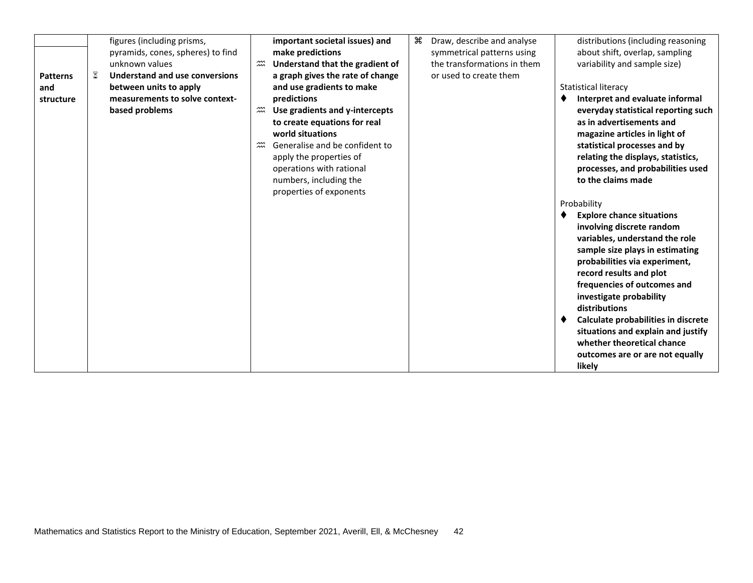| | | | | |
|---|---|---|---|---|
| **Patterns and structure** | figures (including prisms, pyramids, cones, spheres) to find unknown values<br>⌛ **Understand and use conversions between units to apply measurements to solve context-based problems** | **important societal issues) and make predictions**<br>⩰ **Understand that the gradient of a graph gives the rate of change and use gradients to make predictions**<br>⩰ **Use gradients and y-intercepts to create equations for real world situations**<br>⩰ Generalise and be confident to apply the properties of operations with rational numbers, including the properties of exponents | ⌘ Draw, describe and analyse symmetrical patterns using the transformations in them or used to create them | distributions (including reasoning about shift, overlap, sampling variability and sample size)<br><br>Statistical literacy<br>♦ **Interpret and evaluate informal everyday statistical reporting such as in advertisements and magazine articles in light of statistical processes and by relating the displays, statistics, processes, and probabilities used to the claims made**<br><br>Probability<br>♦ **Explore chance situations involving discrete random variables, understand the role sample size plays in estimating probabilities via experiment, record results and plot frequencies of outcomes and investigate probability distributions**<br>♦ **Calculate probabilities in discrete situations and explain and justify whether theoretical chance outcomes are or are not equally likely** |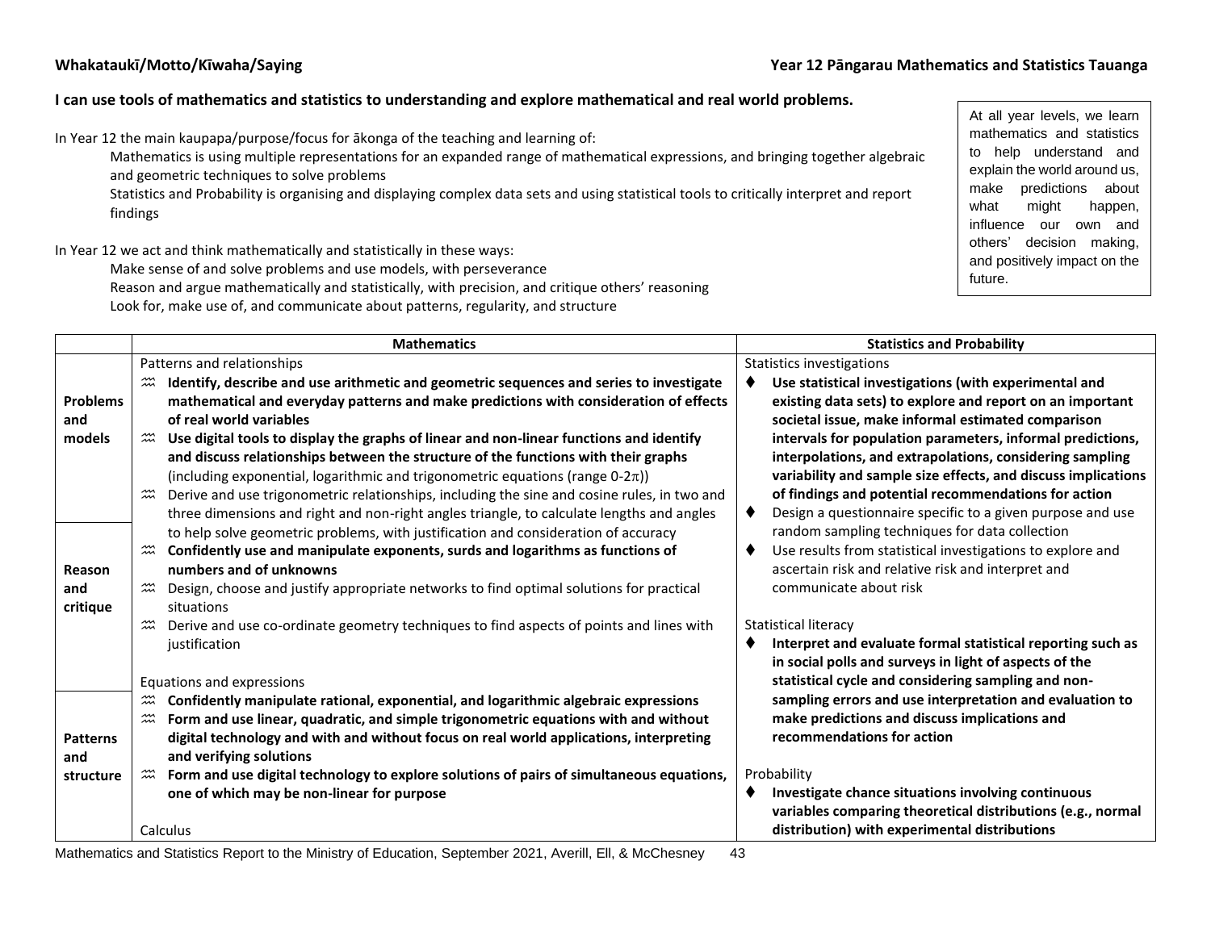**Whakataukī/Motto/Kīwaha/Saying** | **Year 12 Pāngarau Mathematics and Statistics Tauanga**

**I can use tools of mathematics and statistics to understanding and explore mathematical and real world problems.**

In Year 12 the main kaupapa/purpose/focus for ākonga of the teaching and learning of:

Mathematics is using multiple representations for an expanded range of mathematical expressions, and bringing together algebraic and geometric techniques to solve problems

Statistics and Probability is organising and displaying complex data sets and using statistical tools to critically interpret and report findings

In Year 12 we act and think mathematically and statistically in these ways:

Make sense of and solve problems and use models, with perseverance

Reason and argue mathematically and statistically, with precision, and critique others' reasoning

Look for, make use of, and communicate about patterns, regularity, and structure

At all year levels, we learn mathematics and statistics to help understand and explain the world around us, make predictions about what might happen, influence our own and others' decision making, and positively impact on the future.

| | **Mathematics** | **Statistics and Probability** |
|---|---|---|
| **Problems and models**<br><br>**Reason and critique**<br><br>**Patterns and structure** | Patterns and relationships<br>≈ **Identify, describe and use arithmetic and geometric sequences and series to investigate mathematical and everyday patterns and make predictions with consideration of effects of real world variables**<br>≈ **Use digital tools to display the graphs of linear and non-linear functions and identify and discuss relationships between the structure of the functions with their graphs** (including exponential, logarithmic and trigonometric equations (range $0\text{-}2\pi$))<br>≈ Derive and use trigonometric relationships, including the sine and cosine rules, in two and three dimensions and right and non-right angles triangle, to calculate lengths and angles to help solve geometric problems, with justification and consideration of accuracy<br>≈ **Confidently use and manipulate exponents, surds and logarithms as functions of numbers and of unknowns**<br>≈ Design, choose and justify appropriate networks to find optimal solutions for practical situations<br>≈ Derive and use co-ordinate geometry techniques to find aspects of points and lines with justification<br><br>Equations and expressions<br>≈ **Confidently manipulate rational, exponential, and logarithmic algebraic expressions**<br>≈ **Form and use linear, quadratic, and simple trigonometric equations with and without digital technology and with and without focus on real world applications, interpreting and verifying solutions**<br>≈ **Form and use digital technology to explore solutions of pairs of simultaneous equations, one of which may be non-linear for purpose**<br><br>Calculus | Statistics investigations<br>♦ **Use statistical investigations (with experimental and existing data sets) to explore and report on an important societal issue, make informal estimated comparison intervals for population parameters, informal predictions, interpolations, and extrapolations, considering sampling variability and sample size effects, and discuss implications of findings and potential recommendations for action**<br>♦ Design a questionnaire specific to a given purpose and use random sampling techniques for data collection<br>♦ Use results from statistical investigations to explore and ascertain risk and relative risk and interpret and communicate about risk<br><br>Statistical literacy<br>♦ **Interpret and evaluate formal statistical reporting such as in social polls and surveys in light of aspects of the statistical cycle and considering sampling and non-sampling errors and use interpretation and evaluation to make predictions and discuss implications and recommendations for action**<br><br>Probability<br>♦ **Investigate chance situations involving continuous variables comparing theoretical distributions (e.g., normal distribution) with experimental distributions** |

Mathematics and Statistics Report to the Ministry of Education, September 2021, Averill, Ell, & McChesney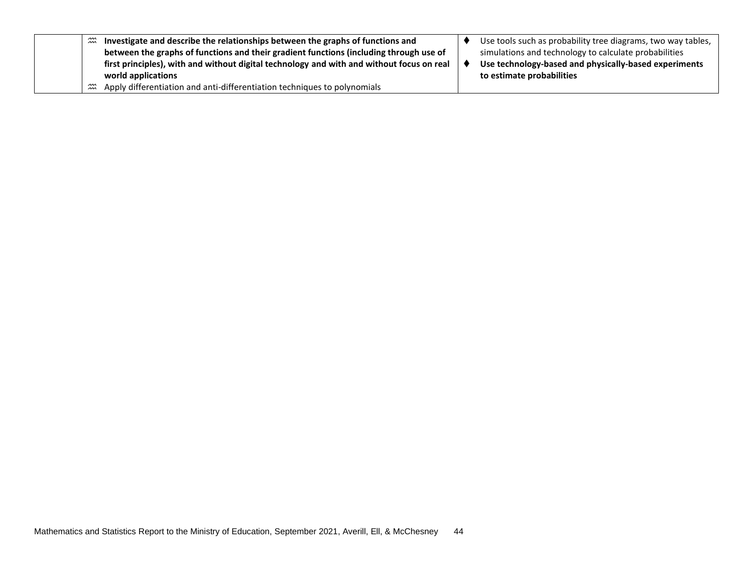|  |  |  |
| --- | --- | --- |
|  | ♒ **Investigate and describe the relationships between the graphs of functions and between the graphs of functions and their gradient functions (including through use of first principles), with and without digital technology and with and without focus on real world applications**<br>♒ Apply differentiation and anti-differentiation techniques to polynomials | ♦ Use tools such as probability tree diagrams, two way tables, simulations and technology to calculate probabilities<br>♦ **Use technology-based and physically-based experiments to estimate probabilities** |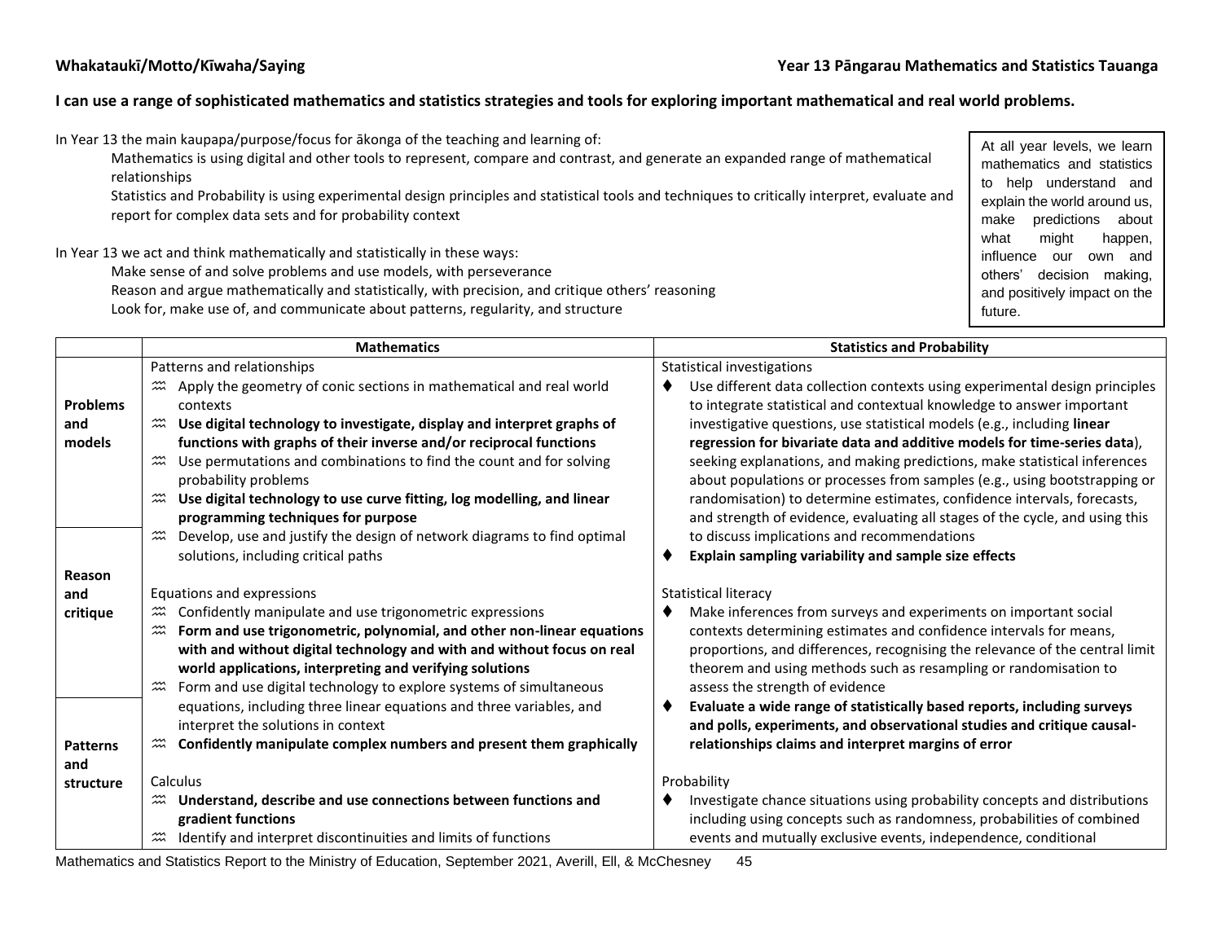**Whakataukī/Motto/Kīwaha/Saying** **Year 13 Pāngarau Mathematics and Statistics Tauanga**

**I can use a range of sophisticated mathematics and statistics strategies and tools for exploring important mathematical and real world problems.**

In Year 13 the main kaupapa/purpose/focus for ākonga of the teaching and learning of:

Mathematics is using digital and other tools to represent, compare and contrast, and generate an expanded range of mathematical relationships

Statistics and Probability is using experimental design principles and statistical tools and techniques to critically interpret, evaluate and report for complex data sets and for probability context

In Year 13 we act and think mathematically and statistically in these ways:

Make sense of and solve problems and use models, with perseverance

Reason and argue mathematically and statistically, with precision, and critique others' reasoning

Look for, make use of, and communicate about patterns, regularity, and structure

> At all year levels, we learn mathematics and statistics to help understand and explain the world around us, make predictions about what might happen, influence our own and others' decision making, and positively impact on the future.

| | **Mathematics** | **Statistics and Probability** |
|---|---|---|
| **Problems and models**<br><br>**Reason and critique**<br><br>**Patterns and structure** | Patterns and relationships<br>⩰ Apply the geometry of conic sections in mathematical and real world contexts<br>⩰ **Use digital technology to investigate, display and interpret graphs of functions with graphs of their inverse and/or reciprocal functions**<br>⩰ Use permutations and combinations to find the count and for solving probability problems<br>⩰ **Use digital technology to use curve fitting, log modelling, and linear programming techniques for purpose**<br>⩰ Develop, use and justify the design of network diagrams to find optimal solutions, including critical paths<br><br>Equations and expressions<br>⩰ Confidently manipulate and use trigonometric expressions<br>⩰ **Form and use trigonometric, polynomial, and other non-linear equations with and without digital technology and with and without focus on real world applications, interpreting and verifying solutions**<br>⩰ Form and use digital technology to explore systems of simultaneous equations, including three linear equations and three variables, and interpret the solutions in context<br>⩰ **Confidently manipulate complex numbers and present them graphically**<br><br>Calculus<br>⩰ **Understand, describe and use connections between functions and gradient functions**<br>⩰ Identify and interpret discontinuities and limits of functions | Statistical investigations<br>♦ Use different data collection contexts using experimental design principles to integrate statistical and contextual knowledge to answer important investigative questions, use statistical models (e.g., including **linear regression for bivariate data and additive models for time-series data**), seeking explanations, and making predictions, make statistical inferences about populations or processes from samples (e.g., using bootstrapping or randomisation) to determine estimates, confidence intervals, forecasts, and strength of evidence, evaluating all stages of the cycle, and using this to discuss implications and recommendations<br>♦ **Explain sampling variability and sample size effects**<br><br>Statistical literacy<br>♦ Make inferences from surveys and experiments on important social contexts determining estimates and confidence intervals for means, proportions, and differences, recognising the relevance of the central limit theorem and using methods such as resampling or randomisation to assess the strength of evidence<br>♦ **Evaluate a wide range of statistically based reports, including surveys and polls, experiments, and observational studies and critique causal-relationships claims and interpret margins of error**<br><br>Probability<br>♦ Investigate chance situations using probability concepts and distributions including using concepts such as randomness, probabilities of combined events and mutually exclusive events, independence, conditional |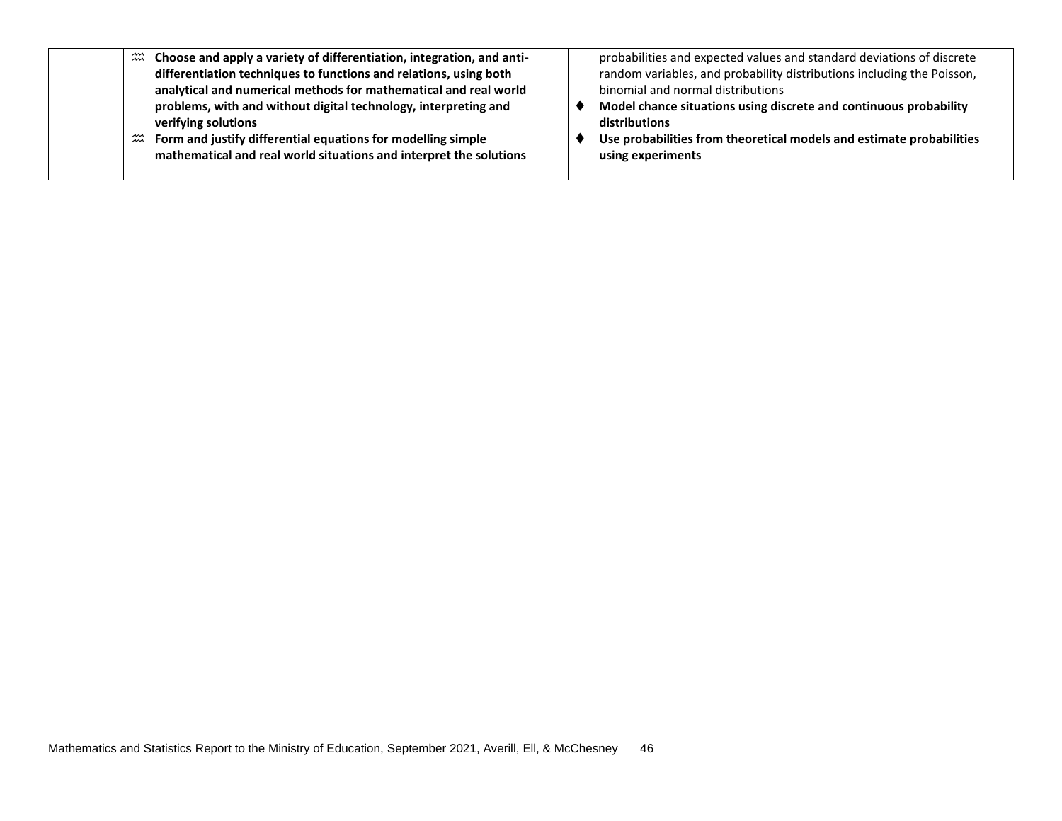|  |  |  |
|---|---|---|
|  | ♒ **Choose and apply a variety of differentiation, integration, and anti-differentiation techniques to functions and relations, using both analytical and numerical methods for mathematical and real world problems, with and without digital technology, interpreting and verifying solutions**<br>♒ **Form and justify differential equations for modelling simple mathematical and real world situations and interpret the solutions** | probabilities and expected values and standard deviations of discrete random variables, and probability distributions including the Poisson, binomial and normal distributions<br>♦ **Model chance situations using discrete and continuous probability distributions**<br>♦ **Use probabilities from theoretical models and estimate probabilities using experiments** |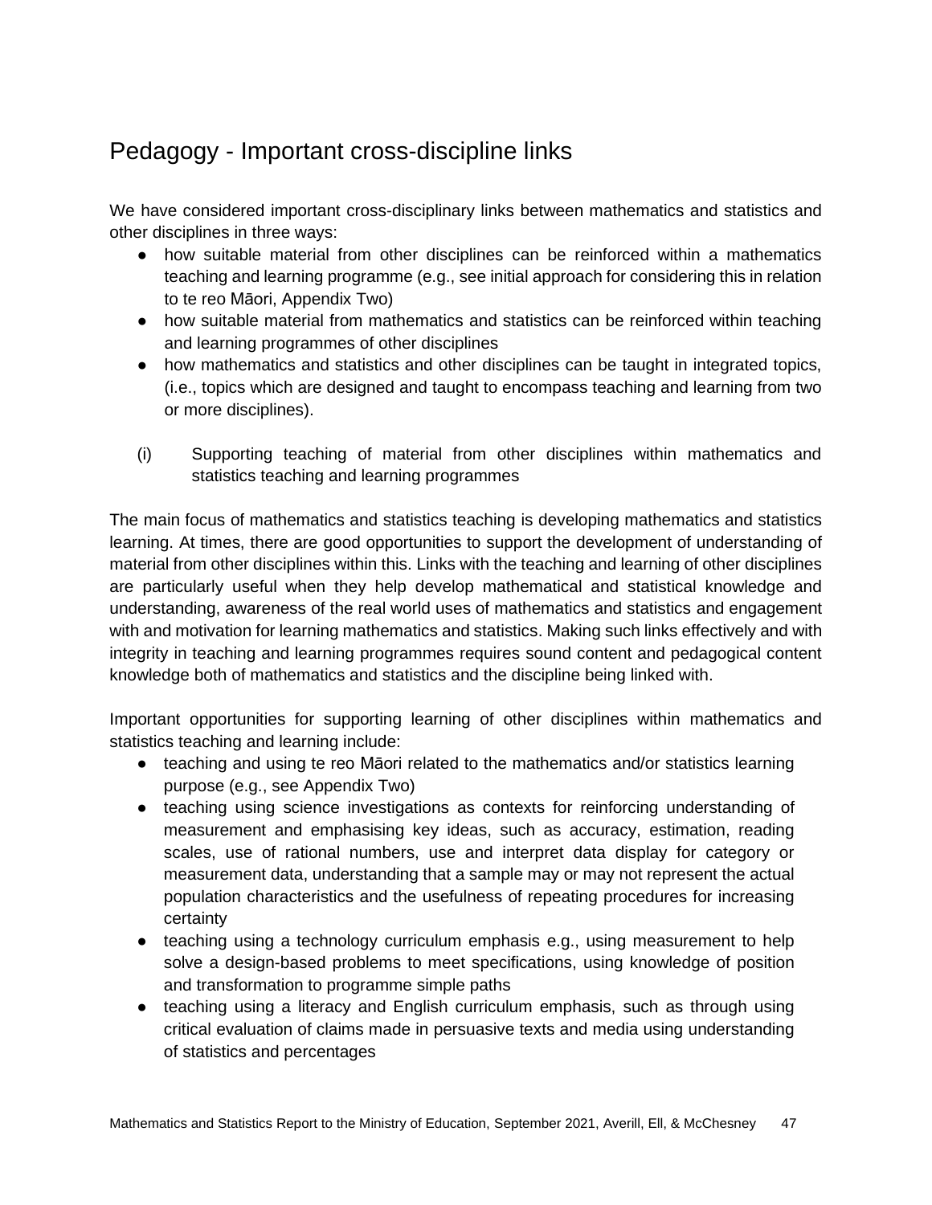## Pedagogy - Important cross-discipline links

We have considered important cross-disciplinary links between mathematics and statistics and other disciplines in three ways:

- how suitable material from other disciplines can be reinforced within a mathematics teaching and learning programme (e.g., see initial approach for considering this in relation to te reo Māori, Appendix Two)
- how suitable material from mathematics and statistics can be reinforced within teaching and learning programmes of other disciplines
- how mathematics and statistics and other disciplines can be taught in integrated topics, (i.e., topics which are designed and taught to encompass teaching and learning from two or more disciplines).

(i) Supporting teaching of material from other disciplines within mathematics and statistics teaching and learning programmes

The main focus of mathematics and statistics teaching is developing mathematics and statistics learning. At times, there are good opportunities to support the development of understanding of material from other disciplines within this. Links with the teaching and learning of other disciplines are particularly useful when they help develop mathematical and statistical knowledge and understanding, awareness of the real world uses of mathematics and statistics and engagement with and motivation for learning mathematics and statistics. Making such links effectively and with integrity in teaching and learning programmes requires sound content and pedagogical content knowledge both of mathematics and statistics and the discipline being linked with.

Important opportunities for supporting learning of other disciplines within mathematics and statistics teaching and learning include:

- teaching and using te reo Māori related to the mathematics and/or statistics learning purpose (e.g., see Appendix Two)
- teaching using science investigations as contexts for reinforcing understanding of measurement and emphasising key ideas, such as accuracy, estimation, reading scales, use of rational numbers, use and interpret data display for category or measurement data, understanding that a sample may or may not represent the actual population characteristics and the usefulness of repeating procedures for increasing certainty
- teaching using a technology curriculum emphasis e.g., using measurement to help solve a design-based problems to meet specifications, using knowledge of position and transformation to programme simple paths
- teaching using a literacy and English curriculum emphasis, such as through using critical evaluation of claims made in persuasive texts and media using understanding of statistics and percentages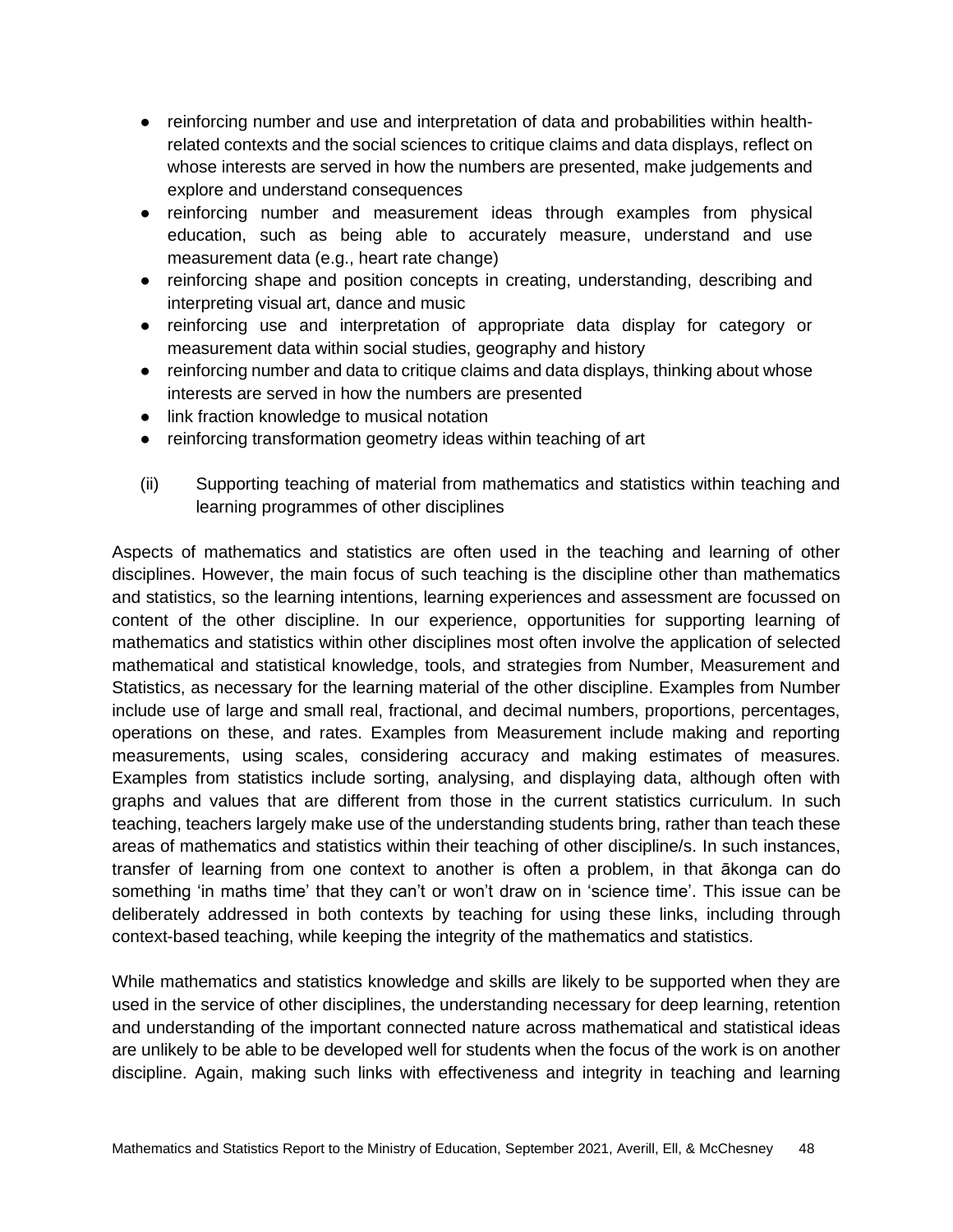- reinforcing number and use and interpretation of data and probabilities within health-related contexts and the social sciences to critique claims and data displays, reflect on whose interests are served in how the numbers are presented, make judgements and explore and understand consequences
- reinforcing number and measurement ideas through examples from physical education, such as being able to accurately measure, understand and use measurement data (e.g., heart rate change)
- reinforcing shape and position concepts in creating, understanding, describing and interpreting visual art, dance and music
- reinforcing use and interpretation of appropriate data display for category or measurement data within social studies, geography and history
- reinforcing number and data to critique claims and data displays, thinking about whose interests are served in how the numbers are presented
- link fraction knowledge to musical notation
- reinforcing transformation geometry ideas within teaching of art

(ii) Supporting teaching of material from mathematics and statistics within teaching and learning programmes of other disciplines

Aspects of mathematics and statistics are often used in the teaching and learning of other disciplines. However, the main focus of such teaching is the discipline other than mathematics and statistics, so the learning intentions, learning experiences and assessment are focussed on content of the other discipline. In our experience, opportunities for supporting learning of mathematics and statistics within other disciplines most often involve the application of selected mathematical and statistical knowledge, tools, and strategies from Number, Measurement and Statistics, as necessary for the learning material of the other discipline. Examples from Number include use of large and small real, fractional, and decimal numbers, proportions, percentages, operations on these, and rates. Examples from Measurement include making and reporting measurements, using scales, considering accuracy and making estimates of measures. Examples from statistics include sorting, analysing, and displaying data, although often with graphs and values that are different from those in the current statistics curriculum. In such teaching, teachers largely make use of the understanding students bring, rather than teach these areas of mathematics and statistics within their teaching of other discipline/s. In such instances, transfer of learning from one context to another is often a problem, in that ākonga can do something 'in maths time' that they can't or won't draw on in 'science time'. This issue can be deliberately addressed in both contexts by teaching for using these links, including through context-based teaching, while keeping the integrity of the mathematics and statistics.

While mathematics and statistics knowledge and skills are likely to be supported when they are used in the service of other disciplines, the understanding necessary for deep learning, retention and understanding of the important connected nature across mathematical and statistical ideas are unlikely to be able to be developed well for students when the focus of the work is on another discipline. Again, making such links with effectiveness and integrity in teaching and learning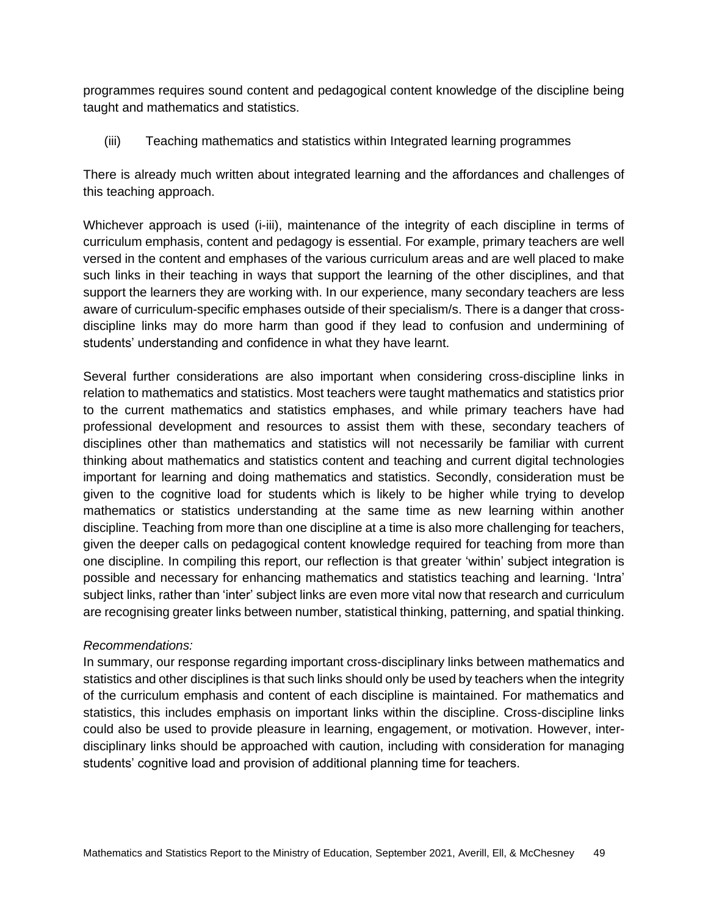programmes requires sound content and pedagogical content knowledge of the discipline being taught and mathematics and statistics.

(iii) Teaching mathematics and statistics within Integrated learning programmes

There is already much written about integrated learning and the affordances and challenges of this teaching approach.

Whichever approach is used (i-iii), maintenance of the integrity of each discipline in terms of curriculum emphasis, content and pedagogy is essential. For example, primary teachers are well versed in the content and emphases of the various curriculum areas and are well placed to make such links in their teaching in ways that support the learning of the other disciplines, and that support the learners they are working with. In our experience, many secondary teachers are less aware of curriculum-specific emphases outside of their specialism/s. There is a danger that cross-discipline links may do more harm than good if they lead to confusion and undermining of students' understanding and confidence in what they have learnt.

Several further considerations are also important when considering cross-discipline links in relation to mathematics and statistics. Most teachers were taught mathematics and statistics prior to the current mathematics and statistics emphases, and while primary teachers have had professional development and resources to assist them with these, secondary teachers of disciplines other than mathematics and statistics will not necessarily be familiar with current thinking about mathematics and statistics content and teaching and current digital technologies important for learning and doing mathematics and statistics. Secondly, consideration must be given to the cognitive load for students which is likely to be higher while trying to develop mathematics or statistics understanding at the same time as new learning within another discipline. Teaching from more than one discipline at a time is also more challenging for teachers, given the deeper calls on pedagogical content knowledge required for teaching from more than one discipline. In compiling this report, our reflection is that greater 'within' subject integration is possible and necessary for enhancing mathematics and statistics teaching and learning. 'Intra' subject links, rather than 'inter' subject links are even more vital now that research and curriculum are recognising greater links between number, statistical thinking, patterning, and spatial thinking.

*Recommendations:*

In summary, our response regarding important cross-disciplinary links between mathematics and statistics and other disciplines is that such links should only be used by teachers when the integrity of the curriculum emphasis and content of each discipline is maintained. For mathematics and statistics, this includes emphasis on important links within the discipline. Cross-discipline links could also be used to provide pleasure in learning, engagement, or motivation. However, inter-disciplinary links should be approached with caution, including with consideration for managing students' cognitive load and provision of additional planning time for teachers.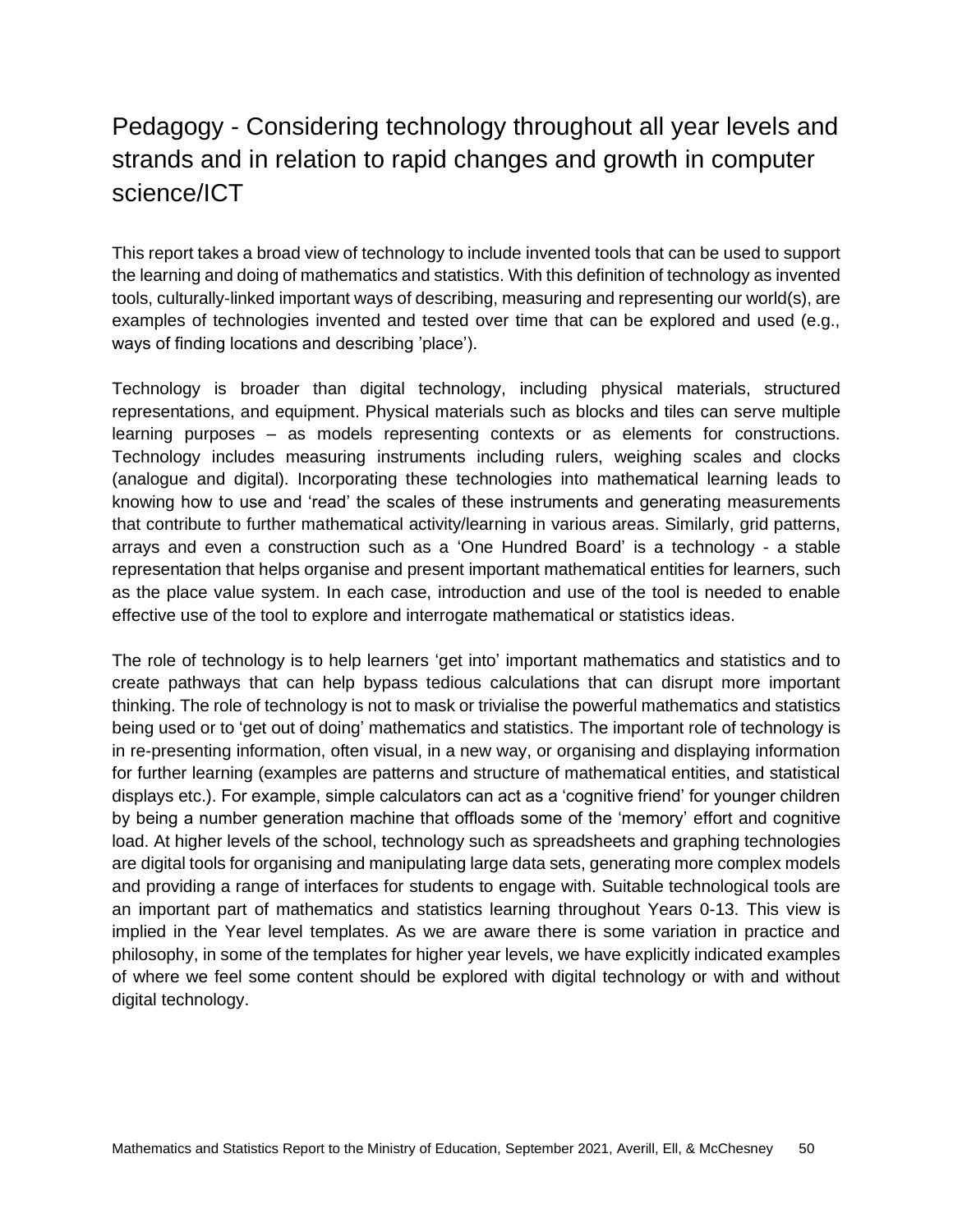## Pedagogy - Considering technology throughout all year levels and strands and in relation to rapid changes and growth in computer science/ICT

This report takes a broad view of technology to include invented tools that can be used to support the learning and doing of mathematics and statistics. With this definition of technology as invented tools, culturally-linked important ways of describing, measuring and representing our world(s), are examples of technologies invented and tested over time that can be explored and used (e.g., ways of finding locations and describing 'place').

Technology is broader than digital technology, including physical materials, structured representations, and equipment. Physical materials such as blocks and tiles can serve multiple learning purposes – as models representing contexts or as elements for constructions. Technology includes measuring instruments including rulers, weighing scales and clocks (analogue and digital). Incorporating these technologies into mathematical learning leads to knowing how to use and 'read' the scales of these instruments and generating measurements that contribute to further mathematical activity/learning in various areas. Similarly, grid patterns, arrays and even a construction such as a 'One Hundred Board' is a technology - a stable representation that helps organise and present important mathematical entities for learners, such as the place value system. In each case, introduction and use of the tool is needed to enable effective use of the tool to explore and interrogate mathematical or statistics ideas.

The role of technology is to help learners 'get into' important mathematics and statistics and to create pathways that can help bypass tedious calculations that can disrupt more important thinking. The role of technology is not to mask or trivialise the powerful mathematics and statistics being used or to 'get out of doing' mathematics and statistics. The important role of technology is in re-presenting information, often visual, in a new way, or organising and displaying information for further learning (examples are patterns and structure of mathematical entities, and statistical displays etc.). For example, simple calculators can act as a 'cognitive friend' for younger children by being a number generation machine that offloads some of the 'memory' effort and cognitive load. At higher levels of the school, technology such as spreadsheets and graphing technologies are digital tools for organising and manipulating large data sets, generating more complex models and providing a range of interfaces for students to engage with. Suitable technological tools are an important part of mathematics and statistics learning throughout Years 0-13. This view is implied in the Year level templates. As we are aware there is some variation in practice and philosophy, in some of the templates for higher year levels, we have explicitly indicated examples of where we feel some content should be explored with digital technology or with and without digital technology.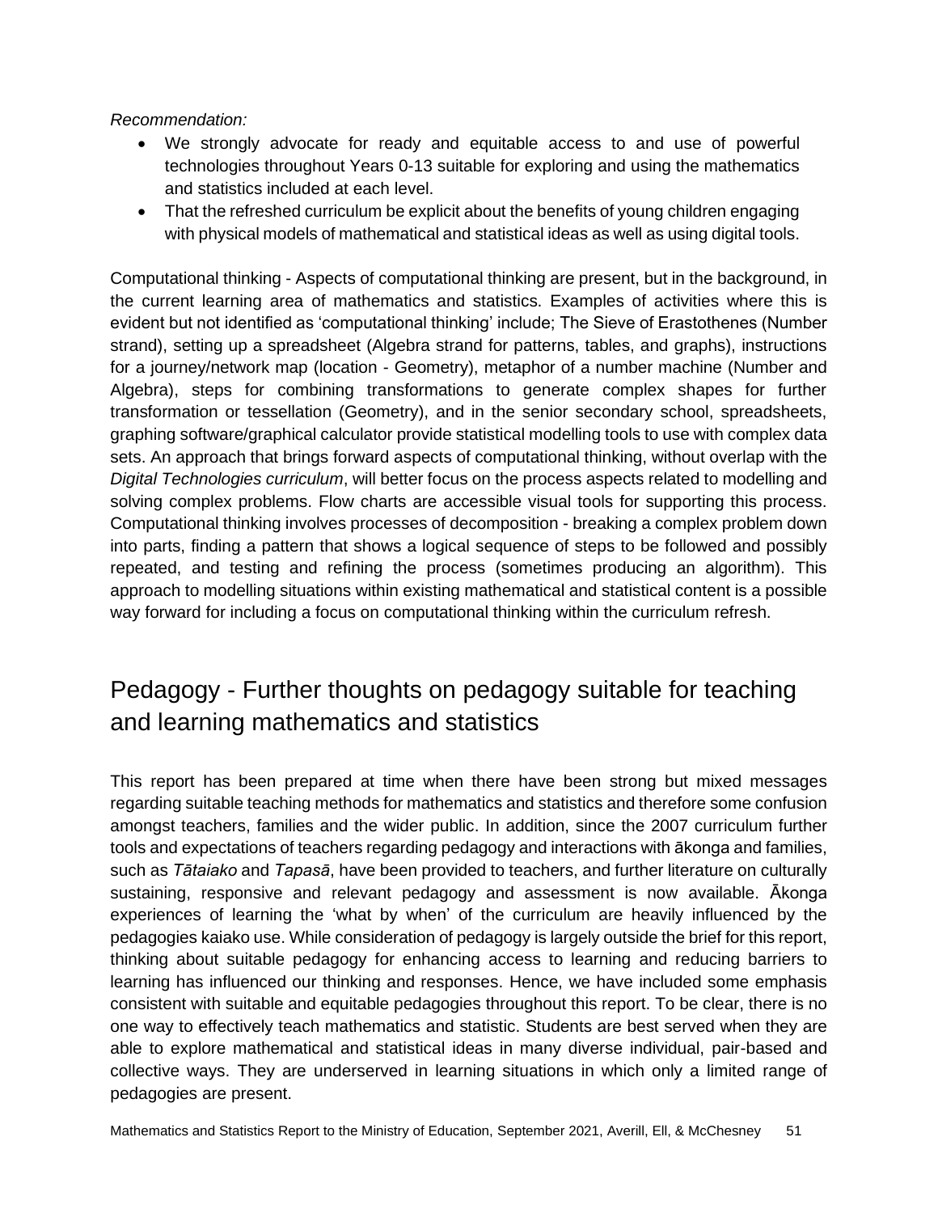*Recommendation:*

- We strongly advocate for ready and equitable access to and use of powerful technologies throughout Years 0-13 suitable for exploring and using the mathematics and statistics included at each level.
- That the refreshed curriculum be explicit about the benefits of young children engaging with physical models of mathematical and statistical ideas as well as using digital tools.

Computational thinking - Aspects of computational thinking are present, but in the background, in the current learning area of mathematics and statistics. Examples of activities where this is evident but not identified as 'computational thinking' include; The Sieve of Erastothenes (Number strand), setting up a spreadsheet (Algebra strand for patterns, tables, and graphs), instructions for a journey/network map (location - Geometry), metaphor of a number machine (Number and Algebra), steps for combining transformations to generate complex shapes for further transformation or tessellation (Geometry), and in the senior secondary school, spreadsheets, graphing software/graphical calculator provide statistical modelling tools to use with complex data sets. An approach that brings forward aspects of computational thinking, without overlap with the *Digital Technologies curriculum*, will better focus on the process aspects related to modelling and solving complex problems. Flow charts are accessible visual tools for supporting this process. Computational thinking involves processes of decomposition - breaking a complex problem down into parts, finding a pattern that shows a logical sequence of steps to be followed and possibly repeated, and testing and refining the process (sometimes producing an algorithm). This approach to modelling situations within existing mathematical and statistical content is a possible way forward for including a focus on computational thinking within the curriculum refresh.

## Pedagogy - Further thoughts on pedagogy suitable for teaching and learning mathematics and statistics

This report has been prepared at time when there have been strong but mixed messages regarding suitable teaching methods for mathematics and statistics and therefore some confusion amongst teachers, families and the wider public. In addition, since the 2007 curriculum further tools and expectations of teachers regarding pedagogy and interactions with ākonga and families, such as *Tātaiako* and *Tapasā*, have been provided to teachers, and further literature on culturally sustaining, responsive and relevant pedagogy and assessment is now available. Ākonga experiences of learning the 'what by when' of the curriculum are heavily influenced by the pedagogies kaiako use. While consideration of pedagogy is largely outside the brief for this report, thinking about suitable pedagogy for enhancing access to learning and reducing barriers to learning has influenced our thinking and responses. Hence, we have included some emphasis consistent with suitable and equitable pedagogies throughout this report. To be clear, there is no one way to effectively teach mathematics and statistic. Students are best served when they are able to explore mathematical and statistical ideas in many diverse individual, pair-based and collective ways. They are underserved in learning situations in which only a limited range of pedagogies are present.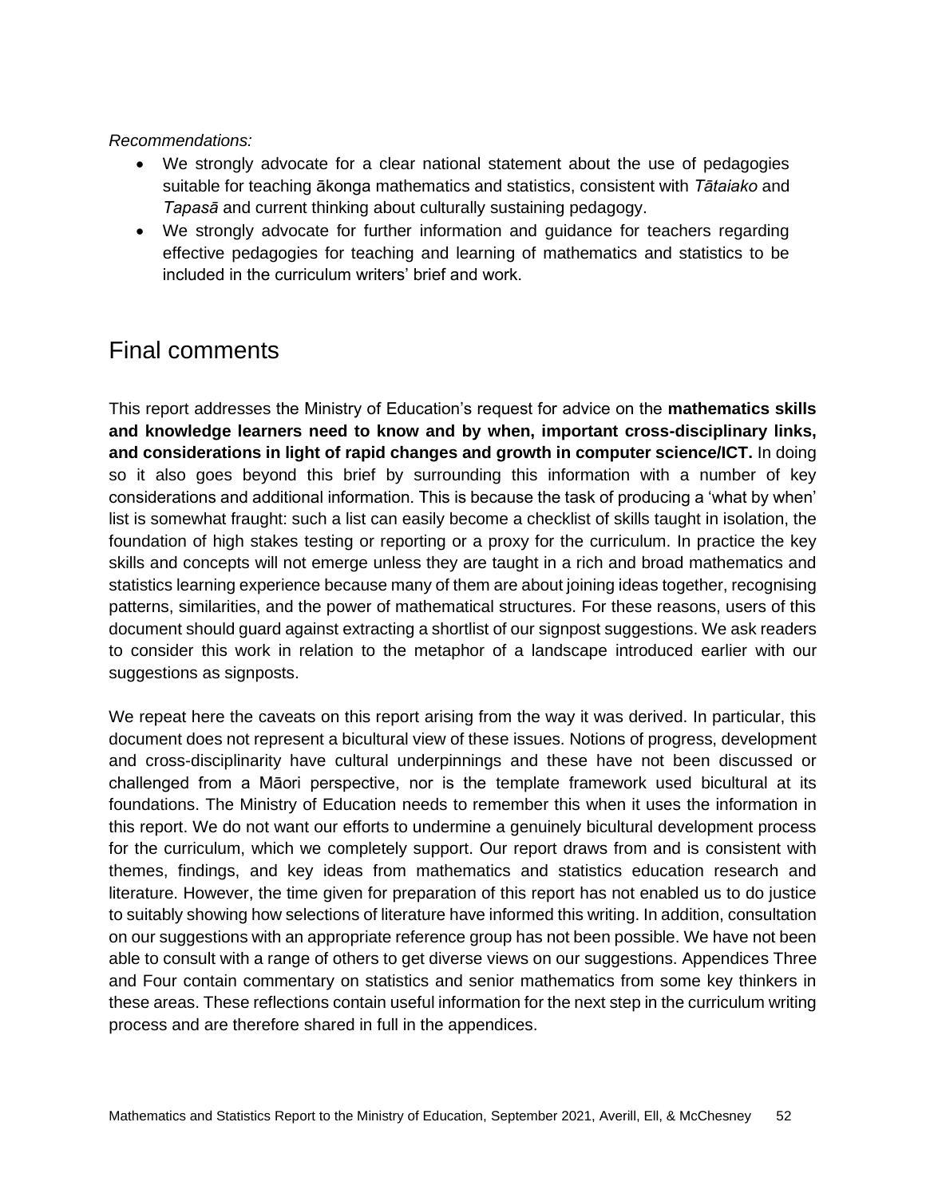*Recommendations:*

- We strongly advocate for a clear national statement about the use of pedagogies suitable for teaching ākonga mathematics and statistics, consistent with *Tātaiako* and *Tapasā* and current thinking about culturally sustaining pedagogy.
- We strongly advocate for further information and guidance for teachers regarding effective pedagogies for teaching and learning of mathematics and statistics to be included in the curriculum writers' brief and work.

## Final comments

This report addresses the Ministry of Education's request for advice on the **mathematics skills and knowledge learners need to know and by when, important cross-disciplinary links, and considerations in light of rapid changes and growth in computer science/ICT.** In doing so it also goes beyond this brief by surrounding this information with a number of key considerations and additional information. This is because the task of producing a 'what by when' list is somewhat fraught: such a list can easily become a checklist of skills taught in isolation, the foundation of high stakes testing or reporting or a proxy for the curriculum. In practice the key skills and concepts will not emerge unless they are taught in a rich and broad mathematics and statistics learning experience because many of them are about joining ideas together, recognising patterns, similarities, and the power of mathematical structures. For these reasons, users of this document should guard against extracting a shortlist of our signpost suggestions. We ask readers to consider this work in relation to the metaphor of a landscape introduced earlier with our suggestions as signposts.

We repeat here the caveats on this report arising from the way it was derived. In particular, this document does not represent a bicultural view of these issues. Notions of progress, development and cross-disciplinarity have cultural underpinnings and these have not been discussed or challenged from a Māori perspective, nor is the template framework used bicultural at its foundations. The Ministry of Education needs to remember this when it uses the information in this report. We do not want our efforts to undermine a genuinely bicultural development process for the curriculum, which we completely support. Our report draws from and is consistent with themes, findings, and key ideas from mathematics and statistics education research and literature. However, the time given for preparation of this report has not enabled us to do justice to suitably showing how selections of literature have informed this writing. In addition, consultation on our suggestions with an appropriate reference group has not been possible. We have not been able to consult with a range of others to get diverse views on our suggestions. Appendices Three and Four contain commentary on statistics and senior mathematics from some key thinkers in these areas. These reflections contain useful information for the next step in the curriculum writing process and are therefore shared in full in the appendices.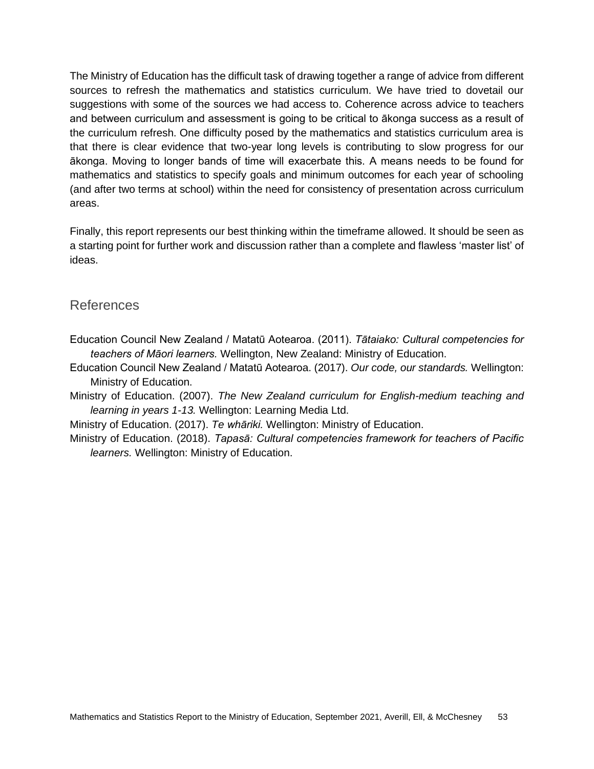The Ministry of Education has the difficult task of drawing together a range of advice from different sources to refresh the mathematics and statistics curriculum. We have tried to dovetail our suggestions with some of the sources we had access to. Coherence across advice to teachers and between curriculum and assessment is going to be critical to ākonga success as a result of the curriculum refresh. One difficulty posed by the mathematics and statistics curriculum area is that there is clear evidence that two-year long levels is contributing to slow progress for our ākonga. Moving to longer bands of time will exacerbate this. A means needs to be found for mathematics and statistics to specify goals and minimum outcomes for each year of schooling (and after two terms at school) within the need for consistency of presentation across curriculum areas.

Finally, this report represents our best thinking within the timeframe allowed. It should be seen as a starting point for further work and discussion rather than a complete and flawless 'master list' of ideas.

## References

Education Council New Zealand / Matatū Aotearoa. (2011). *Tātaiako: Cultural competencies for teachers of Māori learners.* Wellington, New Zealand: Ministry of Education.

Education Council New Zealand / Matatū Aotearoa. (2017). *Our code, our standards.* Wellington: Ministry of Education.

Ministry of Education. (2007). *The New Zealand curriculum for English-medium teaching and learning in years 1-13.* Wellington: Learning Media Ltd.

Ministry of Education. (2017). *Te whāriki.* Wellington: Ministry of Education.

Ministry of Education. (2018). *Tapasā: Cultural competencies framework for teachers of Pacific learners.* Wellington: Ministry of Education.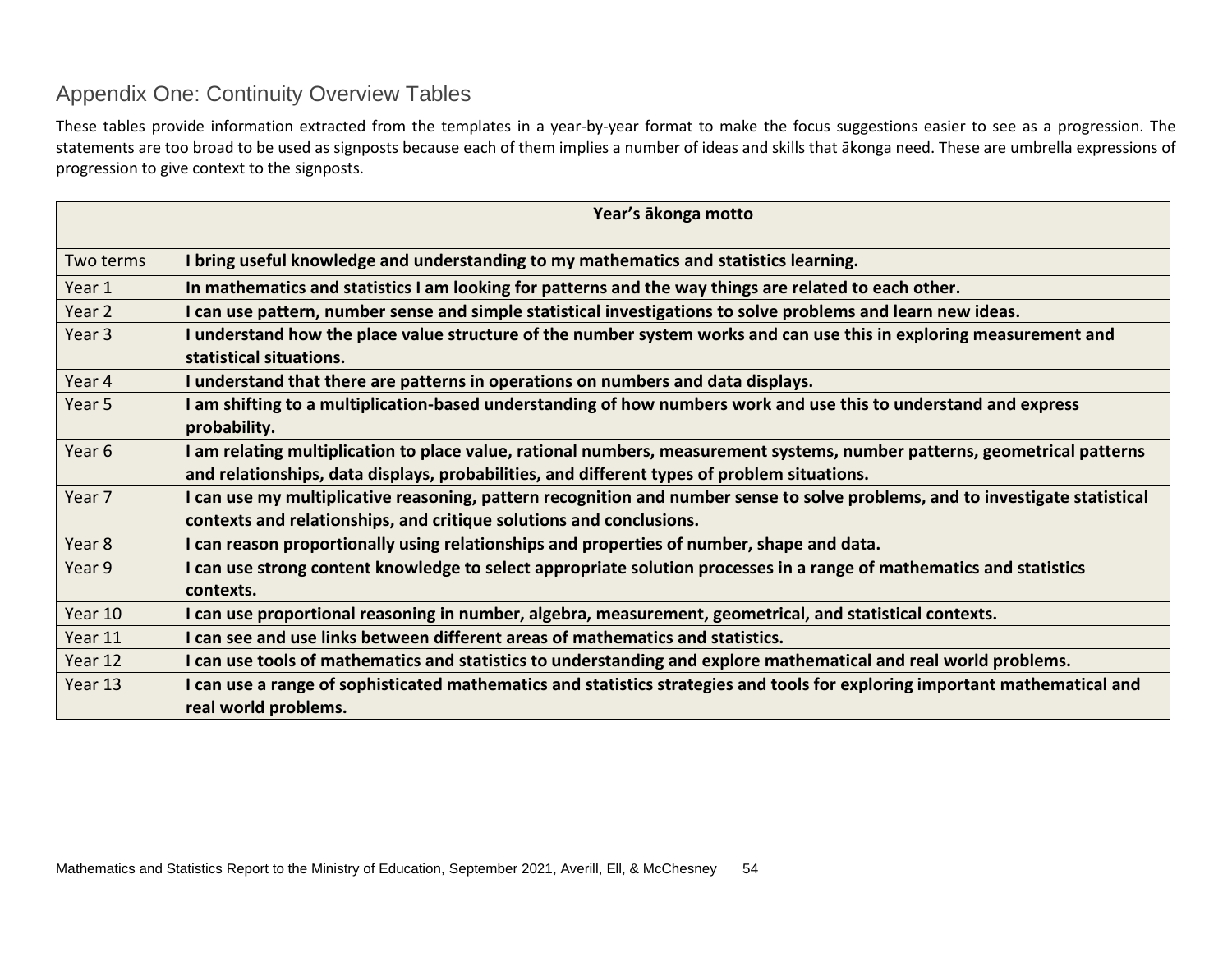## Appendix One: Continuity Overview Tables

These tables provide information extracted from the templates in a year-by-year format to make the focus suggestions easier to see as a progression. The statements are too broad to be used as signposts because each of them implies a number of ideas and skills that ākonga need. These are umbrella expressions of progression to give context to the signposts.

| | **Year's ākonga motto** |
|---|---|
| Two terms | **I bring useful knowledge and understanding to my mathematics and statistics learning.** |
| Year 1 | **In mathematics and statistics I am looking for patterns and the way things are related to each other.** |
| Year 2 | **I can use pattern, number sense and simple statistical investigations to solve problems and learn new ideas.** |
| Year 3 | **I understand how the place value structure of the number system works and can use this in exploring measurement and statistical situations.** |
| Year 4 | **I understand that there are patterns in operations on numbers and data displays.** |
| Year 5 | **I am shifting to a multiplication-based understanding of how numbers work and use this to understand and express probability.** |
| Year 6 | **I am relating multiplication to place value, rational numbers, measurement systems, number patterns, geometrical patterns and relationships, data displays, probabilities, and different types of problem situations.** |
| Year 7 | **I can use my multiplicative reasoning, pattern recognition and number sense to solve problems, and to investigate statistical contexts and relationships, and critique solutions and conclusions.** |
| Year 8 | **I can reason proportionally using relationships and properties of number, shape and data.** |
| Year 9 | **I can use strong content knowledge to select appropriate solution processes in a range of mathematics and statistics contexts.** |
| Year 10 | **I can use proportional reasoning in number, algebra, measurement, geometrical, and statistical contexts.** |
| Year 11 | **I can see and use links between different areas of mathematics and statistics.** |
| Year 12 | **I can use tools of mathematics and statistics to understanding and explore mathematical and real world problems.** |
| Year 13 | **I can use a range of sophisticated mathematics and statistics strategies and tools for exploring important mathematical and real world problems.** |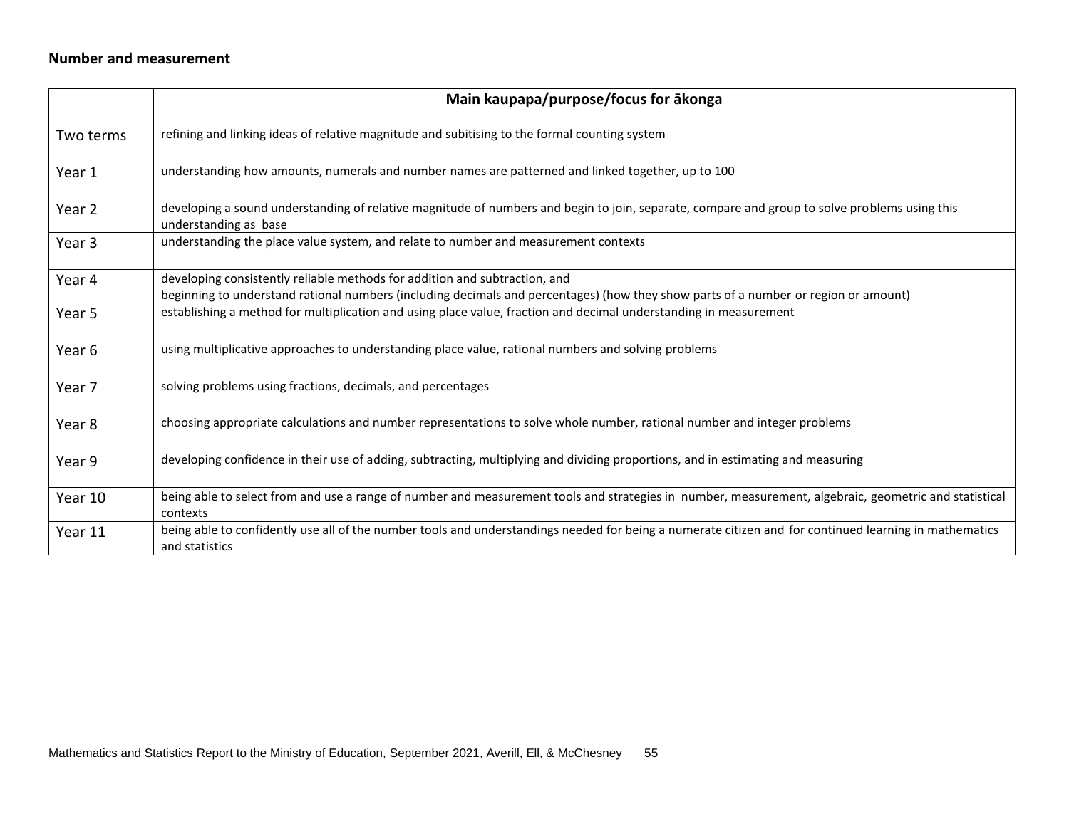**Number and measurement**

| | Main kaupapa/purpose/focus for ākonga |
|---|---|
| Two terms | refining and linking ideas of relative magnitude and subitising to the formal counting system |
| Year 1 | understanding how amounts, numerals and number names are patterned and linked together, up to 100 |
| Year 2 | developing a sound understanding of relative magnitude of numbers and begin to join, separate, compare and group to solve problems using this understanding as base |
| Year 3 | understanding the place value system, and relate to number and measurement contexts |
| Year 4 | developing consistently reliable methods for addition and subtraction, and beginning to understand rational numbers (including decimals and percentages) (how they show parts of a number or region or amount) |
| Year 5 | establishing a method for multiplication and using place value, fraction and decimal understanding in measurement |
| Year 6 | using multiplicative approaches to understanding place value, rational numbers and solving problems |
| Year 7 | solving problems using fractions, decimals, and percentages |
| Year 8 | choosing appropriate calculations and number representations to solve whole number, rational number and integer problems |
| Year 9 | developing confidence in their use of adding, subtracting, multiplying and dividing proportions, and in estimating and measuring |
| Year 10 | being able to select from and use a range of number and measurement tools and strategies in number, measurement, algebraic, geometric and statistical contexts |
| Year 11 | being able to confidently use all of the number tools and understandings needed for being a numerate citizen and for continued learning in mathematics and statistics |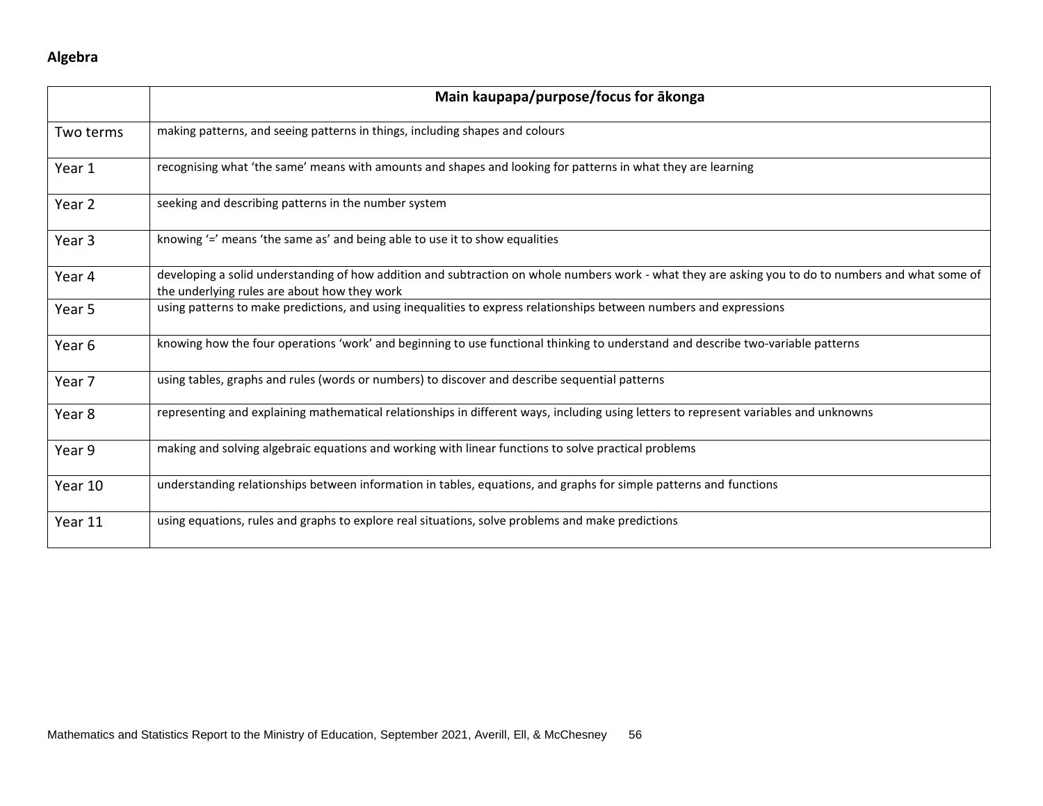## Algebra

| | Main kaupapa/purpose/focus for ākonga |
|---|---|
| Two terms | making patterns, and seeing patterns in things, including shapes and colours |
| Year 1 | recognising what 'the same' means with amounts and shapes and looking for patterns in what they are learning |
| Year 2 | seeking and describing patterns in the number system |
| Year 3 | knowing '=' means 'the same as' and being able to use it to show equalities |
| Year 4 | developing a solid understanding of how addition and subtraction on whole numbers work - what they are asking you to do to numbers and what some of the underlying rules are about how they work |
| Year 5 | using patterns to make predictions, and using inequalities to express relationships between numbers and expressions |
| Year 6 | knowing how the four operations 'work' and beginning to use functional thinking to understand and describe two-variable patterns |
| Year 7 | using tables, graphs and rules (words or numbers) to discover and describe sequential patterns |
| Year 8 | representing and explaining mathematical relationships in different ways, including using letters to represent variables and unknowns |
| Year 9 | making and solving algebraic equations and working with linear functions to solve practical problems |
| Year 10 | understanding relationships between information in tables, equations, and graphs for simple patterns and functions |
| Year 11 | using equations, rules and graphs to explore real situations, solve problems and make predictions |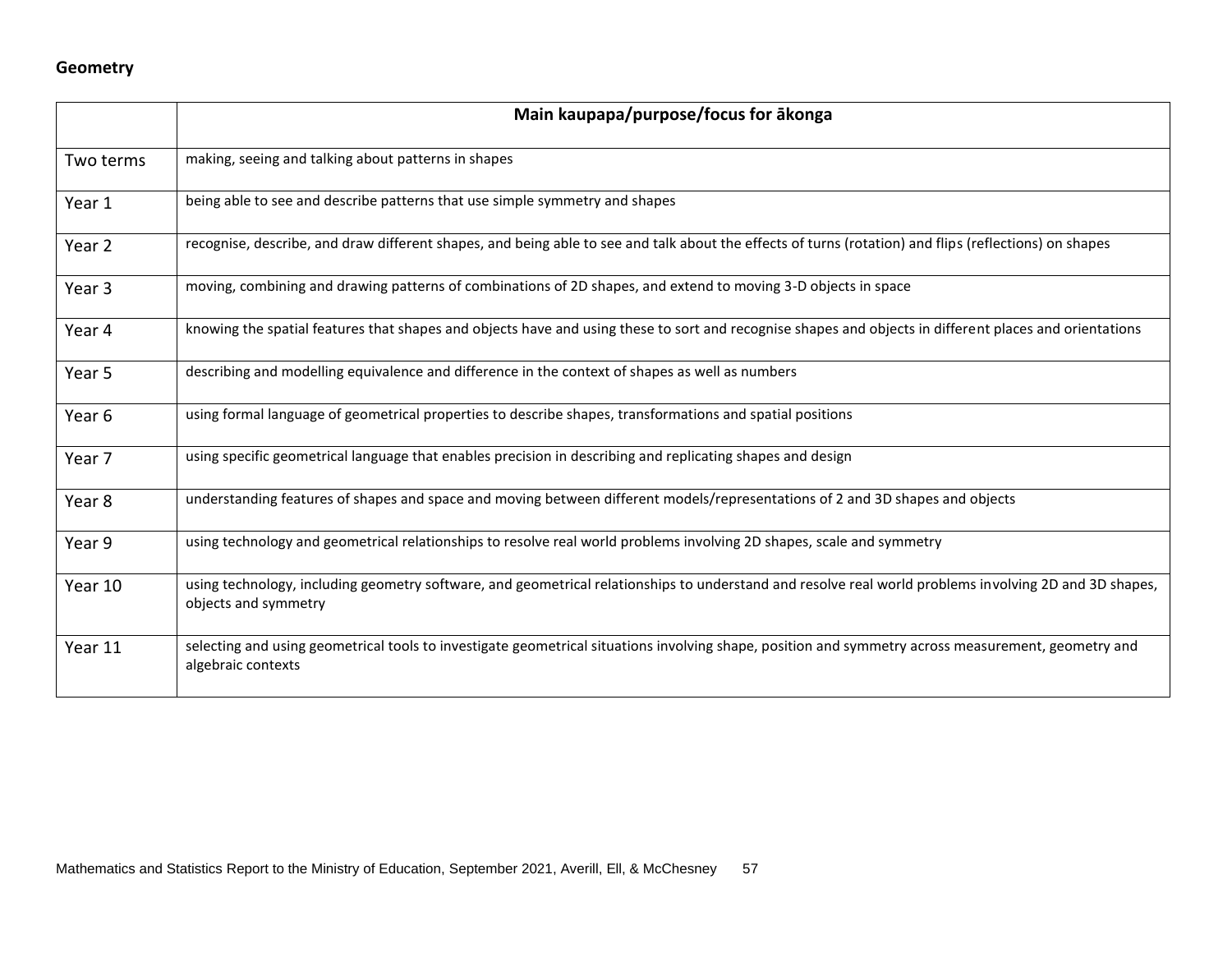**Geometry**

| | Main kaupapa/purpose/focus for ākonga |
|---|---|
| Two terms | making, seeing and talking about patterns in shapes |
| Year 1 | being able to see and describe patterns that use simple symmetry and shapes |
| Year 2 | recognise, describe, and draw different shapes, and being able to see and talk about the effects of turns (rotation) and flips (reflections) on shapes |
| Year 3 | moving, combining and drawing patterns of combinations of 2D shapes, and extend to moving 3-D objects in space |
| Year 4 | knowing the spatial features that shapes and objects have and using these to sort and recognise shapes and objects in different places and orientations |
| Year 5 | describing and modelling equivalence and difference in the context of shapes as well as numbers |
| Year 6 | using formal language of geometrical properties to describe shapes, transformations and spatial positions |
| Year 7 | using specific geometrical language that enables precision in describing and replicating shapes and design |
| Year 8 | understanding features of shapes and space and moving between different models/representations of 2 and 3D shapes and objects |
| Year 9 | using technology and geometrical relationships to resolve real world problems involving 2D shapes, scale and symmetry |
| Year 10 | using technology, including geometry software, and geometrical relationships to understand and resolve real world problems involving 2D and 3D shapes, objects and symmetry |
| Year 11 | selecting and using geometrical tools to investigate geometrical situations involving shape, position and symmetry across measurement, geometry and algebraic contexts |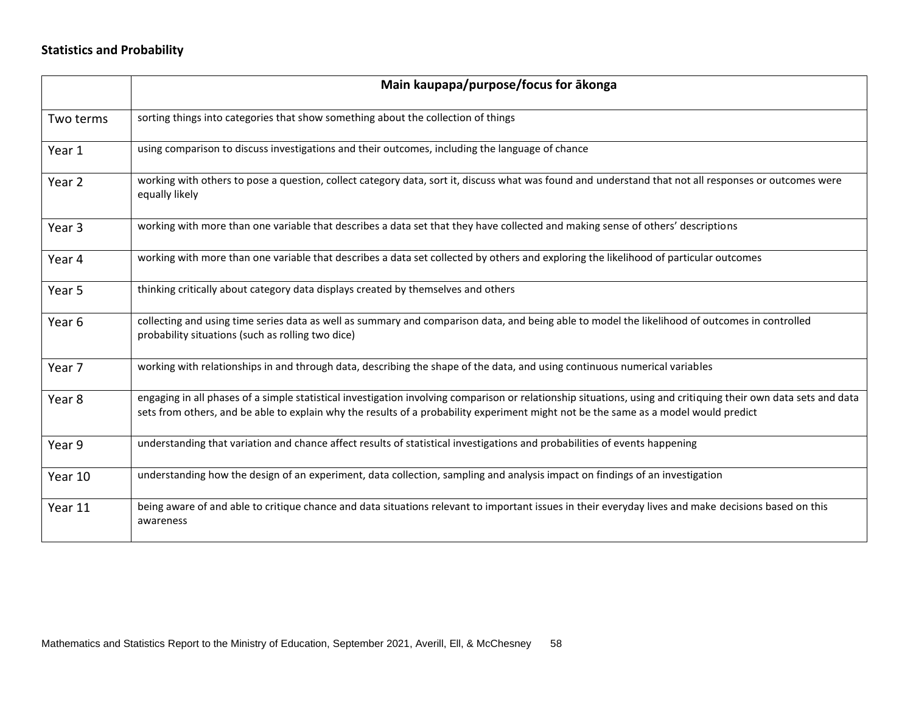**Statistics and Probability**

| | Main kaupapa/purpose/focus for ākonga |
|---|---|
| Two terms | sorting things into categories that show something about the collection of things |
| Year 1 | using comparison to discuss investigations and their outcomes, including the language of chance |
| Year 2 | working with others to pose a question, collect category data, sort it, discuss what was found and understand that not all responses or outcomes were equally likely |
| Year 3 | working with more than one variable that describes a data set that they have collected and making sense of others' descriptions |
| Year 4 | working with more than one variable that describes a data set collected by others and exploring the likelihood of particular outcomes |
| Year 5 | thinking critically about category data displays created by themselves and others |
| Year 6 | collecting and using time series data as well as summary and comparison data, and being able to model the likelihood of outcomes in controlled probability situations (such as rolling two dice) |
| Year 7 | working with relationships in and through data, describing the shape of the data, and using continuous numerical variables |
| Year 8 | engaging in all phases of a simple statistical investigation involving comparison or relationship situations, using and critiquing their own data sets and data sets from others, and be able to explain why the results of a probability experiment might not be the same as a model would predict |
| Year 9 | understanding that variation and chance affect results of statistical investigations and probabilities of events happening |
| Year 10 | understanding how the design of an experiment, data collection, sampling and analysis impact on findings of an investigation |
| Year 11 | being aware of and able to critique chance and data situations relevant to important issues in their everyday lives and make decisions based on this awareness |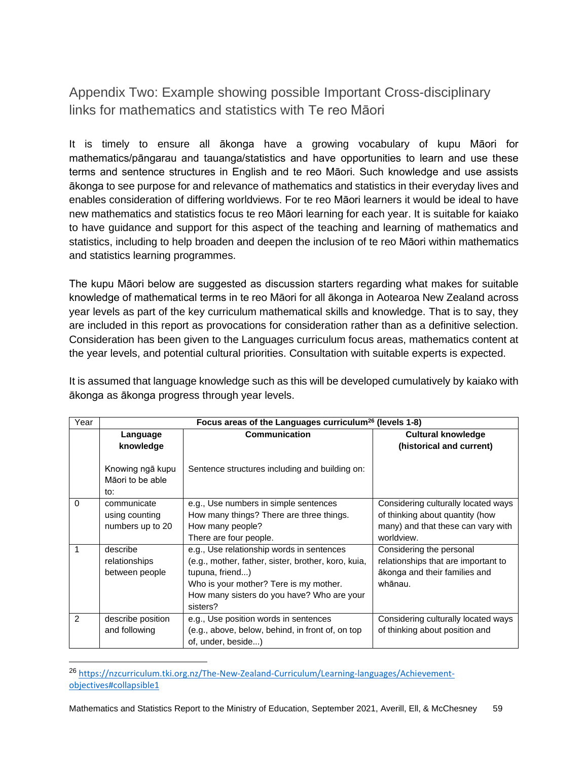## Appendix Two: Example showing possible Important Cross-disciplinary links for mathematics and statistics with Te reo Māori

It is timely to ensure all ākonga have a growing vocabulary of kupu Māori for mathematics/pāngarau and tauanga/statistics and have opportunities to learn and use these terms and sentence structures in English and te reo Māori. Such knowledge and use assists ākonga to see purpose for and relevance of mathematics and statistics in their everyday lives and enables consideration of differing worldviews. For te reo Māori learners it would be ideal to have new mathematics and statistics focus te reo Māori learning for each year. It is suitable for kaiako to have guidance and support for this aspect of the teaching and learning of mathematics and statistics, including to help broaden and deepen the inclusion of te reo Māori within mathematics and statistics learning programmes.

The kupu Māori below are suggested as discussion starters regarding what makes for suitable knowledge of mathematical terms in te reo Māori for all ākonga in Aotearoa New Zealand across year levels as part of the key curriculum mathematical skills and knowledge. That is to say, they are included in this report as provocations for consideration rather than as a definitive selection. Consideration has been given to the Languages curriculum focus areas, mathematics content at the year levels, and potential cultural priorities. Consultation with suitable experts is expected.

It is assumed that language knowledge such as this will be developed cumulatively by kaiako with ākonga as ākonga progress through year levels.

| Year | **Focus areas of the Languages curriculum[26] (levels 1-8)** | | |
|---|---|---|---|
| | **Language knowledge**<br><br>Knowing ngā kupu Māori to be able to: | **Communication**<br><br>Sentence structures including and building on: | **Cultural knowledge (historical and current)** |
| 0 | communicate using counting numbers up to 20 | e.g., Use numbers in simple sentences<br>How many things? There are three things.<br>How many people?<br>There are four people. | Considering culturally located ways of thinking about quantity (how many) and that these can vary with worldview. |
| 1 | describe relationships between people | e.g., Use relationship words in sentences (e.g., mother, father, sister, brother, koro, kuia, tupuna, friend...)<br>Who is your mother? Tere is my mother.<br>How many sisters do you have? Who are your sisters? | Considering the personal relationships that are important to ākonga and their families and whānau. |
| 2 | describe position and following | e.g., Use position words in sentences (e.g., above, below, behind, in front of, on top of, under, beside...) | Considering culturally located ways of thinking about position and |

[26] https://nzcurriculum.tki.org.nz/The-New-Zealand-Curriculum/Learning-languages/Achievement-objectives#collapsible1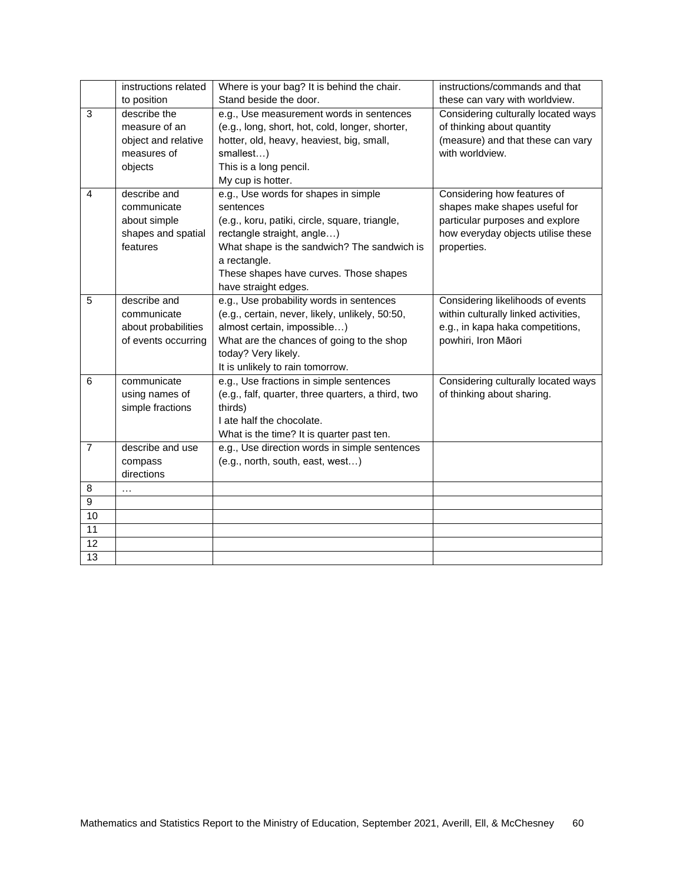| | | | |
|---|---|---|---|
| | instructions related to position | Where is your bag? It is behind the chair. Stand beside the door. | instructions/commands and that these can vary with worldview. |
| 3 | describe the measure of an object and relative measures of objects | e.g., Use measurement words in sentences (e.g., long, short, hot, cold, longer, shorter, hotter, old, heavy, heaviest, big, small, smallest…) This is a long pencil. My cup is hotter. | Considering culturally located ways of thinking about quantity (measure) and that these can vary with worldview. |
| 4 | describe and communicate about simple shapes and spatial features | e.g., Use words for shapes in simple sentences (e.g., koru, patiki, circle, square, triangle, rectangle straight, angle…) What shape is the sandwich? The sandwich is a rectangle. These shapes have curves. Those shapes have straight edges. | Considering how features of shapes make shapes useful for particular purposes and explore how everyday objects utilise these properties. |
| 5 | describe and communicate about probabilities of events occurring | e.g., Use probability words in sentences (e.g., certain, never, likely, unlikely, 50:50, almost certain, impossible…) What are the chances of going to the shop today? Very likely. It is unlikely to rain tomorrow. | Considering likelihoods of events within culturally linked activities, e.g., in kapa haka competitions, powhiri, Iron Māori |
| 6 | communicate using names of simple fractions | e.g., Use fractions in simple sentences (e.g., falf, quarter, three quarters, a third, two thirds) I ate half the chocolate. What is the time? It is quarter past ten. | Considering culturally located ways of thinking about sharing. |
| 7 | describe and use compass directions | e.g., Use direction words in simple sentences (e.g., north, south, east, west…) | |
| 8 | … | | |
| 9 | | | |
| 10 | | | |
| 11 | | | |
| 12 | | | |
| 13 | | | |